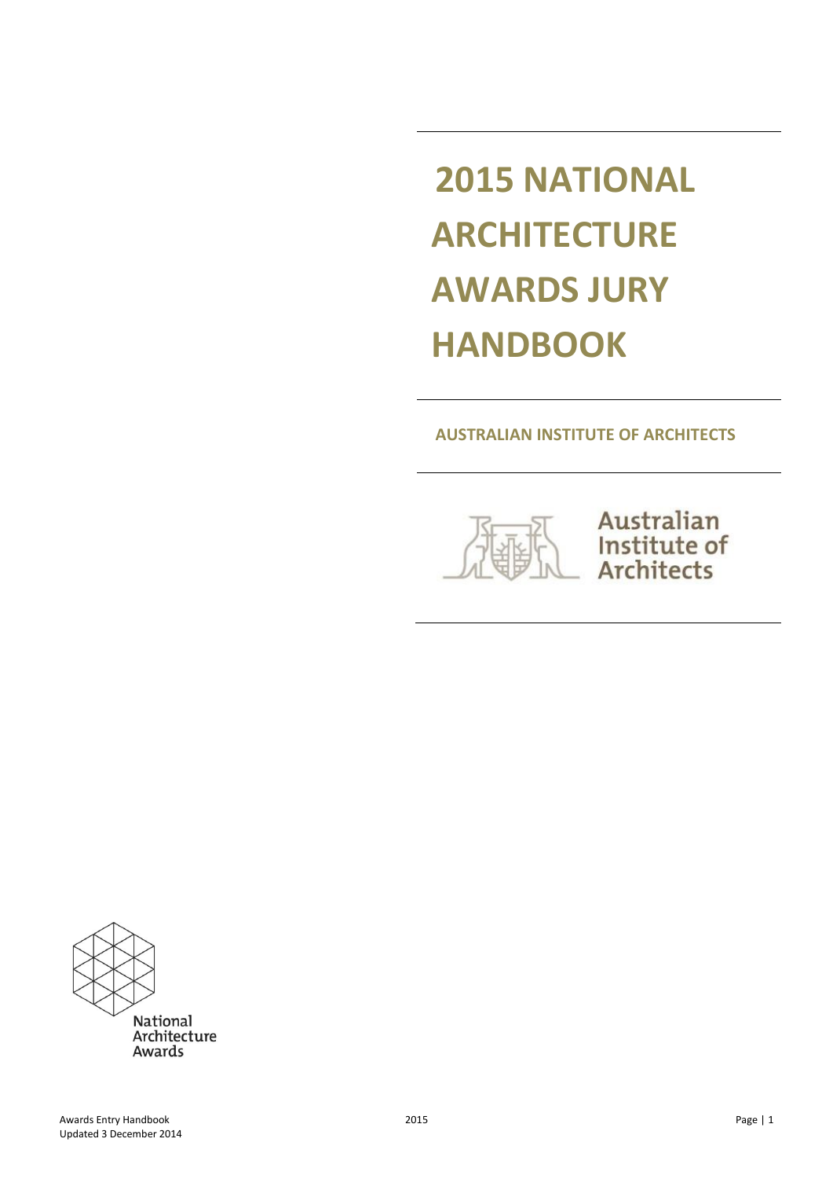# 2015 NATIONAL ARCHITECTURE AWARDS JURY HANDBOOK

**AUSTRALIAN INSTITUTE OF ARCHITECTS**

Australian Institute of Architects

National Architecture Awards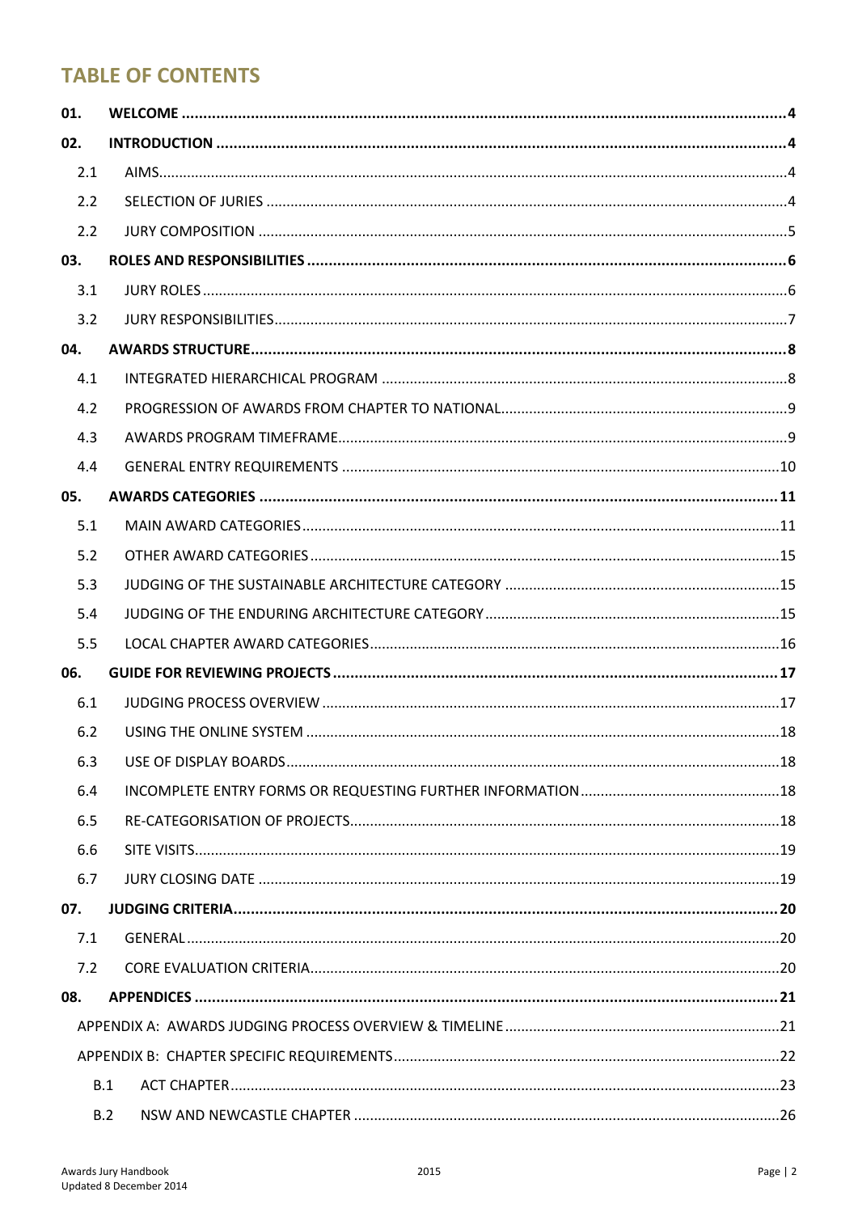## TABLE OF CONTENTS

| | | |
|---|---|---|
| **01.** | **WELCOME** | **4** |
| **02.** | **INTRODUCTION** | **4** |
| 2.1 | AIMS | 4 |
| 2.2 | SELECTION OF JURIES | 4 |
| 2.2 | JURY COMPOSITION | 5 |
| **03.** | **ROLES AND RESPONSIBILITIES** | **6** |
| 3.1 | JURY ROLES | 6 |
| 3.2 | JURY RESPONSIBILITIES | 7 |
| **04.** | **AWARDS STRUCTURE** | **8** |
| 4.1 | INTEGRATED HIERARCHICAL PROGRAM | 8 |
| 4.2 | PROGRESSION OF AWARDS FROM CHAPTER TO NATIONAL | 9 |
| 4.3 | AWARDS PROGRAM TIMEFRAME | 9 |
| 4.4 | GENERAL ENTRY REQUIREMENTS | 10 |
| **05.** | **AWARDS CATEGORIES** | **11** |
| 5.1 | MAIN AWARD CATEGORIES | 11 |
| 5.2 | OTHER AWARD CATEGORIES | 15 |
| 5.3 | JUDGING OF THE SUSTAINABLE ARCHITECTURE CATEGORY | 15 |
| 5.4 | JUDGING OF THE ENDURING ARCHITECTURE CATEGORY | 15 |
| 5.5 | LOCAL CHAPTER AWARD CATEGORIES | 16 |
| **06.** | **GUIDE FOR REVIEWING PROJECTS** | **17** |
| 6.1 | JUDGING PROCESS OVERVIEW | 17 |
| 6.2 | USING THE ONLINE SYSTEM | 18 |
| 6.3 | USE OF DISPLAY BOARDS | 18 |
| 6.4 | INCOMPLETE ENTRY FORMS OR REQUESTING FURTHER INFORMATION | 18 |
| 6.5 | RE-CATEGORISATION OF PROJECTS | 18 |
| 6.6 | SITE VISITS | 19 |
| 6.7 | JURY CLOSING DATE | 19 |
| **07.** | **JUDGING CRITERIA** | **20** |
| 7.1 | GENERAL | 20 |
| 7.2 | CORE EVALUATION CRITERIA | 20 |
| **08.** | **APPENDICES** | **21** |
| | APPENDIX A: AWARDS JUDGING PROCESS OVERVIEW & TIMELINE | 21 |
| | APPENDIX B: CHAPTER SPECIFIC REQUIREMENTS | 22 |
| B.1 | ACT CHAPTER | 23 |
| B.2 | NSW AND NEWCASTLE CHAPTER | 26 |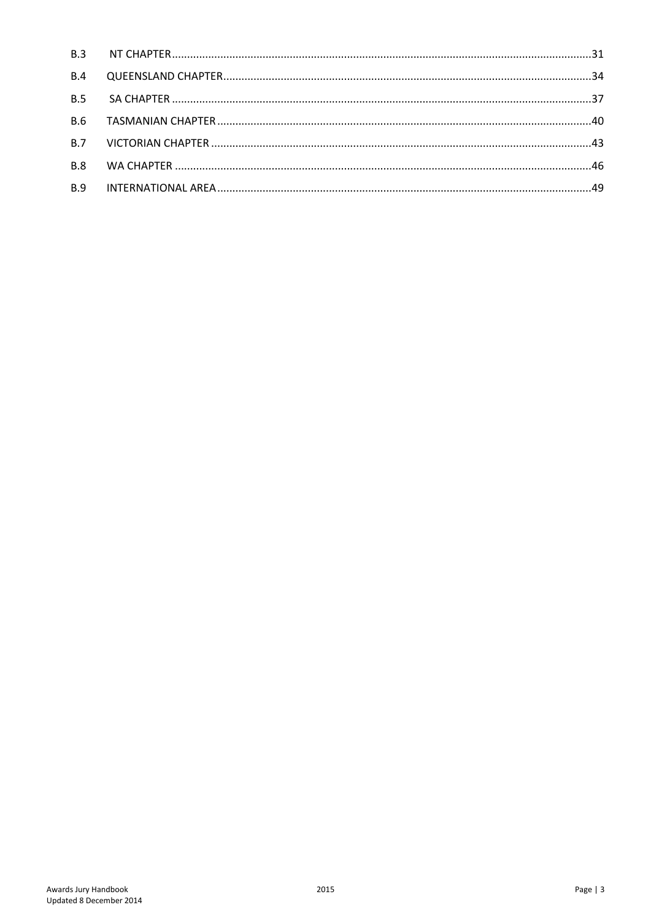B.3 NT CHAPTER.........................................................................................................................................31

B.4 QUEENSLAND CHAPTER........................................................................................................................34

B.5 SA CHAPTER .........................................................................................................................................37

B.6 TASMANIAN CHAPTER ..........................................................................................................................40

B.7 VICTORIAN CHAPTER ............................................................................................................................43

B.8 WA CHAPTER ........................................................................................................................................46

B.9 INTERNATIONAL AREA..........................................................................................................................49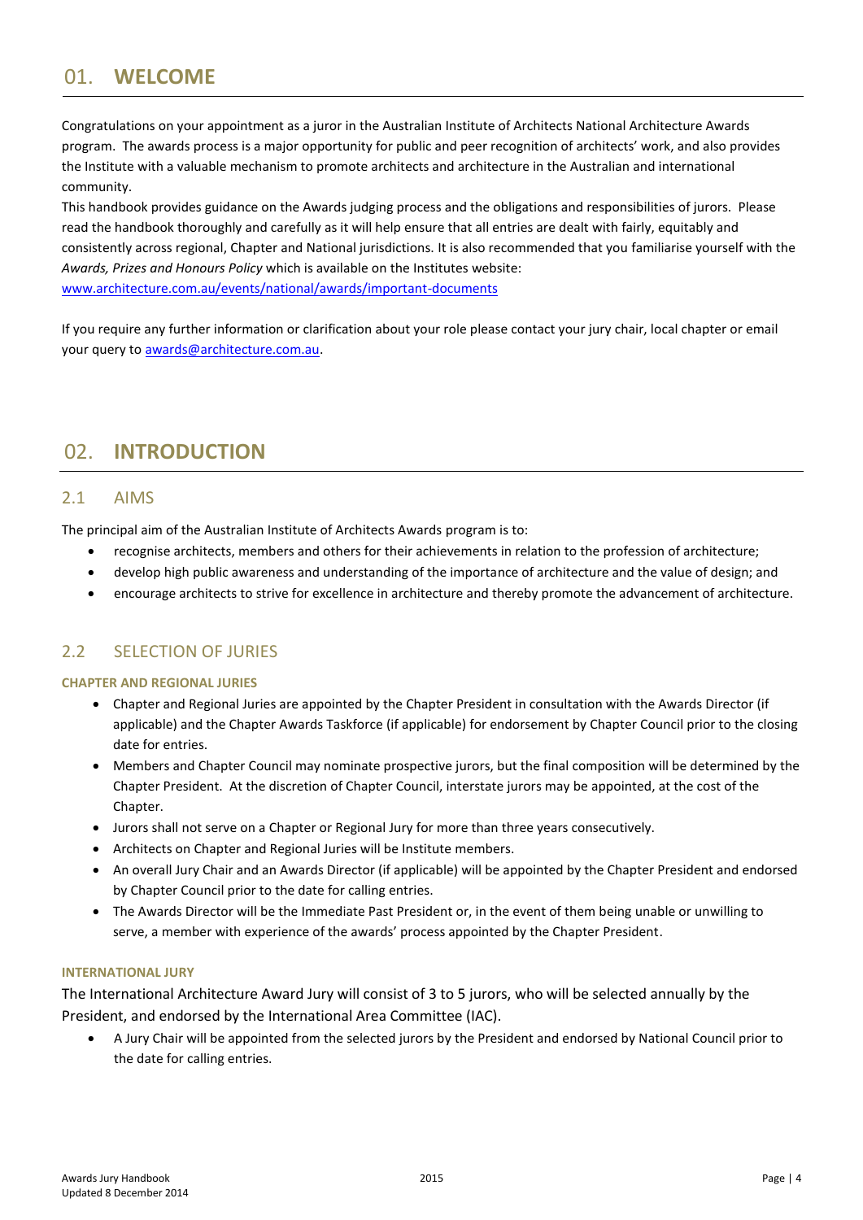# 01. WELCOME

Congratulations on your appointment as a juror in the Australian Institute of Architects National Architecture Awards program. The awards process is a major opportunity for public and peer recognition of architects' work, and also provides the Institute with a valuable mechanism to promote architects and architecture in the Australian and international community.

This handbook provides guidance on the Awards judging process and the obligations and responsibilities of jurors. Please read the handbook thoroughly and carefully as it will help ensure that all entries are dealt with fairly, equitably and consistently across regional, Chapter and National jurisdictions. It is also recommended that you familiarise yourself with the *Awards, Prizes and Honours Policy* which is available on the Institutes website:
www.architecture.com.au/events/national/awards/important-documents

If you require any further information or clarification about your role please contact your jury chair, local chapter or email your query to awards@architecture.com.au.

# 02. INTRODUCTION

## 2.1 AIMS

The principal aim of the Australian Institute of Architects Awards program is to:

- recognise architects, members and others for their achievements in relation to the profession of architecture;
- develop high public awareness and understanding of the importance of architecture and the value of design; and
- encourage architects to strive for excellence in architecture and thereby promote the advancement of architecture.

## 2.2 SELECTION OF JURIES

### CHAPTER AND REGIONAL JURIES

- Chapter and Regional Juries are appointed by the Chapter President in consultation with the Awards Director (if applicable) and the Chapter Awards Taskforce (if applicable) for endorsement by Chapter Council prior to the closing date for entries.
- Members and Chapter Council may nominate prospective jurors, but the final composition will be determined by the Chapter President. At the discretion of Chapter Council, interstate jurors may be appointed, at the cost of the Chapter.
- Jurors shall not serve on a Chapter or Regional Jury for more than three years consecutively.
- Architects on Chapter and Regional Juries will be Institute members.
- An overall Jury Chair and an Awards Director (if applicable) will be appointed by the Chapter President and endorsed by Chapter Council prior to the date for calling entries.
- The Awards Director will be the Immediate Past President or, in the event of them being unable or unwilling to serve, a member with experience of the awards' process appointed by the Chapter President.

### INTERNATIONAL JURY

The International Architecture Award Jury will consist of 3 to 5 jurors, who will be selected annually by the President, and endorsed by the International Area Committee (IAC).

- A Jury Chair will be appointed from the selected jurors by the President and endorsed by National Council prior to the date for calling entries.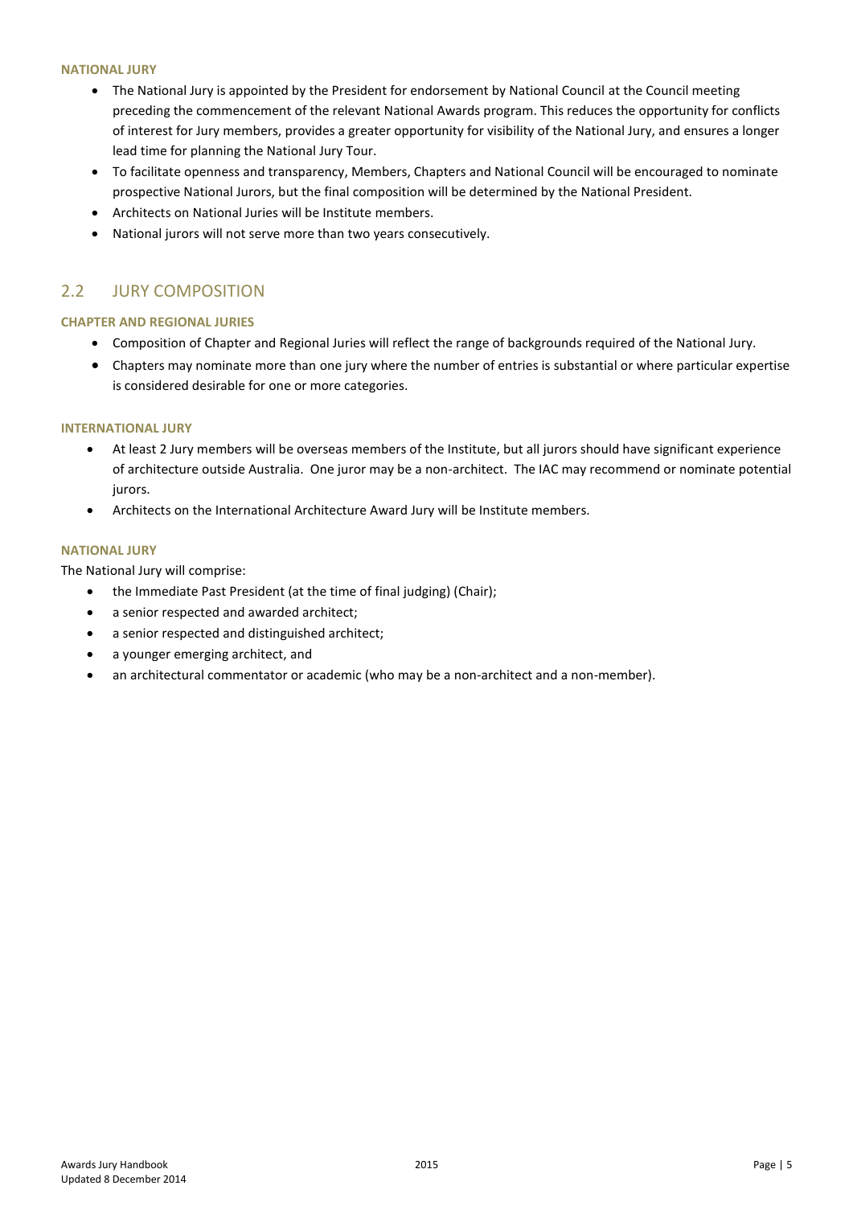#### NATIONAL JURY

- The National Jury is appointed by the President for endorsement by National Council at the Council meeting preceding the commencement of the relevant National Awards program. This reduces the opportunity for conflicts of interest for Jury members, provides a greater opportunity for visibility of the National Jury, and ensures a longer lead time for planning the National Jury Tour.
- To facilitate openness and transparency, Members, Chapters and National Council will be encouraged to nominate prospective National Jurors, but the final composition will be determined by the National President.
- Architects on National Juries will be Institute members.
- National jurors will not serve more than two years consecutively.

## 2.2 JURY COMPOSITION

#### CHAPTER AND REGIONAL JURIES

- Composition of Chapter and Regional Juries will reflect the range of backgrounds required of the National Jury.
- Chapters may nominate more than one jury where the number of entries is substantial or where particular expertise is considered desirable for one or more categories.

#### INTERNATIONAL JURY

- At least 2 Jury members will be overseas members of the Institute, but all jurors should have significant experience of architecture outside Australia. One juror may be a non-architect. The IAC may recommend or nominate potential jurors.
- Architects on the International Architecture Award Jury will be Institute members.

#### NATIONAL JURY

The National Jury will comprise:

- the Immediate Past President (at the time of final judging) (Chair);
- a senior respected and awarded architect;
- a senior respected and distinguished architect;
- a younger emerging architect, and
- an architectural commentator or academic (who may be a non-architect and a non-member).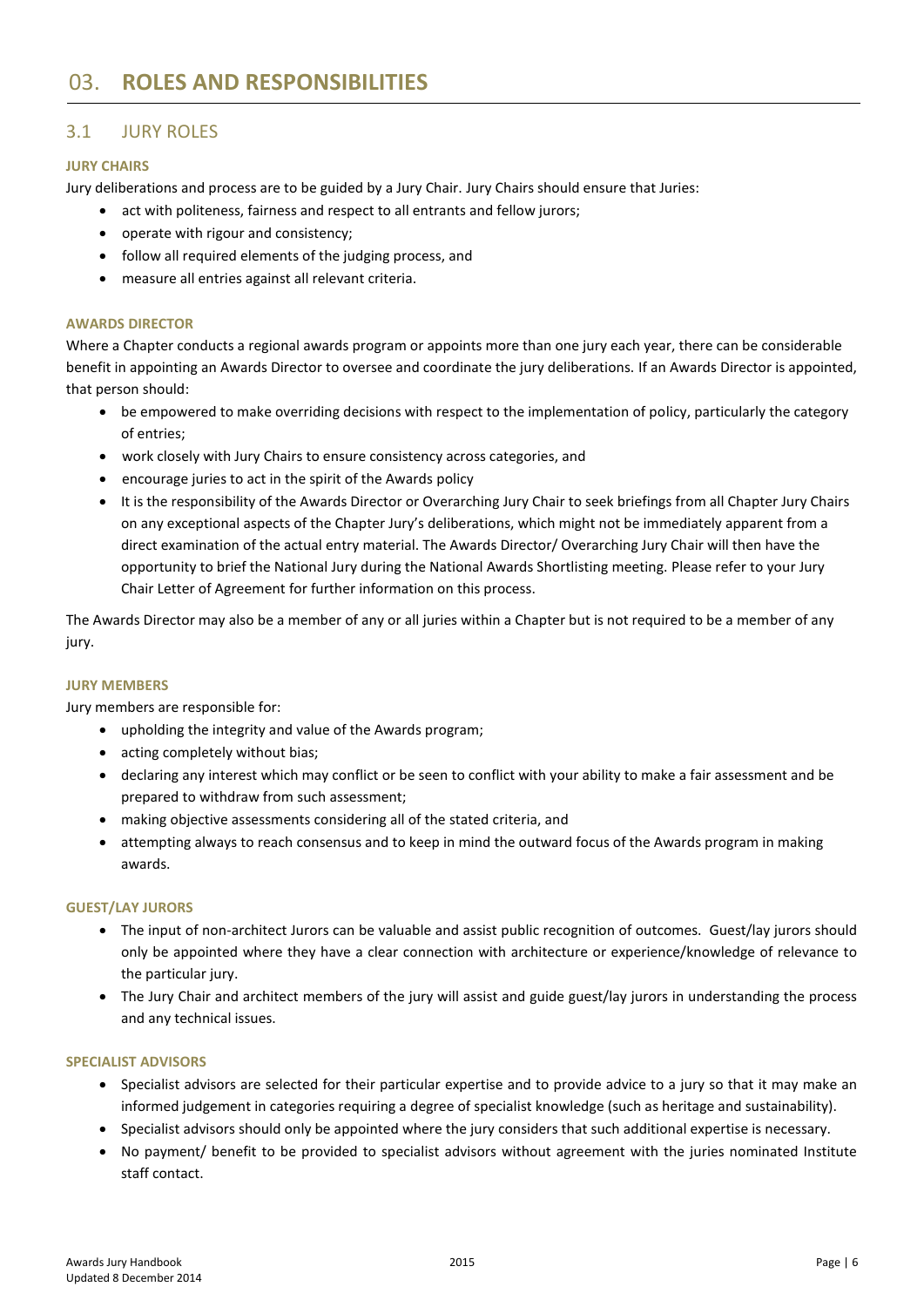# 03. ROLES AND RESPONSIBILITIES

## 3.1 JURY ROLES

### JURY CHAIRS

Jury deliberations and process are to be guided by a Jury Chair. Jury Chairs should ensure that Juries:

- act with politeness, fairness and respect to all entrants and fellow jurors;
- operate with rigour and consistency;
- follow all required elements of the judging process, and
- measure all entries against all relevant criteria.

### AWARDS DIRECTOR

Where a Chapter conducts a regional awards program or appoints more than one jury each year, there can be considerable benefit in appointing an Awards Director to oversee and coordinate the jury deliberations. If an Awards Director is appointed, that person should:

- be empowered to make overriding decisions with respect to the implementation of policy, particularly the category of entries;
- work closely with Jury Chairs to ensure consistency across categories, and
- encourage juries to act in the spirit of the Awards policy
- It is the responsibility of the Awards Director or Overarching Jury Chair to seek briefings from all Chapter Jury Chairs on any exceptional aspects of the Chapter Jury's deliberations, which might not be immediately apparent from a direct examination of the actual entry material. The Awards Director/ Overarching Jury Chair will then have the opportunity to brief the National Jury during the National Awards Shortlisting meeting. Please refer to your Jury Chair Letter of Agreement for further information on this process.

The Awards Director may also be a member of any or all juries within a Chapter but is not required to be a member of any jury.

### JURY MEMBERS

Jury members are responsible for:

- upholding the integrity and value of the Awards program;
- acting completely without bias;
- declaring any interest which may conflict or be seen to conflict with your ability to make a fair assessment and be prepared to withdraw from such assessment;
- making objective assessments considering all of the stated criteria, and
- attempting always to reach consensus and to keep in mind the outward focus of the Awards program in making awards.

### GUEST/LAY JURORS

- The input of non-architect Jurors can be valuable and assist public recognition of outcomes. Guest/lay jurors should only be appointed where they have a clear connection with architecture or experience/knowledge of relevance to the particular jury.
- The Jury Chair and architect members of the jury will assist and guide guest/lay jurors in understanding the process and any technical issues.

### SPECIALIST ADVISORS

- Specialist advisors are selected for their particular expertise and to provide advice to a jury so that it may make an informed judgement in categories requiring a degree of specialist knowledge (such as heritage and sustainability).
- Specialist advisors should only be appointed where the jury considers that such additional expertise is necessary.
- No payment/ benefit to be provided to specialist advisors without agreement with the juries nominated Institute staff contact.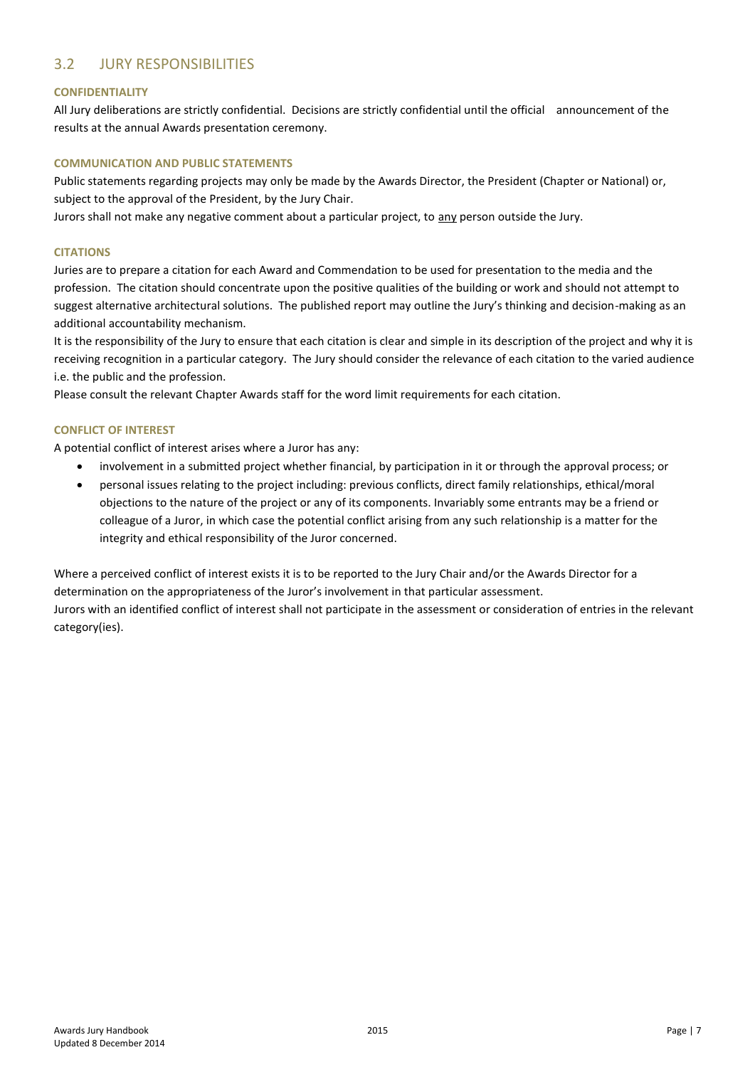## 3.2 JURY RESPONSIBILITIES

### CONFIDENTIALITY

All Jury deliberations are strictly confidential. Decisions are strictly confidential until the official announcement of the results at the annual Awards presentation ceremony.

### COMMUNICATION AND PUBLIC STATEMENTS

Public statements regarding projects may only be made by the Awards Director, the President (Chapter or National) or, subject to the approval of the President, by the Jury Chair.

Jurors shall not make any negative comment about a particular project, to <u>any</u> person outside the Jury.

### CITATIONS

Juries are to prepare a citation for each Award and Commendation to be used for presentation to the media and the profession. The citation should concentrate upon the positive qualities of the building or work and should not attempt to suggest alternative architectural solutions. The published report may outline the Jury's thinking and decision-making as an additional accountability mechanism.

It is the responsibility of the Jury to ensure that each citation is clear and simple in its description of the project and why it is receiving recognition in a particular category. The Jury should consider the relevance of each citation to the varied audience i.e. the public and the profession.

Please consult the relevant Chapter Awards staff for the word limit requirements for each citation.

### CONFLICT OF INTEREST

A potential conflict of interest arises where a Juror has any:

- involvement in a submitted project whether financial, by participation in it or through the approval process; or
- personal issues relating to the project including: previous conflicts, direct family relationships, ethical/moral objections to the nature of the project or any of its components. Invariably some entrants may be a friend or colleague of a Juror, in which case the potential conflict arising from any such relationship is a matter for the integrity and ethical responsibility of the Juror concerned.

Where a perceived conflict of interest exists it is to be reported to the Jury Chair and/or the Awards Director for a determination on the appropriateness of the Juror's involvement in that particular assessment.

Jurors with an identified conflict of interest shall not participate in the assessment or consideration of entries in the relevant category(ies).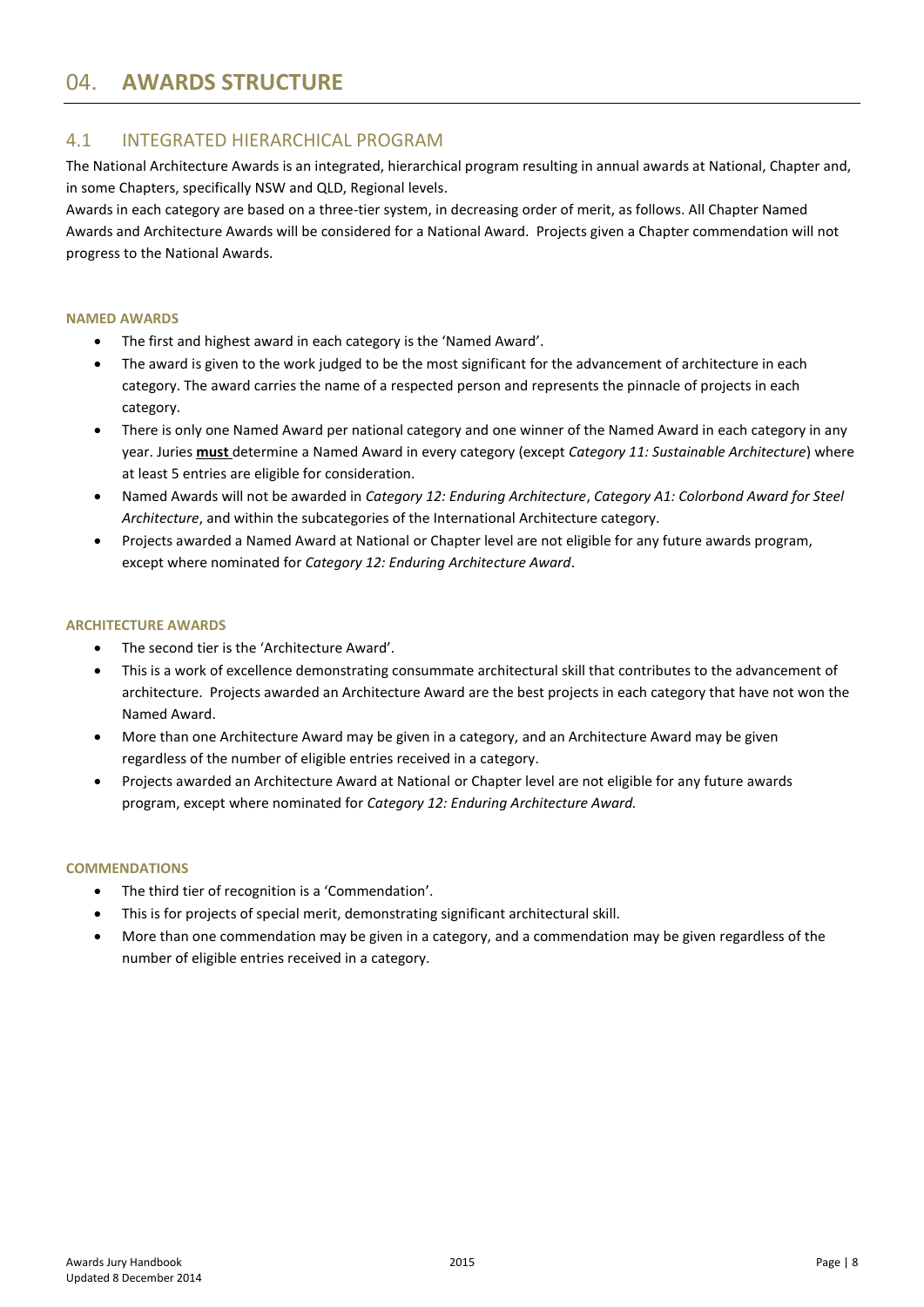# 04. AWARDS STRUCTURE

## 4.1 INTEGRATED HIERARCHICAL PROGRAM

The National Architecture Awards is an integrated, hierarchical program resulting in annual awards at National, Chapter and, in some Chapters, specifically NSW and QLD, Regional levels.

Awards in each category are based on a three-tier system, in decreasing order of merit, as follows. All Chapter Named Awards and Architecture Awards will be considered for a National Award. Projects given a Chapter commendation will not progress to the National Awards.

### NAMED AWARDS

- The first and highest award in each category is the 'Named Award'.
- The award is given to the work judged to be the most significant for the advancement of architecture in each category. The award carries the name of a respected person and represents the pinnacle of projects in each category.
- There is only one Named Award per national category and one winner of the Named Award in each category in any year. Juries **must** determine a Named Award in every category (except *Category 11: Sustainable Architecture*) where at least 5 entries are eligible for consideration.
- Named Awards will not be awarded in *Category 12: Enduring Architecture*, *Category A1: Colorbond Award for Steel Architecture*, and within the subcategories of the International Architecture category.
- Projects awarded a Named Award at National or Chapter level are not eligible for any future awards program, except where nominated for *Category 12: Enduring Architecture Award*.

### ARCHITECTURE AWARDS

- The second tier is the 'Architecture Award'.
- This is a work of excellence demonstrating consummate architectural skill that contributes to the advancement of architecture. Projects awarded an Architecture Award are the best projects in each category that have not won the Named Award.
- More than one Architecture Award may be given in a category, and an Architecture Award may be given regardless of the number of eligible entries received in a category.
- Projects awarded an Architecture Award at National or Chapter level are not eligible for any future awards program, except where nominated for *Category 12: Enduring Architecture Award.*

### COMMENDATIONS

- The third tier of recognition is a 'Commendation'.
- This is for projects of special merit, demonstrating significant architectural skill.
- More than one commendation may be given in a category, and a commendation may be given regardless of the number of eligible entries received in a category.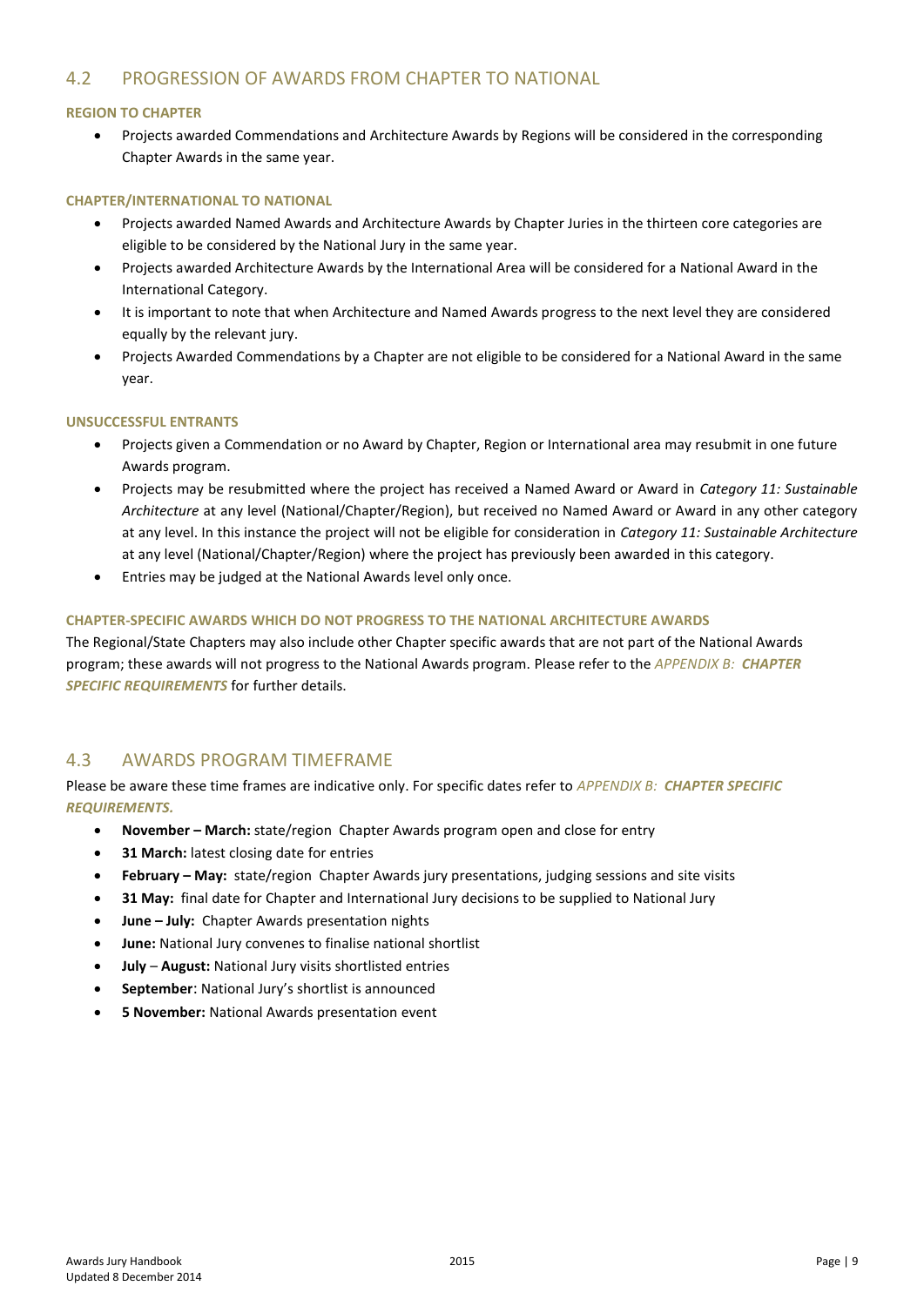## 4.2 PROGRESSION OF AWARDS FROM CHAPTER TO NATIONAL

#### REGION TO CHAPTER

- Projects awarded Commendations and Architecture Awards by Regions will be considered in the corresponding Chapter Awards in the same year.

#### CHAPTER/INTERNATIONAL TO NATIONAL

- Projects awarded Named Awards and Architecture Awards by Chapter Juries in the thirteen core categories are eligible to be considered by the National Jury in the same year.
- Projects awarded Architecture Awards by the International Area will be considered for a National Award in the International Category.
- It is important to note that when Architecture and Named Awards progress to the next level they are considered equally by the relevant jury.
- Projects Awarded Commendations by a Chapter are not eligible to be considered for a National Award in the same year.

#### UNSUCCESSFUL ENTRANTS

- Projects given a Commendation or no Award by Chapter, Region or International area may resubmit in one future Awards program.
- Projects may be resubmitted where the project has received a Named Award or Award in *Category 11: Sustainable Architecture* at any level (National/Chapter/Region), but received no Named Award or Award in any other category at any level. In this instance the project will not be eligible for consideration in *Category 11: Sustainable Architecture* at any level (National/Chapter/Region) where the project has previously been awarded in this category.
- Entries may be judged at the National Awards level only once.

#### CHAPTER-SPECIFIC AWARDS WHICH DO NOT PROGRESS TO THE NATIONAL ARCHITECTURE AWARDS

The Regional/State Chapters may also include other Chapter specific awards that are not part of the National Awards program; these awards will not progress to the National Awards program. Please refer to the *APPENDIX B:* ***CHAPTER SPECIFIC REQUIREMENTS*** for further details.

## 4.3 AWARDS PROGRAM TIMEFRAME

Please be aware these time frames are indicative only. For specific dates refer to *APPENDIX B:* ***CHAPTER SPECIFIC REQUIREMENTS.***

- **November – March:** state/region Chapter Awards program open and close for entry
- **31 March:** latest closing date for entries
- **February – May:** state/region Chapter Awards jury presentations, judging sessions and site visits
- **31 May:** final date for Chapter and International Jury decisions to be supplied to National Jury
- **June – July:** Chapter Awards presentation nights
- **June:** National Jury convenes to finalise national shortlist
- **July** – **August:** National Jury visits shortlisted entries
- **September**: National Jury's shortlist is announced
- **5 November:** National Awards presentation event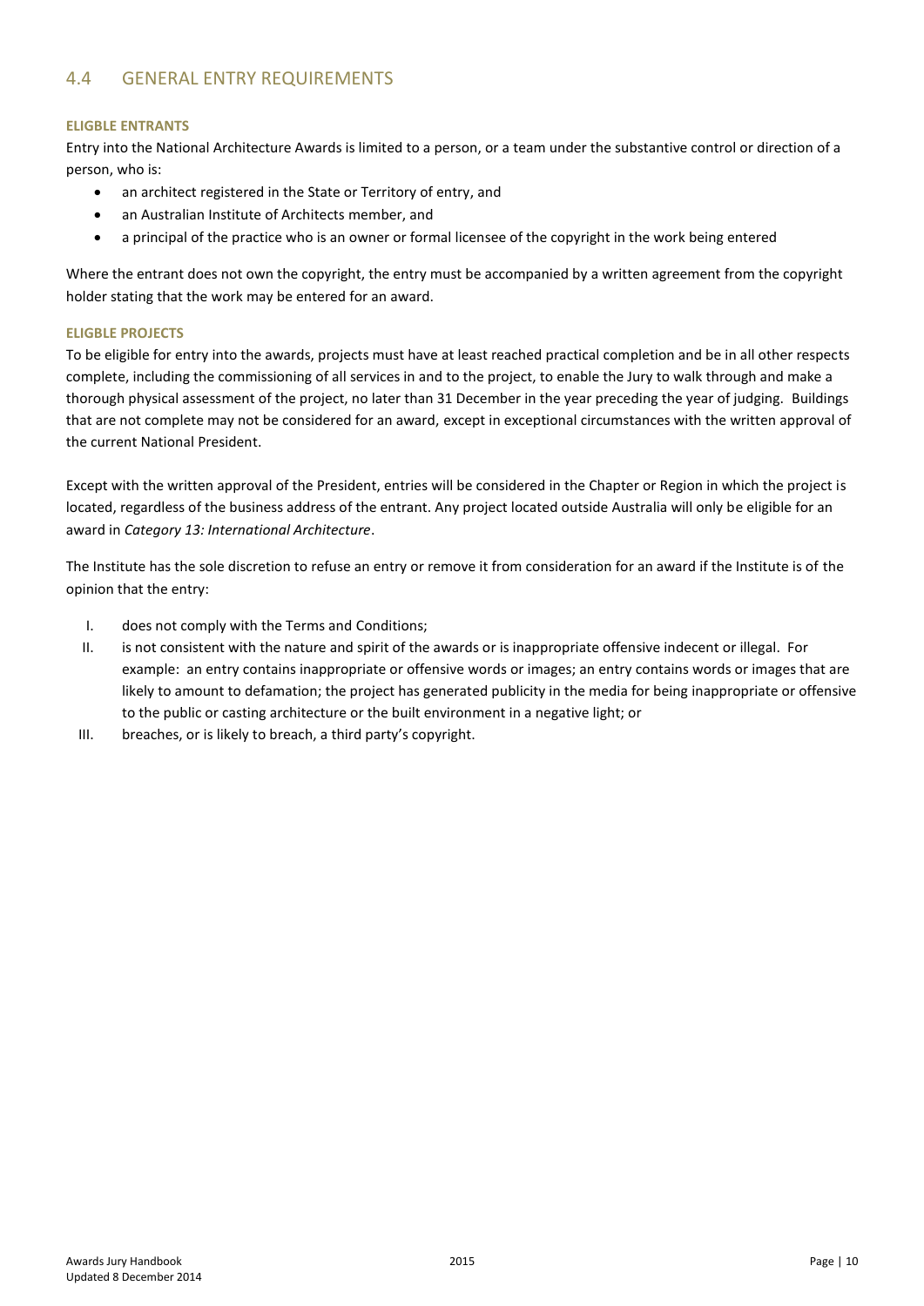## 4.4 GENERAL ENTRY REQUIREMENTS

#### ELIGBLE ENTRANTS

Entry into the National Architecture Awards is limited to a person, or a team under the substantive control or direction of a person, who is:

- an architect registered in the State or Territory of entry, and
- an Australian Institute of Architects member, and
- a principal of the practice who is an owner or formal licensee of the copyright in the work being entered

Where the entrant does not own the copyright, the entry must be accompanied by a written agreement from the copyright holder stating that the work may be entered for an award.

#### ELIGBLE PROJECTS

To be eligible for entry into the awards, projects must have at least reached practical completion and be in all other respects complete, including the commissioning of all services in and to the project, to enable the Jury to walk through and make a thorough physical assessment of the project, no later than 31 December in the year preceding the year of judging. Buildings that are not complete may not be considered for an award, except in exceptional circumstances with the written approval of the current National President.

Except with the written approval of the President, entries will be considered in the Chapter or Region in which the project is located, regardless of the business address of the entrant. Any project located outside Australia will only be eligible for an award in *Category 13: International Architecture*.

The Institute has the sole discretion to refuse an entry or remove it from consideration for an award if the Institute is of the opinion that the entry:

I. does not comply with the Terms and Conditions;
II. is not consistent with the nature and spirit of the awards or is inappropriate offensive indecent or illegal. For example: an entry contains inappropriate or offensive words or images; an entry contains words or images that are likely to amount to defamation; the project has generated publicity in the media for being inappropriate or offensive to the public or casting architecture or the built environment in a negative light; or
III. breaches, or is likely to breach, a third party's copyright.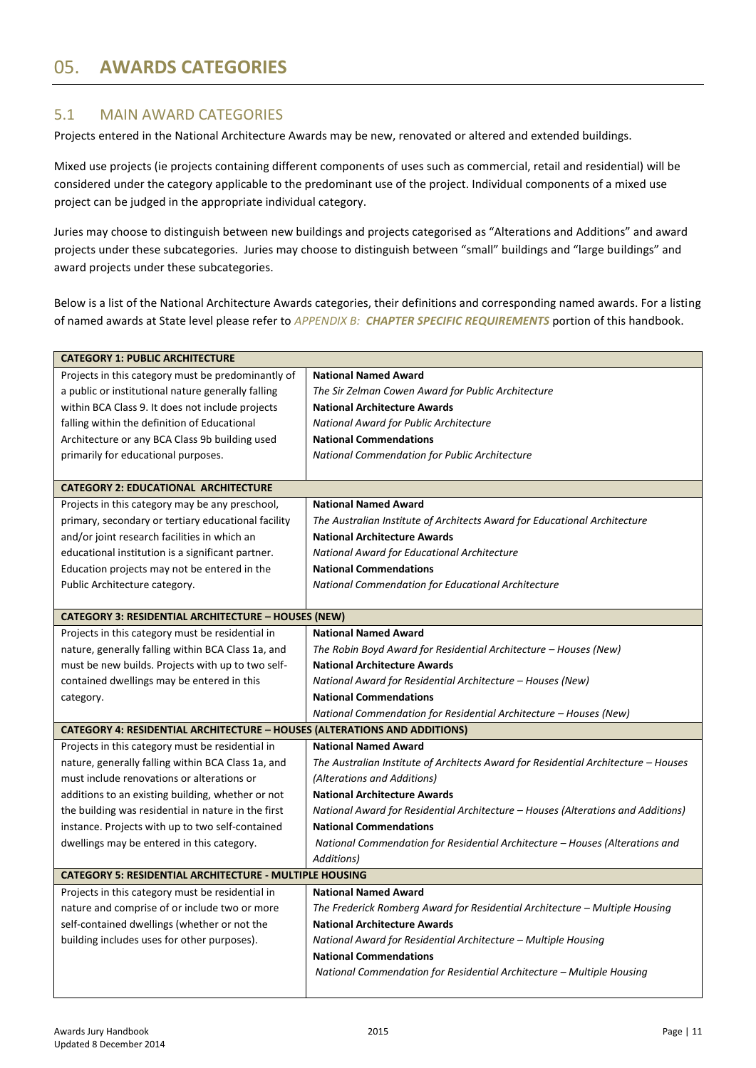# 05. **AWARDS CATEGORIES**

## 5.1 MAIN AWARD CATEGORIES

Projects entered in the National Architecture Awards may be new, renovated or altered and extended buildings.

Mixed use projects (ie projects containing different components of uses such as commercial, retail and residential) will be considered under the category applicable to the predominant use of the project. Individual components of a mixed use project can be judged in the appropriate individual category.

Juries may choose to distinguish between new buildings and projects categorised as "Alterations and Additions" and award projects under these subcategories. Juries may choose to distinguish between "small" buildings and "large buildings" and award projects under these subcategories.

Below is a list of the National Architecture Awards categories, their definitions and corresponding named awards. For a listing of named awards at State level please refer to *APPENDIX B:* ***CHAPTER SPECIFIC REQUIREMENTS*** portion of this handbook.

| **CATEGORY 1: PUBLIC ARCHITECTURE** | |
|---|---|
| Projects in this category must be predominantly of a public or institutional nature generally falling within BCA Class 9. It does not include projects falling within the definition of Educational Architecture or any BCA Class 9b building used primarily for educational purposes. | **National Named Award**<br>*The Sir Zelman Cowen Award for Public Architecture*<br>**National Architecture Awards**<br>*National Award for Public Architecture*<br>**National Commendations**<br>*National Commendation for Public Architecture* |
| **CATEGORY 2: EDUCATIONAL ARCHITECTURE** | |
| Projects in this category may be any preschool, primary, secondary or tertiary educational facility and/or joint research facilities in which an educational institution is a significant partner. Education projects may not be entered in the Public Architecture category. | **National Named Award**<br>*The Australian Institute of Architects Award for Educational Architecture*<br>**National Architecture Awards**<br>*National Award for Educational Architecture*<br>**National Commendations**<br>*National Commendation for Educational Architecture* |
| **CATEGORY 3: RESIDENTIAL ARCHITECTURE – HOUSES (NEW)** | |
| Projects in this category must be residential in nature, generally falling within BCA Class 1a, and must be new builds. Projects with up to two self-contained dwellings may be entered in this category. | **National Named Award**<br>*The Robin Boyd Award for Residential Architecture – Houses (New)*<br>**National Architecture Awards**<br>*National Award for Residential Architecture – Houses (New)*<br>**National Commendations**<br>*National Commendation for Residential Architecture – Houses (New)* |
| **CATEGORY 4: RESIDENTIAL ARCHITECTURE – HOUSES (ALTERATIONS AND ADDITIONS)** | |
| Projects in this category must be residential in nature, generally falling within BCA Class 1a, and must include renovations or alterations or additions to an existing building, whether or not the building was residential in nature in the first instance. Projects with up to two self-contained dwellings may be entered in this category. | **National Named Award**<br>*The Australian Institute of Architects Award for Residential Architecture – Houses (Alterations and Additions)*<br>**National Architecture Awards**<br>*National Award for Residential Architecture – Houses (Alterations and Additions)*<br>**National Commendations**<br>*National Commendation for Residential Architecture – Houses (Alterations and Additions)* |
| **CATEGORY 5: RESIDENTIAL ARCHITECTURE - MULTIPLE HOUSING** | |
| Projects in this category must be residential in nature and comprise of or include two or more self-contained dwellings (whether or not the building includes uses for other purposes). | **National Named Award**<br>*The Frederick Romberg Award for Residential Architecture – Multiple Housing*<br>**National Architecture Awards**<br>*National Award for Residential Architecture – Multiple Housing*<br>**National Commendations**<br>*National Commendation for Residential Architecture – Multiple Housing* |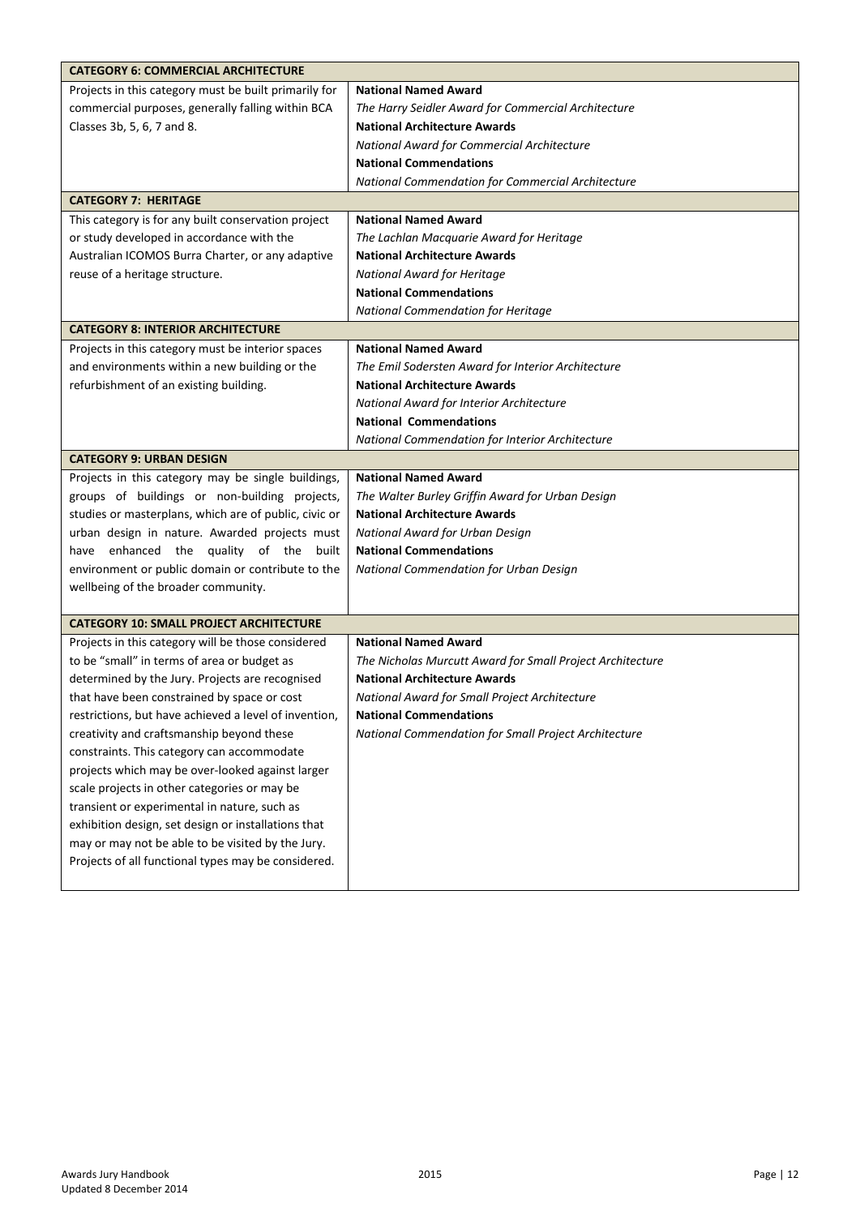| **CATEGORY 6: COMMERCIAL ARCHITECTURE** | |
|---|---|
| Projects in this category must be built primarily for commercial purposes, generally falling within BCA Classes 3b, 5, 6, 7 and 8. | **National Named Award**<br>*The Harry Seidler Award for Commercial Architecture*<br>**National Architecture Awards**<br>*National Award for Commercial Architecture*<br>**National Commendations**<br>*National Commendation for Commercial Architecture* |
| **CATEGORY 7: HERITAGE** | |
| This category is for any built conservation project or study developed in accordance with the Australian ICOMOS Burra Charter, or any adaptive reuse of a heritage structure. | **National Named Award**<br>*The Lachlan Macquarie Award for Heritage*<br>**National Architecture Awards**<br>*National Award for Heritage*<br>**National Commendations**<br>*National Commendation for Heritage* |
| **CATEGORY 8: INTERIOR ARCHITECTURE** | |
| Projects in this category must be interior spaces and environments within a new building or the refurbishment of an existing building. | **National Named Award**<br>*The Emil Sodersten Award for Interior Architecture*<br>**National Architecture Awards**<br>*National Award for Interior Architecture*<br>**National Commendations**<br>*National Commendation for Interior Architecture* |
| **CATEGORY 9: URBAN DESIGN** | |
| Projects in this category may be single buildings, groups of buildings or non-building projects, studies or masterplans, which are of public, civic or urban design in nature. Awarded projects must have enhanced the quality of the built environment or public domain or contribute to the wellbeing of the broader community. | **National Named Award**<br>*The Walter Burley Griffin Award for Urban Design*<br>**National Architecture Awards**<br>*National Award for Urban Design*<br>**National Commendations**<br>*National Commendation for Urban Design* |
| **CATEGORY 10: SMALL PROJECT ARCHITECTURE** | |
| Projects in this category will be those considered to be "small" in terms of area or budget as determined by the Jury. Projects are recognised that have been constrained by space or cost restrictions, but have achieved a level of invention, creativity and craftsmanship beyond these constraints. This category can accommodate projects which may be over-looked against larger scale projects in other categories or may be transient or experimental in nature, such as exhibition design, set design or installations that may or may not be able to be visited by the Jury. Projects of all functional types may be considered. | **National Named Award**<br>*The Nicholas Murcutt Award for Small Project Architecture*<br>**National Architecture Awards**<br>*National Award for Small Project Architecture*<br>**National Commendations**<br>*National Commendation for Small Project Architecture* |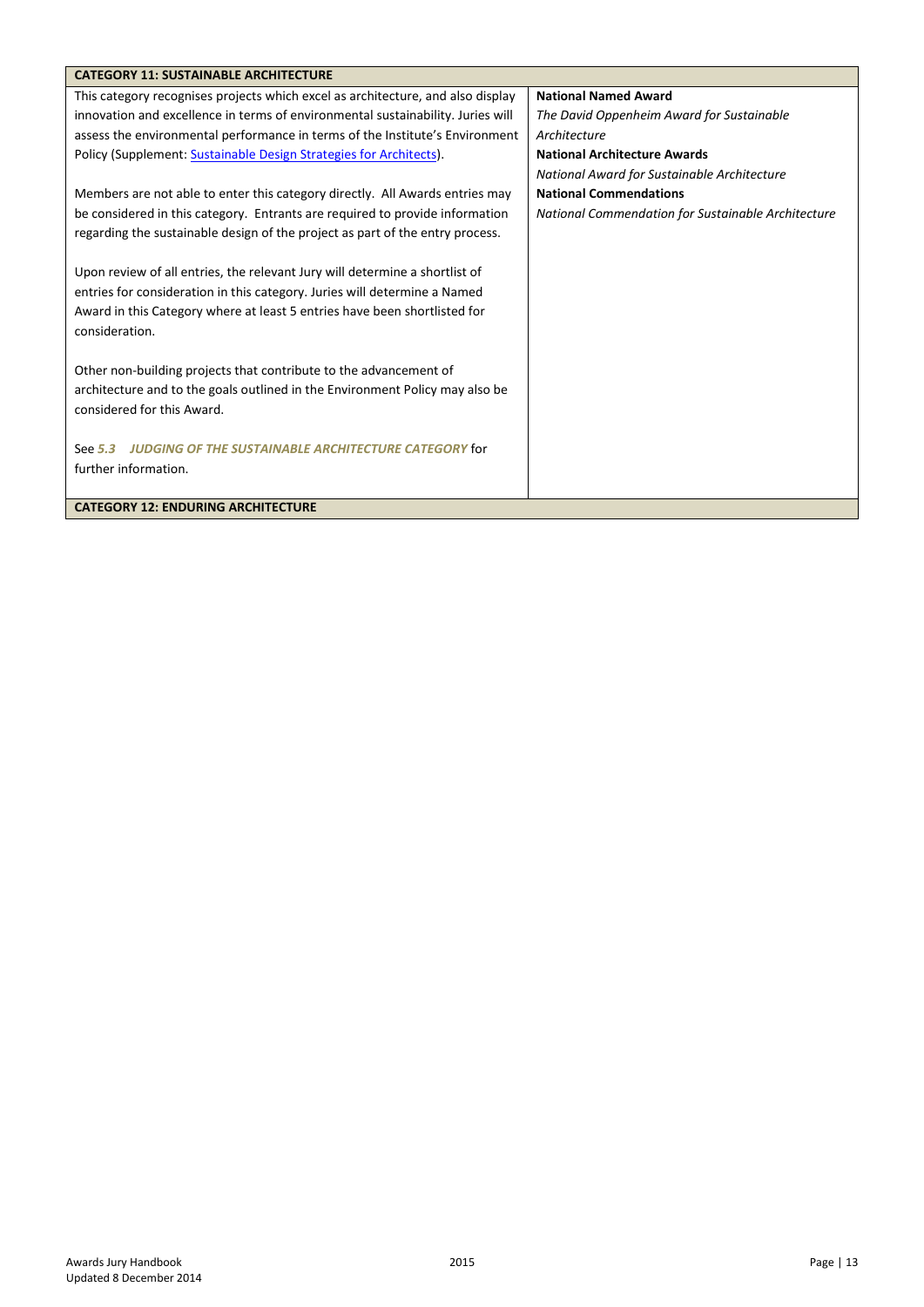| CATEGORY 11: SUSTAINABLE ARCHITECTURE | |
| --- | --- |
| This category recognises projects which excel as architecture, and also display innovation and excellence in terms of environmental sustainability. Juries will assess the environmental performance in terms of the Institute's Environment Policy (Supplement: Sustainable Design Strategies for Architects).<br><br>Members are not able to enter this category directly. All Awards entries may be considered in this category. Entrants are required to provide information regarding the sustainable design of the project as part of the entry process.<br><br>Upon review of all entries, the relevant Jury will determine a shortlist of entries for consideration in this category. Juries will determine a Named Award in this Category where at least 5 entries have been shortlisted for consideration.<br><br>Other non-building projects that contribute to the advancement of architecture and to the goals outlined in the Environment Policy may also be considered for this Award.<br><br>See ***5.3 JUDGING OF THE SUSTAINABLE ARCHITECTURE CATEGORY*** for further information. | **National Named Award**<br>*The David Oppenheim Award for Sustainable Architecture*<br>**National Architecture Awards**<br>*National Award for Sustainable Architecture*<br>**National Commendations**<br>*National Commendation for Sustainable Architecture* |
| **CATEGORY 12: ENDURING ARCHITECTURE** | |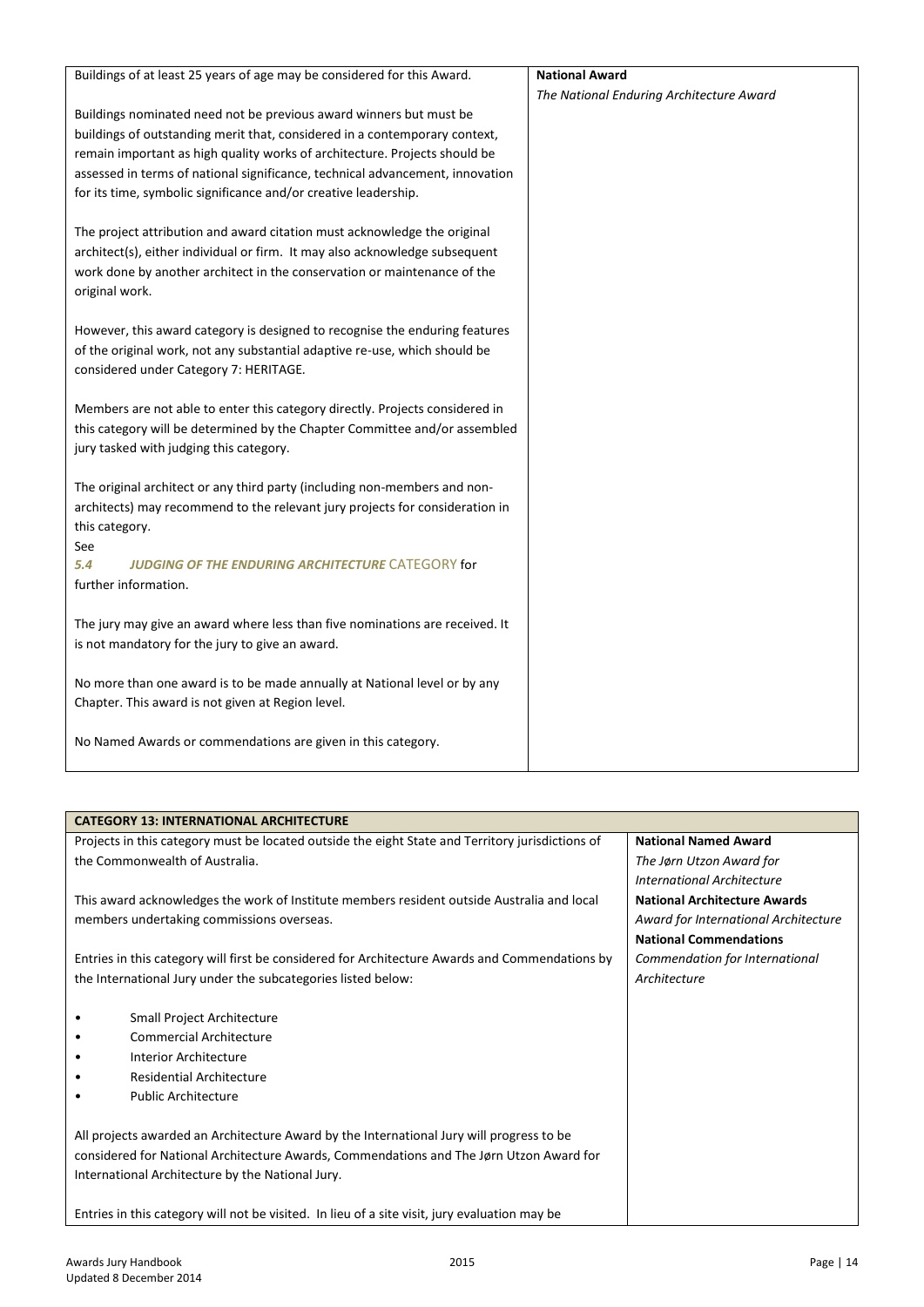| | |
|---|---|
| Buildings of at least 25 years of age may be considered for this Award.<br><br>Buildings nominated need not be previous award winners but must be buildings of outstanding merit that, considered in a contemporary context, remain important as high quality works of architecture. Projects should be assessed in terms of national significance, technical advancement, innovation for its time, symbolic significance and/or creative leadership.<br><br>The project attribution and award citation must acknowledge the original architect(s), either individual or firm. It may also acknowledge subsequent work done by another architect in the conservation or maintenance of the original work.<br><br>However, this award category is designed to recognise the enduring features of the original work, not any substantial adaptive re-use, which should be considered under Category 7: HERITAGE.<br><br>Members are not able to enter this category directly. Projects considered in this category will be determined by the Chapter Committee and/or assembled jury tasked with judging this category.<br><br>The original architect or any third party (including non-members and non-architects) may recommend to the relevant jury projects for consideration in this category.<br>See<br>*5.4 JUDGING OF THE ENDURING ARCHITECTURE* CATEGORY for further information.<br><br>The jury may give an award where less than five nominations are received. It is not mandatory for the jury to give an award.<br><br>No more than one award is to be made annually at National level or by any Chapter. This award is not given at Region level.<br><br>No Named Awards or commendations are given in this category. | **National Award**<br>*The National Enduring Architecture Award* |

| **CATEGORY 13: INTERNATIONAL ARCHITECTURE** | |
|---|---|
| Projects in this category must be located outside the eight State and Territory jurisdictions of the Commonwealth of Australia.<br><br>This award acknowledges the work of Institute members resident outside Australia and local members undertaking commissions overseas.<br><br>Entries in this category will first be considered for Architecture Awards and Commendations by the International Jury under the subcategories listed below:<br><br>• Small Project Architecture<br>• Commercial Architecture<br>• Interior Architecture<br>• Residential Architecture<br>• Public Architecture<br><br>All projects awarded an Architecture Award by the International Jury will progress to be considered for National Architecture Awards, Commendations and The Jørn Utzon Award for International Architecture by the National Jury.<br><br>Entries in this category will not be visited. In lieu of a site visit, jury evaluation may be | **National Named Award**<br>*The Jørn Utzon Award for International Architecture*<br>**National Architecture Awards**<br>*Award for International Architecture*<br>**National Commendations**<br>*Commendation for International Architecture* |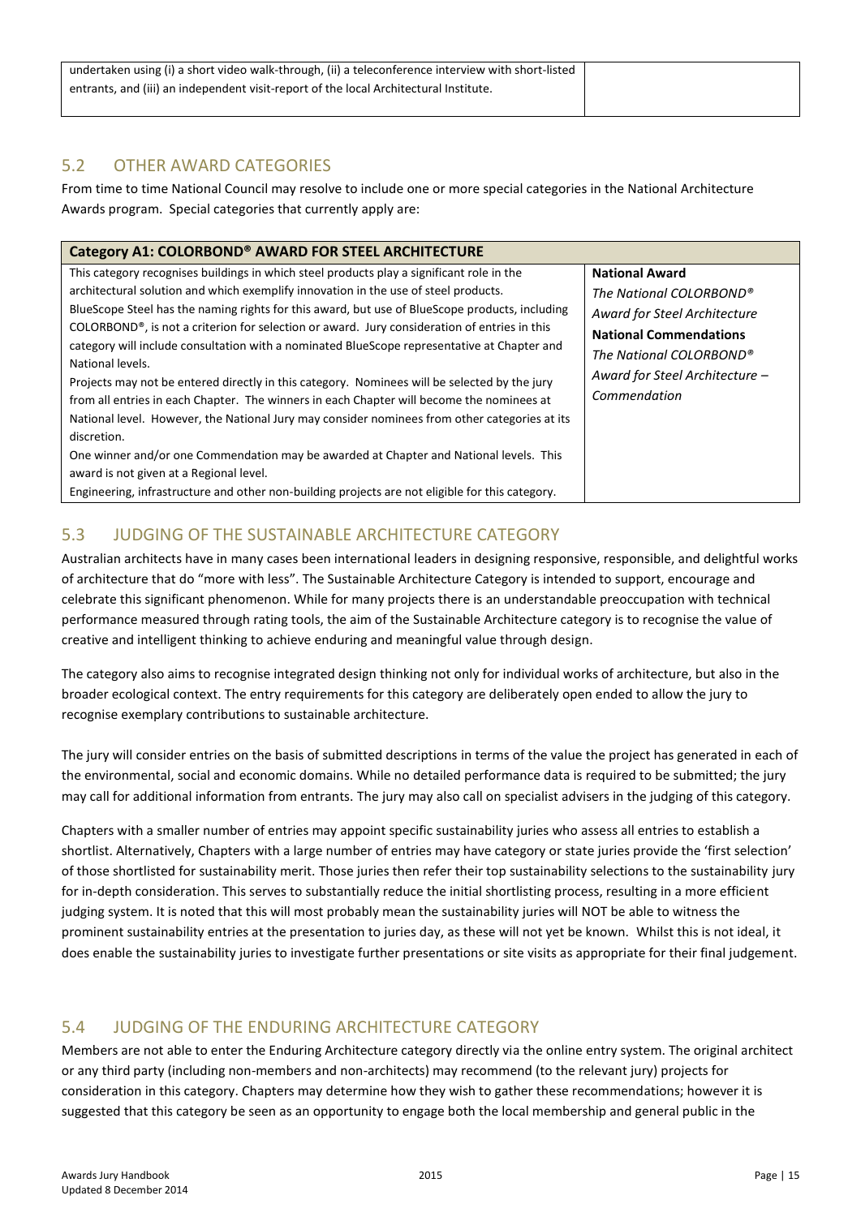| undertaken using (i) a short video walk-through, (ii) a teleconference interview with short-listed entrants, and (iii) an independent visit-report of the local Architectural Institute. | |
| --- | --- |

## 5.2 OTHER AWARD CATEGORIES

From time to time National Council may resolve to include one or more special categories in the National Architecture Awards program. Special categories that currently apply are:

| **Category A1: COLORBOND® AWARD FOR STEEL ARCHITECTURE** | |
| --- | --- |
| This category recognises buildings in which steel products play a significant role in the architectural solution and which exemplify innovation in the use of steel products.<br>BlueScope Steel has the naming rights for this award, but use of BlueScope products, including COLORBOND®, is not a criterion for selection or award. Jury consideration of entries in this category will include consultation with a nominated BlueScope representative at Chapter and National levels.<br>Projects may not be entered directly in this category. Nominees will be selected by the jury from all entries in each Chapter. The winners in each Chapter will become the nominees at National level. However, the National Jury may consider nominees from other categories at its discretion.<br>One winner and/or one Commendation may be awarded at Chapter and National levels. This award is not given at a Regional level.<br>Engineering, infrastructure and other non-building projects are not eligible for this category. | **National Award**<br>*The National COLORBOND® Award for Steel Architecture*<br>**National Commendations**<br>*The National COLORBOND® Award for Steel Architecture – Commendation* |

## 5.3 JUDGING OF THE SUSTAINABLE ARCHITECTURE CATEGORY

Australian architects have in many cases been international leaders in designing responsive, responsible, and delightful works of architecture that do "more with less". The Sustainable Architecture Category is intended to support, encourage and celebrate this significant phenomenon. While for many projects there is an understandable preoccupation with technical performance measured through rating tools, the aim of the Sustainable Architecture category is to recognise the value of creative and intelligent thinking to achieve enduring and meaningful value through design.

The category also aims to recognise integrated design thinking not only for individual works of architecture, but also in the broader ecological context. The entry requirements for this category are deliberately open ended to allow the jury to recognise exemplary contributions to sustainable architecture.

The jury will consider entries on the basis of submitted descriptions in terms of the value the project has generated in each of the environmental, social and economic domains. While no detailed performance data is required to be submitted; the jury may call for additional information from entrants. The jury may also call on specialist advisers in the judging of this category.

Chapters with a smaller number of entries may appoint specific sustainability juries who assess all entries to establish a shortlist. Alternatively, Chapters with a large number of entries may have category or state juries provide the 'first selection' of those shortlisted for sustainability merit. Those juries then refer their top sustainability selections to the sustainability jury for in-depth consideration. This serves to substantially reduce the initial shortlisting process, resulting in a more efficient judging system. It is noted that this will most probably mean the sustainability juries will NOT be able to witness the prominent sustainability entries at the presentation to juries day, as these will not yet be known. Whilst this is not ideal, it does enable the sustainability juries to investigate further presentations or site visits as appropriate for their final judgement.

## 5.4 JUDGING OF THE ENDURING ARCHITECTURE CATEGORY

Members are not able to enter the Enduring Architecture category directly via the online entry system. The original architect or any third party (including non-members and non-architects) may recommend (to the relevant jury) projects for consideration in this category. Chapters may determine how they wish to gather these recommendations; however it is suggested that this category be seen as an opportunity to engage both the local membership and general public in the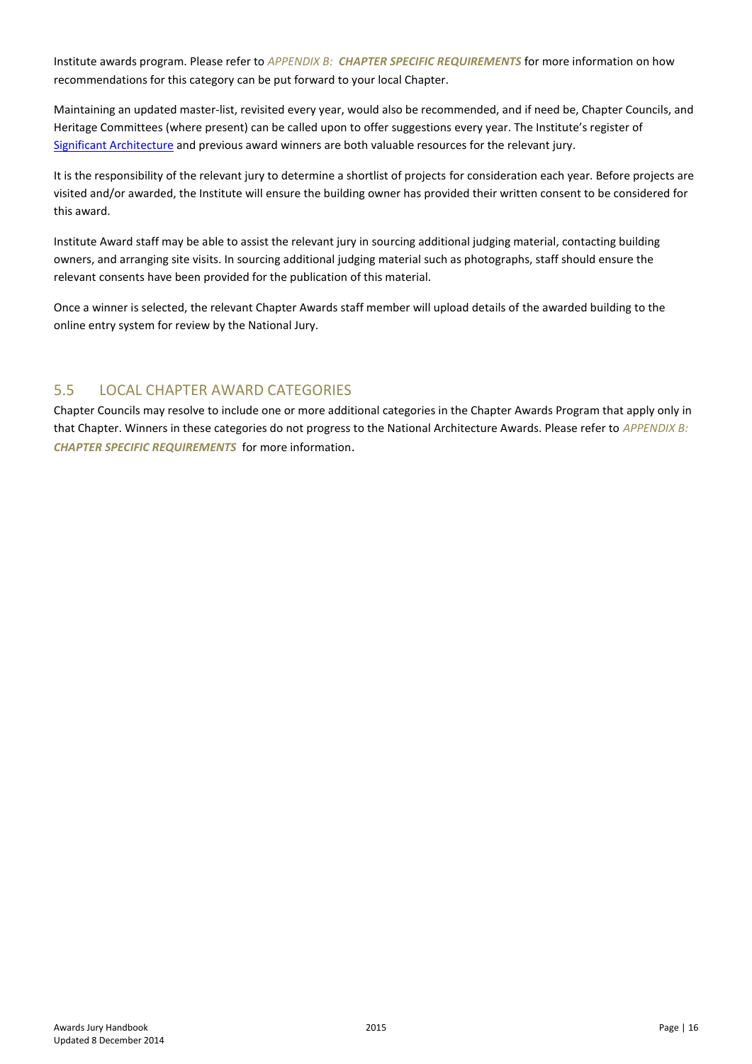Institute awards program. Please refer to *APPENDIX B: **CHAPTER SPECIFIC REQUIREMENTS*** for more information on how recommendations for this category can be put forward to your local Chapter.

Maintaining an updated master-list, revisited every year, would also be recommended, and if need be, Chapter Councils, and Heritage Committees (where present) can be called upon to offer suggestions every year. The Institute's register of [Significant Architecture]() and previous award winners are both valuable resources for the relevant jury.

It is the responsibility of the relevant jury to determine a shortlist of projects for consideration each year. Before projects are visited and/or awarded, the Institute will ensure the building owner has provided their written consent to be considered for this award.

Institute Award staff may be able to assist the relevant jury in sourcing additional judging material, contacting building owners, and arranging site visits. In sourcing additional judging material such as photographs, staff should ensure the relevant consents have been provided for the publication of this material.

Once a winner is selected, the relevant Chapter Awards staff member will upload details of the awarded building to the online entry system for review by the National Jury.

## 5.5 LOCAL CHAPTER AWARD CATEGORIES

Chapter Councils may resolve to include one or more additional categories in the Chapter Awards Program that apply only in that Chapter. Winners in these categories do not progress to the National Architecture Awards. Please refer to *APPENDIX B: **CHAPTER SPECIFIC REQUIREMENTS*** for more information.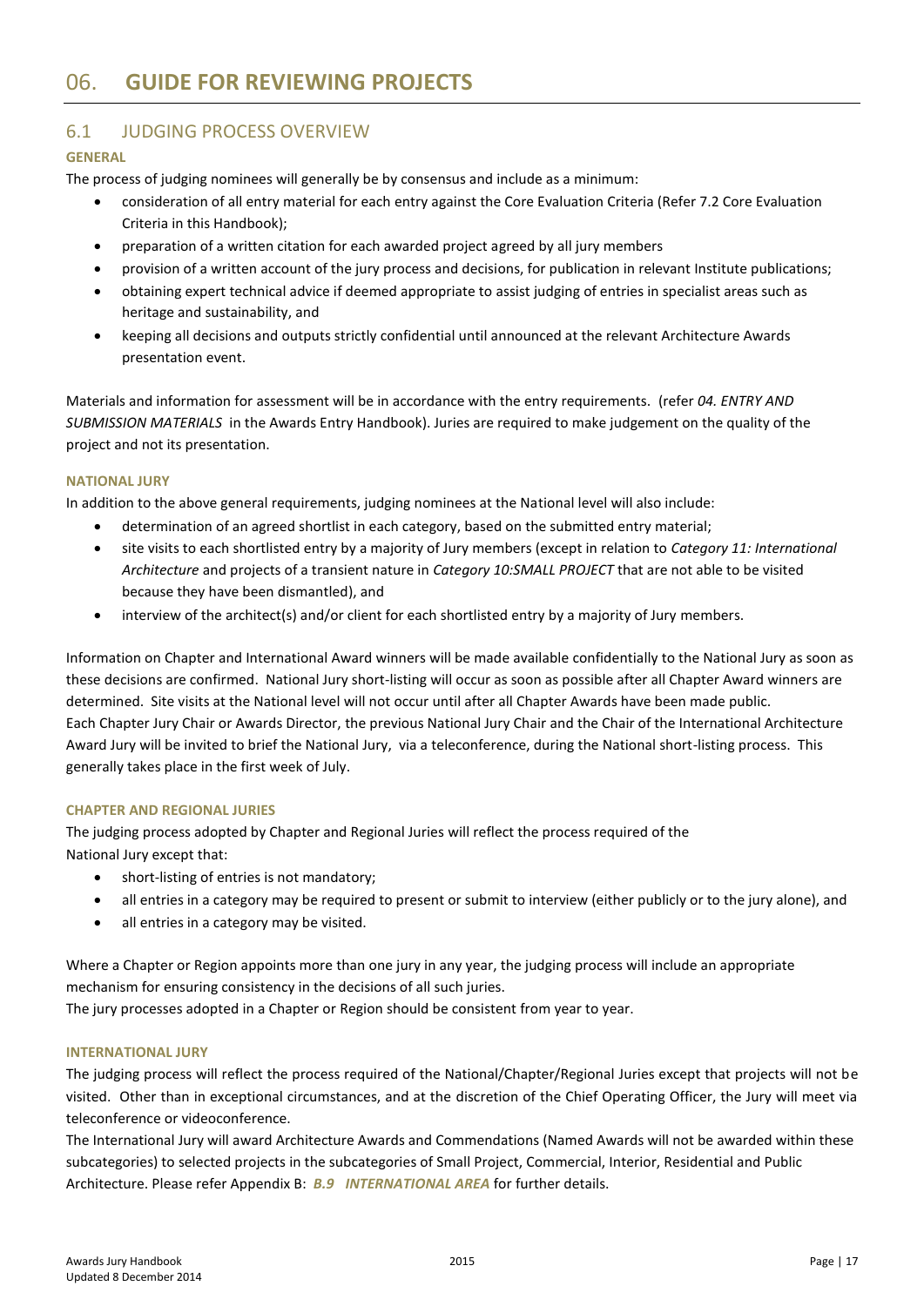# 06. GUIDE FOR REVIEWING PROJECTS

## 6.1 JUDGING PROCESS OVERVIEW

### GENERAL

The process of judging nominees will generally be by consensus and include as a minimum:

- consideration of all entry material for each entry against the Core Evaluation Criteria (Refer 7.2 Core Evaluation Criteria in this Handbook);
- preparation of a written citation for each awarded project agreed by all jury members
- provision of a written account of the jury process and decisions, for publication in relevant Institute publications;
- obtaining expert technical advice if deemed appropriate to assist judging of entries in specialist areas such as heritage and sustainability, and
- keeping all decisions and outputs strictly confidential until announced at the relevant Architecture Awards presentation event.

Materials and information for assessment will be in accordance with the entry requirements. (refer *04. ENTRY AND SUBMISSION MATERIALS* in the Awards Entry Handbook). Juries are required to make judgement on the quality of the project and not its presentation.

### NATIONAL JURY

In addition to the above general requirements, judging nominees at the National level will also include:

- determination of an agreed shortlist in each category, based on the submitted entry material;
- site visits to each shortlisted entry by a majority of Jury members (except in relation to *Category 11: International Architecture* and projects of a transient nature in *Category 10:SMALL PROJECT* that are not able to be visited because they have been dismantled), and
- interview of the architect(s) and/or client for each shortlisted entry by a majority of Jury members.

Information on Chapter and International Award winners will be made available confidentially to the National Jury as soon as these decisions are confirmed. National Jury short-listing will occur as soon as possible after all Chapter Award winners are determined. Site visits at the National level will not occur until after all Chapter Awards have been made public.
Each Chapter Jury Chair or Awards Director, the previous National Jury Chair and the Chair of the International Architecture Award Jury will be invited to brief the National Jury, via a teleconference, during the National short-listing process. This generally takes place in the first week of July.

### CHAPTER AND REGIONAL JURIES

The judging process adopted by Chapter and Regional Juries will reflect the process required of the National Jury except that:

- short-listing of entries is not mandatory;
- all entries in a category may be required to present or submit to interview (either publicly or to the jury alone), and
- all entries in a category may be visited.

Where a Chapter or Region appoints more than one jury in any year, the judging process will include an appropriate mechanism for ensuring consistency in the decisions of all such juries.
The jury processes adopted in a Chapter or Region should be consistent from year to year.

### INTERNATIONAL JURY

The judging process will reflect the process required of the National/Chapter/Regional Juries except that projects will not be visited. Other than in exceptional circumstances, and at the discretion of the Chief Operating Officer, the Jury will meet via teleconference or videoconference.
The International Jury will award Architecture Awards and Commendations (Named Awards will not be awarded within these subcategories) to selected projects in the subcategories of Small Project, Commercial, Interior, Residential and Public Architecture. Please refer Appendix B: ***B.9 INTERNATIONAL AREA*** for further details.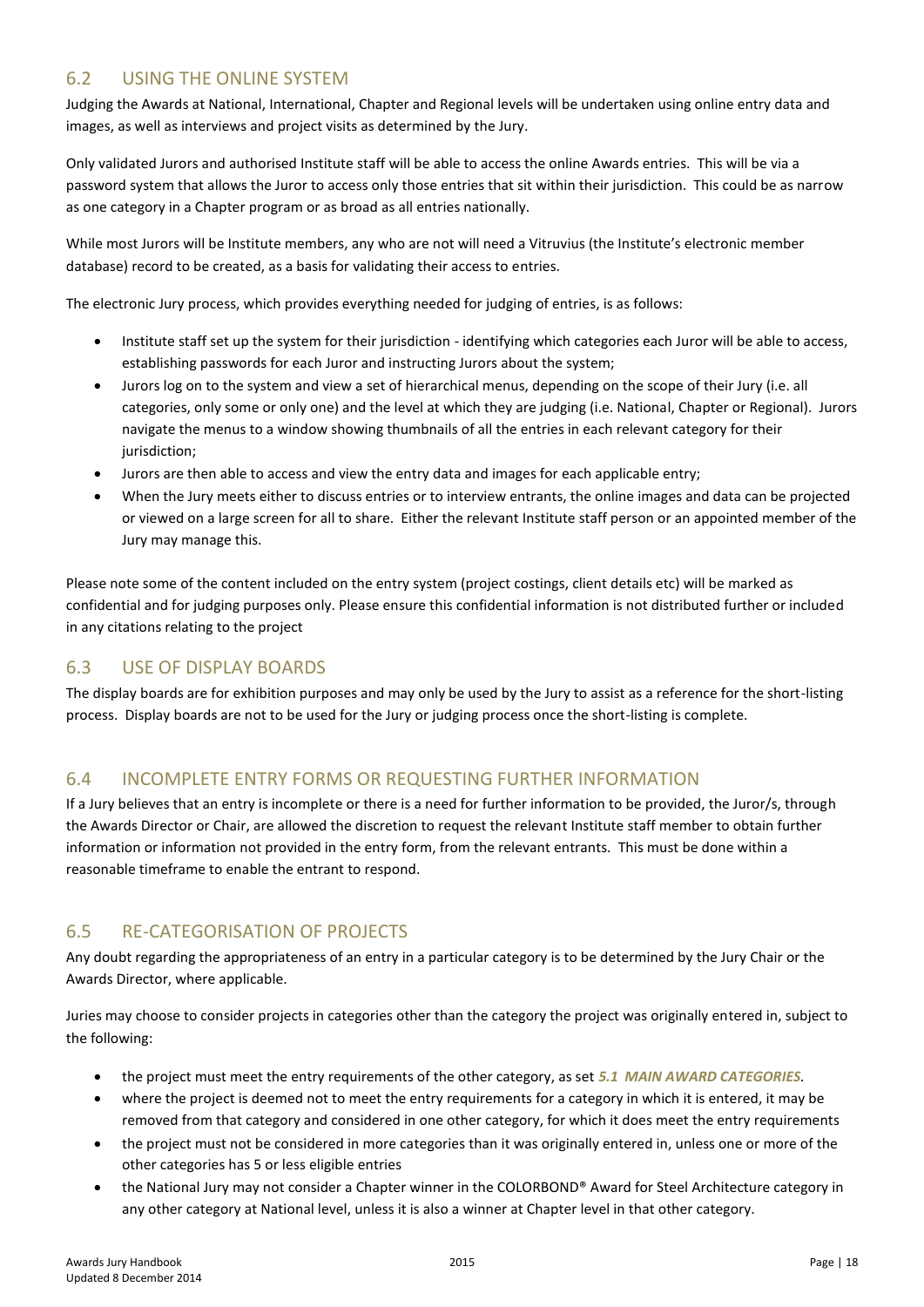## 6.2 USING THE ONLINE SYSTEM

Judging the Awards at National, International, Chapter and Regional levels will be undertaken using online entry data and images, as well as interviews and project visits as determined by the Jury.

Only validated Jurors and authorised Institute staff will be able to access the online Awards entries. This will be via a password system that allows the Juror to access only those entries that sit within their jurisdiction. This could be as narrow as one category in a Chapter program or as broad as all entries nationally.

While most Jurors will be Institute members, any who are not will need a Vitruvius (the Institute's electronic member database) record to be created, as a basis for validating their access to entries.

The electronic Jury process, which provides everything needed for judging of entries, is as follows:

- Institute staff set up the system for their jurisdiction - identifying which categories each Juror will be able to access, establishing passwords for each Juror and instructing Jurors about the system;
- Jurors log on to the system and view a set of hierarchical menus, depending on the scope of their Jury (i.e. all categories, only some or only one) and the level at which they are judging (i.e. National, Chapter or Regional). Jurors navigate the menus to a window showing thumbnails of all the entries in each relevant category for their jurisdiction;
- Jurors are then able to access and view the entry data and images for each applicable entry;
- When the Jury meets either to discuss entries or to interview entrants, the online images and data can be projected or viewed on a large screen for all to share. Either the relevant Institute staff person or an appointed member of the Jury may manage this.

Please note some of the content included on the entry system (project costings, client details etc) will be marked as confidential and for judging purposes only. Please ensure this confidential information is not distributed further or included in any citations relating to the project

## 6.3 USE OF DISPLAY BOARDS

The display boards are for exhibition purposes and may only be used by the Jury to assist as a reference for the short-listing process. Display boards are not to be used for the Jury or judging process once the short-listing is complete.

## 6.4 INCOMPLETE ENTRY FORMS OR REQUESTING FURTHER INFORMATION

If a Jury believes that an entry is incomplete or there is a need for further information to be provided, the Juror/s, through the Awards Director or Chair, are allowed the discretion to request the relevant Institute staff member to obtain further information or information not provided in the entry form, from the relevant entrants. This must be done within a reasonable timeframe to enable the entrant to respond.

## 6.5 RE-CATEGORISATION OF PROJECTS

Any doubt regarding the appropriateness of an entry in a particular category is to be determined by the Jury Chair or the Awards Director, where applicable.

Juries may choose to consider projects in categories other than the category the project was originally entered in, subject to the following:

- the project must meet the entry requirements of the other category, as set ***5.1 MAIN AWARD CATEGORIES***.
- where the project is deemed not to meet the entry requirements for a category in which it is entered, it may be removed from that category and considered in one other category, for which it does meet the entry requirements
- the project must not be considered in more categories than it was originally entered in, unless one or more of the other categories has 5 or less eligible entries
- the National Jury may not consider a Chapter winner in the COLORBOND® Award for Steel Architecture category in any other category at National level, unless it is also a winner at Chapter level in that other category.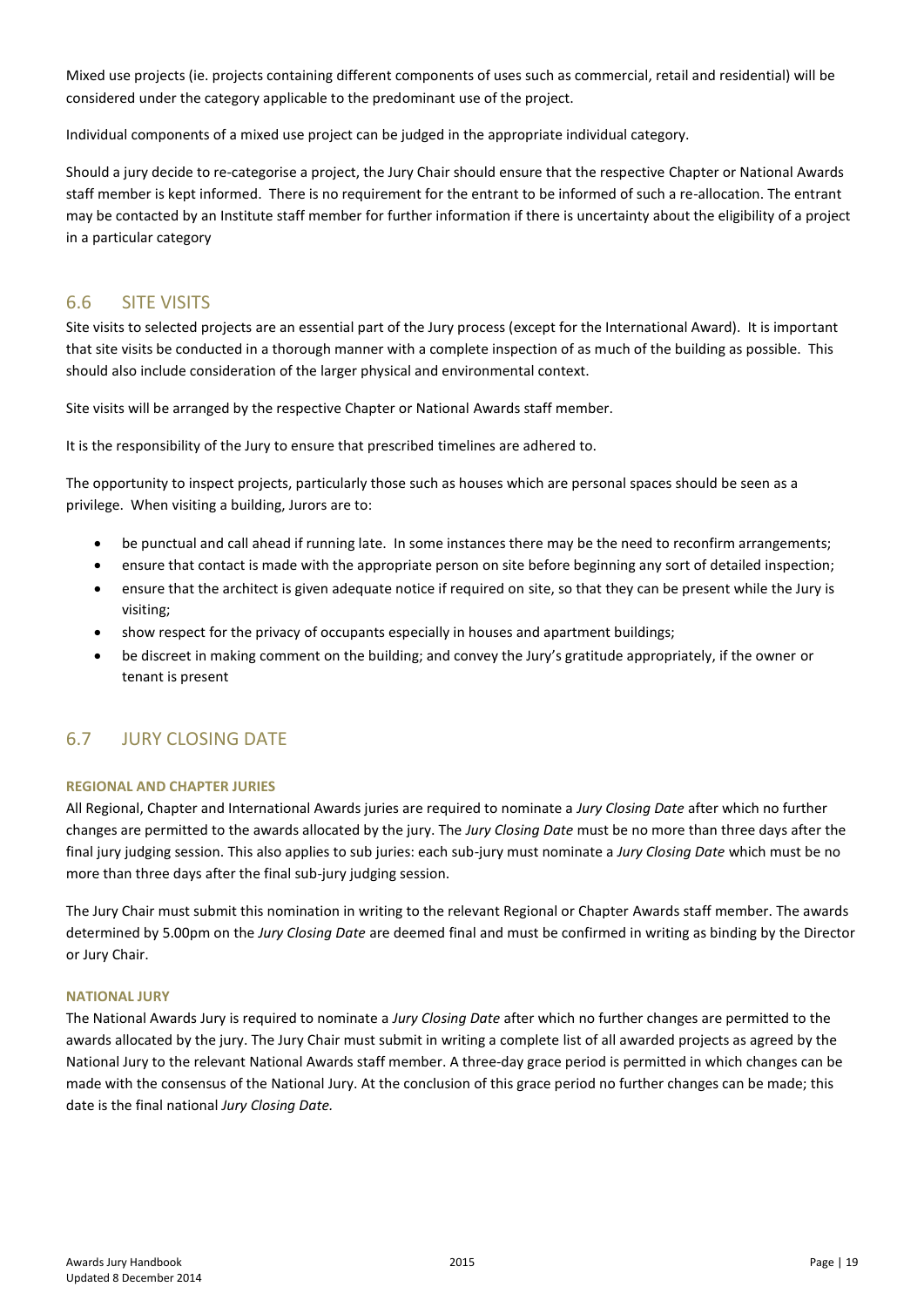Mixed use projects (ie. projects containing different components of uses such as commercial, retail and residential) will be considered under the category applicable to the predominant use of the project.

Individual components of a mixed use project can be judged in the appropriate individual category.

Should a jury decide to re-categorise a project, the Jury Chair should ensure that the respective Chapter or National Awards staff member is kept informed. There is no requirement for the entrant to be informed of such a re-allocation. The entrant may be contacted by an Institute staff member for further information if there is uncertainty about the eligibility of a project in a particular category

## 6.6 SITE VISITS

Site visits to selected projects are an essential part of the Jury process (except for the International Award). It is important that site visits be conducted in a thorough manner with a complete inspection of as much of the building as possible. This should also include consideration of the larger physical and environmental context.

Site visits will be arranged by the respective Chapter or National Awards staff member.

It is the responsibility of the Jury to ensure that prescribed timelines are adhered to.

The opportunity to inspect projects, particularly those such as houses which are personal spaces should be seen as a privilege. When visiting a building, Jurors are to:

- be punctual and call ahead if running late. In some instances there may be the need to reconfirm arrangements;
- ensure that contact is made with the appropriate person on site before beginning any sort of detailed inspection;
- ensure that the architect is given adequate notice if required on site, so that they can be present while the Jury is visiting;
- show respect for the privacy of occupants especially in houses and apartment buildings;
- be discreet in making comment on the building; and convey the Jury's gratitude appropriately, if the owner or tenant is present

## 6.7 JURY CLOSING DATE

#### REGIONAL AND CHAPTER JURIES

All Regional, Chapter and International Awards juries are required to nominate a *Jury Closing Date* after which no further changes are permitted to the awards allocated by the jury. The *Jury Closing Date* must be no more than three days after the final jury judging session. This also applies to sub juries: each sub-jury must nominate a *Jury Closing Date* which must be no more than three days after the final sub-jury judging session.

The Jury Chair must submit this nomination in writing to the relevant Regional or Chapter Awards staff member. The awards determined by 5.00pm on the *Jury Closing Date* are deemed final and must be confirmed in writing as binding by the Director or Jury Chair.

#### NATIONAL JURY

The National Awards Jury is required to nominate a *Jury Closing Date* after which no further changes are permitted to the awards allocated by the jury. The Jury Chair must submit in writing a complete list of all awarded projects as agreed by the National Jury to the relevant National Awards staff member. A three-day grace period is permitted in which changes can be made with the consensus of the National Jury. At the conclusion of this grace period no further changes can be made; this date is the final national *Jury Closing Date.*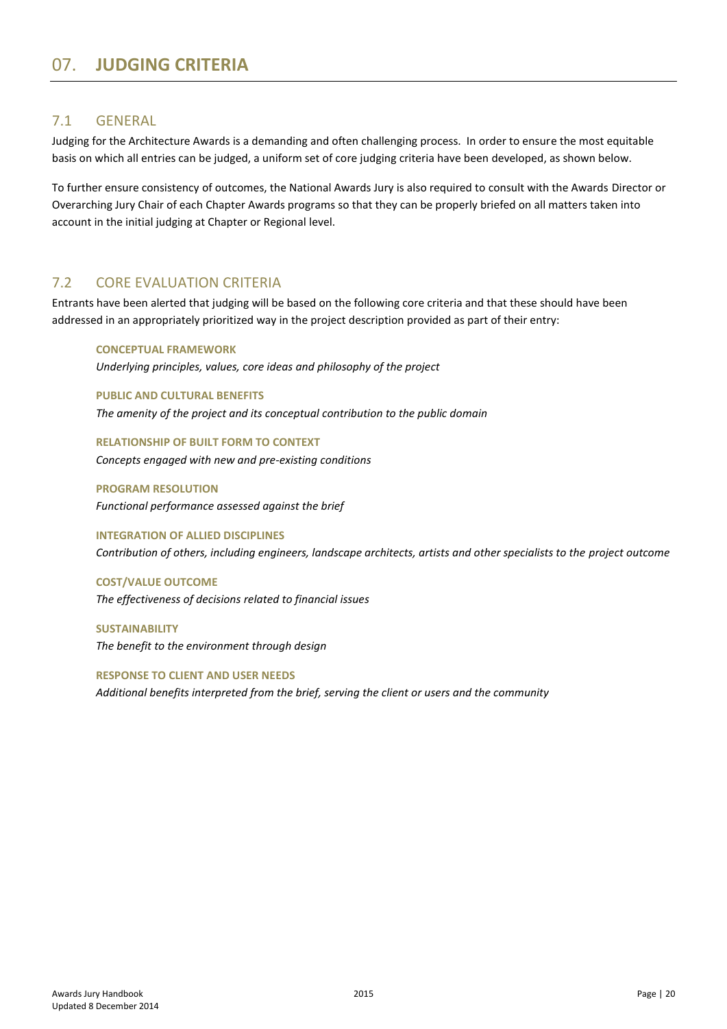# 07. **JUDGING CRITERIA**

## 7.1 GENERAL

Judging for the Architecture Awards is a demanding and often challenging process. In order to ensure the most equitable basis on which all entries can be judged, a uniform set of core judging criteria have been developed, as shown below.

To further ensure consistency of outcomes, the National Awards Jury is also required to consult with the Awards Director or Overarching Jury Chair of each Chapter Awards programs so that they can be properly briefed on all matters taken into account in the initial judging at Chapter or Regional level.

## 7.2 CORE EVALUATION CRITERIA

Entrants have been alerted that judging will be based on the following core criteria and that these should have been addressed in an appropriately prioritized way in the project description provided as part of their entry:

**CONCEPTUAL FRAMEWORK**
*Underlying principles, values, core ideas and philosophy of the project*

**PUBLIC AND CULTURAL BENEFITS**
*The amenity of the project and its conceptual contribution to the public domain*

**RELATIONSHIP OF BUILT FORM TO CONTEXT**
*Concepts engaged with new and pre-existing conditions*

**PROGRAM RESOLUTION**
*Functional performance assessed against the brief*

**INTEGRATION OF ALLIED DISCIPLINES**
*Contribution of others, including engineers, landscape architects, artists and other specialists to the project outcome*

**COST/VALUE OUTCOME**
*The effectiveness of decisions related to financial issues*

**SUSTAINABILITY**
*The benefit to the environment through design*

**RESPONSE TO CLIENT AND USER NEEDS**
*Additional benefits interpreted from the brief, serving the client or users and the community*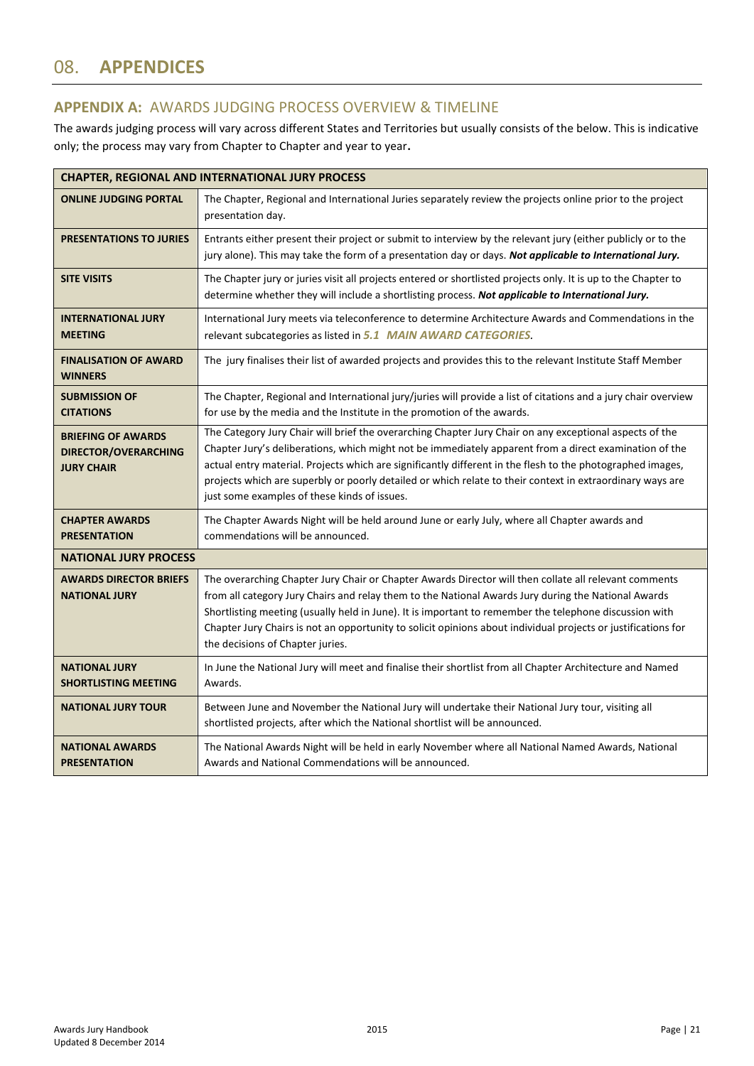# 08. **APPENDICES**

## **APPENDIX A:** AWARDS JUDGING PROCESS OVERVIEW & TIMELINE

The awards judging process will vary across different States and Territories but usually consists of the below. This is indicative only; the process may vary from Chapter to Chapter and year to year**.**

| **CHAPTER, REGIONAL AND INTERNATIONAL JURY PROCESS** | |
|---|---|
| **ONLINE JUDGING PORTAL** | The Chapter, Regional and International Juries separately review the projects online prior to the project presentation day. |
| **PRESENTATIONS TO JURIES** | Entrants either present their project or submit to interview by the relevant jury (either publicly or to the jury alone). This may take the form of a presentation day or days. ***Not applicable to International Jury.*** |
| **SITE VISITS** | The Chapter jury or juries visit all projects entered or shortlisted projects only. It is up to the Chapter to determine whether they will include a shortlisting process. ***Not applicable to International Jury.*** |
| **INTERNATIONAL JURY MEETING** | International Jury meets via teleconference to determine Architecture Awards and Commendations in the relevant subcategories as listed in ***5.1 MAIN AWARD CATEGORIES***. |
| **FINALISATION OF AWARD WINNERS** | The jury finalises their list of awarded projects and provides this to the relevant Institute Staff Member |
| **SUBMISSION OF CITATIONS** | The Chapter, Regional and International jury/juries will provide a list of citations and a jury chair overview for use by the media and the Institute in the promotion of the awards. |
| **BRIEFING OF AWARDS DIRECTOR/OVERARCHING JURY CHAIR** | The Category Jury Chair will brief the overarching Chapter Jury Chair on any exceptional aspects of the Chapter Jury's deliberations, which might not be immediately apparent from a direct examination of the actual entry material. Projects which are significantly different in the flesh to the photographed images, projects which are superbly or poorly detailed or which relate to their context in extraordinary ways are just some examples of these kinds of issues. |
| **CHAPTER AWARDS PRESENTATION** | The Chapter Awards Night will be held around June or early July, where all Chapter awards and commendations will be announced. |
| **NATIONAL JURY PROCESS** | |
| **AWARDS DIRECTOR BRIEFS NATIONAL JURY** | The overarching Chapter Jury Chair or Chapter Awards Director will then collate all relevant comments from all category Jury Chairs and relay them to the National Awards Jury during the National Awards Shortlisting meeting (usually held in June). It is important to remember the telephone discussion with Chapter Jury Chairs is not an opportunity to solicit opinions about individual projects or justifications for the decisions of Chapter juries. |
| **NATIONAL JURY SHORTLISTING MEETING** | In June the National Jury will meet and finalise their shortlist from all Chapter Architecture and Named Awards. |
| **NATIONAL JURY TOUR** | Between June and November the National Jury will undertake their National Jury tour, visiting all shortlisted projects, after which the National shortlist will be announced. |
| **NATIONAL AWARDS PRESENTATION** | The National Awards Night will be held in early November where all National Named Awards, National Awards and National Commendations will be announced. |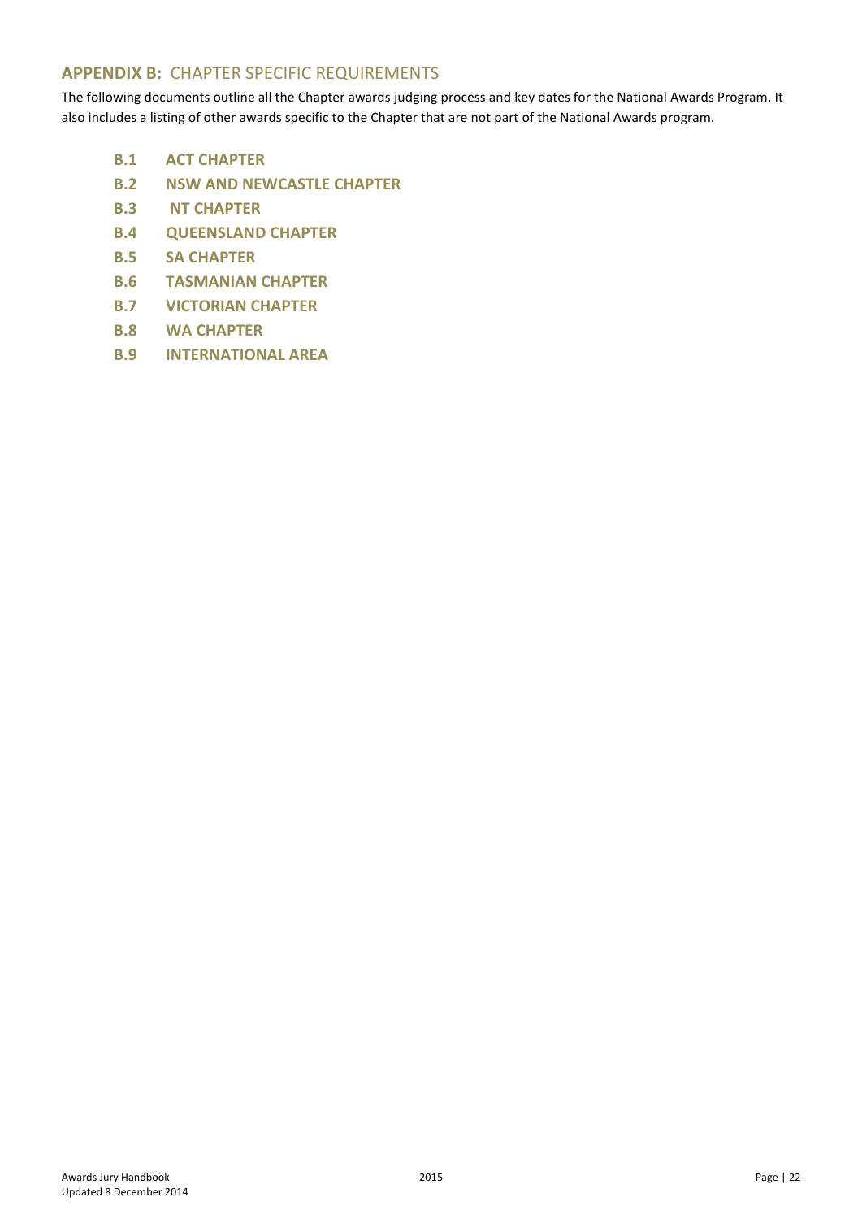## **APPENDIX B:** CHAPTER SPECIFIC REQUIREMENTS

The following documents outline all the Chapter awards judging process and key dates for the National Awards Program. It also includes a listing of other awards specific to the Chapter that are not part of the National Awards program.

**B.1 ACT CHAPTER**

**B.2 NSW AND NEWCASTLE CHAPTER**

**B.3 NT CHAPTER**

**B.4 QUEENSLAND CHAPTER**

**B.5 SA CHAPTER**

**B.6 TASMANIAN CHAPTER**

**B.7 VICTORIAN CHAPTER**

**B.8 WA CHAPTER**

**B.9 INTERNATIONAL AREA**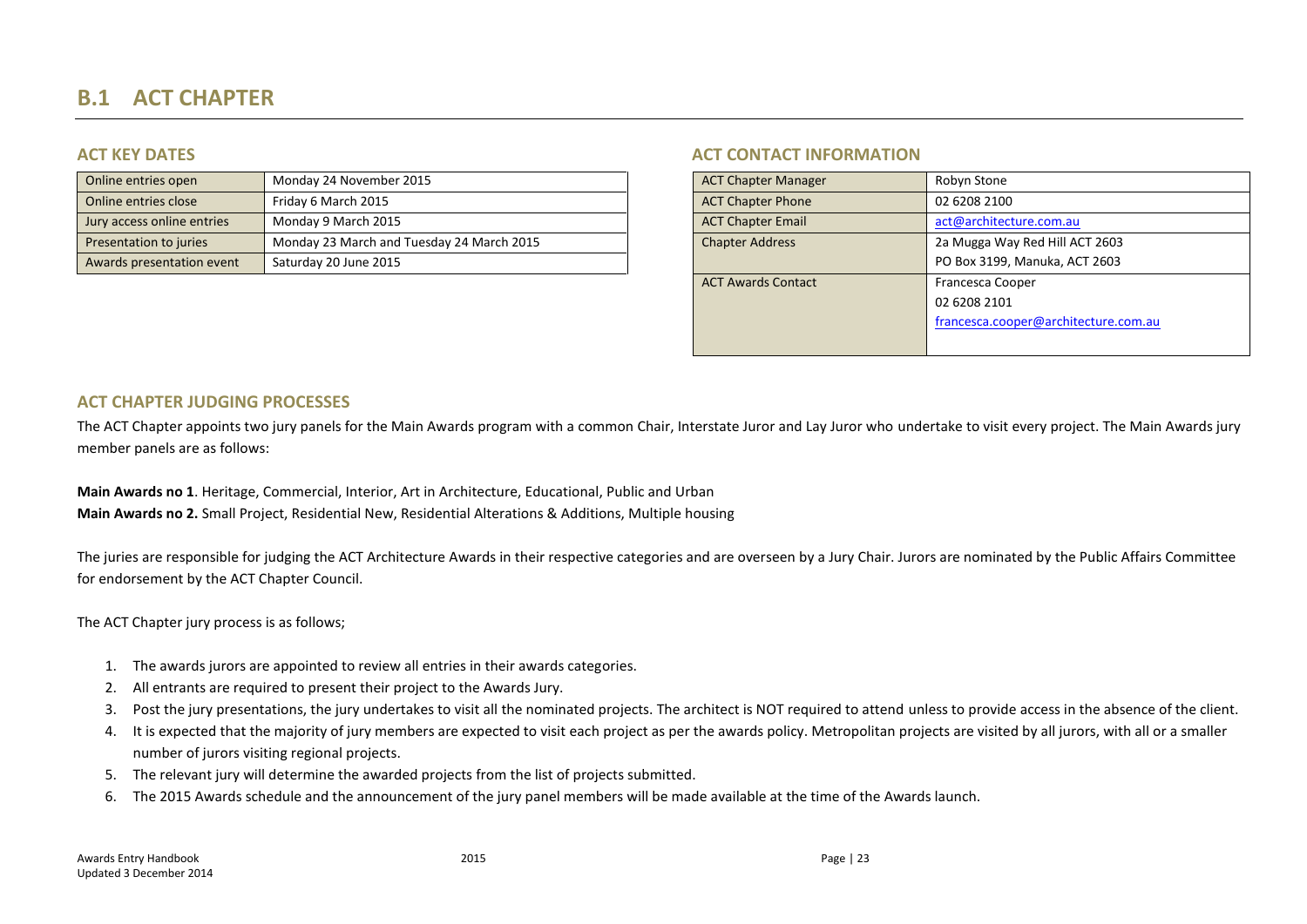# B.1 ACT CHAPTER

## ACT KEY DATES

| | |
|---|---|
| Online entries open | Monday 24 November 2015 |
| Online entries close | Friday 6 March 2015 |
| Jury access online entries | Monday 9 March 2015 |
| Presentation to juries | Monday 23 March and Tuesday 24 March 2015 |
| Awards presentation event | Saturday 20 June 2015 |

## ACT CONTACT INFORMATION

| | |
|---|---|
| ACT Chapter Manager | Robyn Stone |
| ACT Chapter Phone | 02 6208 2100 |
| ACT Chapter Email | act@architecture.com.au |
| Chapter Address | 2a Mugga Way Red Hill ACT 2603<br>PO Box 3199, Manuka, ACT 2603 |
| ACT Awards Contact | Francesca Cooper<br>02 6208 2101<br>francesca.cooper@architecture.com.au |

## ACT CHAPTER JUDGING PROCESSES

The ACT Chapter appoints two jury panels for the Main Awards program with a common Chair, Interstate Juror and Lay Juror who undertake to visit every project. The Main Awards jury member panels are as follows:

**Main Awards no 1**. Heritage, Commercial, Interior, Art in Architecture, Educational, Public and Urban
**Main Awards no 2.** Small Project, Residential New, Residential Alterations & Additions, Multiple housing

The juries are responsible for judging the ACT Architecture Awards in their respective categories and are overseen by a Jury Chair. Jurors are nominated by the Public Affairs Committee for endorsement by the ACT Chapter Council.

The ACT Chapter jury process is as follows;

1. The awards jurors are appointed to review all entries in their awards categories.
2. All entrants are required to present their project to the Awards Jury.
3. Post the jury presentations, the jury undertakes to visit all the nominated projects. The architect is NOT required to attend unless to provide access in the absence of the client.
4. It is expected that the majority of jury members are expected to visit each project as per the awards policy. Metropolitan projects are visited by all jurors, with all or a smaller number of jurors visiting regional projects.
5. The relevant jury will determine the awarded projects from the list of projects submitted.
6. The 2015 Awards schedule and the announcement of the jury panel members will be made available at the time of the Awards launch.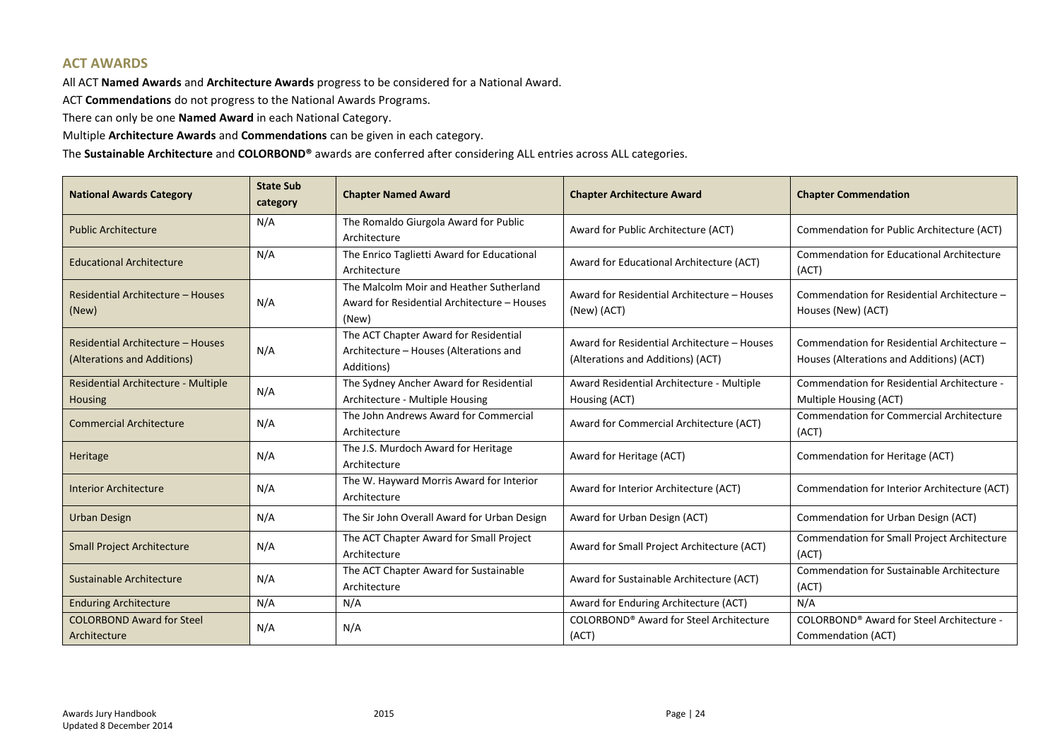## ACT AWARDS

All ACT **Named Awards** and **Architecture Awards** progress to be considered for a National Award.

ACT **Commendations** do not progress to the National Awards Programs.

There can only be one **Named Award** in each National Category.

Multiple **Architecture Awards** and **Commendations** can be given in each category.

The **Sustainable Architecture** and **COLORBOND®** awards are conferred after considering ALL entries across ALL categories.

| National Awards Category | State Sub category | Chapter Named Award | Chapter Architecture Award | Chapter Commendation |
|---|---|---|---|---|
| Public Architecture | N/A | The Romaldo Giurgola Award for Public Architecture | Award for Public Architecture (ACT) | Commendation for Public Architecture (ACT) |
| Educational Architecture | N/A | The Enrico Taglietti Award for Educational Architecture | Award for Educational Architecture (ACT) | Commendation for Educational Architecture (ACT) |
| Residential Architecture – Houses (New) | N/A | The Malcolm Moir and Heather Sutherland Award for Residential Architecture – Houses (New) | Award for Residential Architecture – Houses (New) (ACT) | Commendation for Residential Architecture – Houses (New) (ACT) |
| Residential Architecture – Houses (Alterations and Additions) | N/A | The ACT Chapter Award for Residential Architecture – Houses (Alterations and Additions) | Award for Residential Architecture – Houses (Alterations and Additions) (ACT) | Commendation for Residential Architecture – Houses (Alterations and Additions) (ACT) |
| Residential Architecture - Multiple Housing | N/A | The Sydney Ancher Award for Residential Architecture - Multiple Housing | Award Residential Architecture - Multiple Housing (ACT) | Commendation for Residential Architecture - Multiple Housing (ACT) |
| Commercial Architecture | N/A | The John Andrews Award for Commercial Architecture | Award for Commercial Architecture (ACT) | Commendation for Commercial Architecture (ACT) |
| Heritage | N/A | The J.S. Murdoch Award for Heritage Architecture | Award for Heritage (ACT) | Commendation for Heritage (ACT) |
| Interior Architecture | N/A | The W. Hayward Morris Award for Interior Architecture | Award for Interior Architecture (ACT) | Commendation for Interior Architecture (ACT) |
| Urban Design | N/A | The Sir John Overall Award for Urban Design | Award for Urban Design (ACT) | Commendation for Urban Design (ACT) |
| Small Project Architecture | N/A | The ACT Chapter Award for Small Project Architecture | Award for Small Project Architecture (ACT) | Commendation for Small Project Architecture (ACT) |
| Sustainable Architecture | N/A | The ACT Chapter Award for Sustainable Architecture | Award for Sustainable Architecture (ACT) | Commendation for Sustainable Architecture (ACT) |
| Enduring Architecture | N/A | N/A | Award for Enduring Architecture (ACT) | N/A |
| COLORBOND Award for Steel Architecture | N/A | N/A | COLORBOND® Award for Steel Architecture (ACT) | COLORBOND® Award for Steel Architecture - Commendation (ACT) |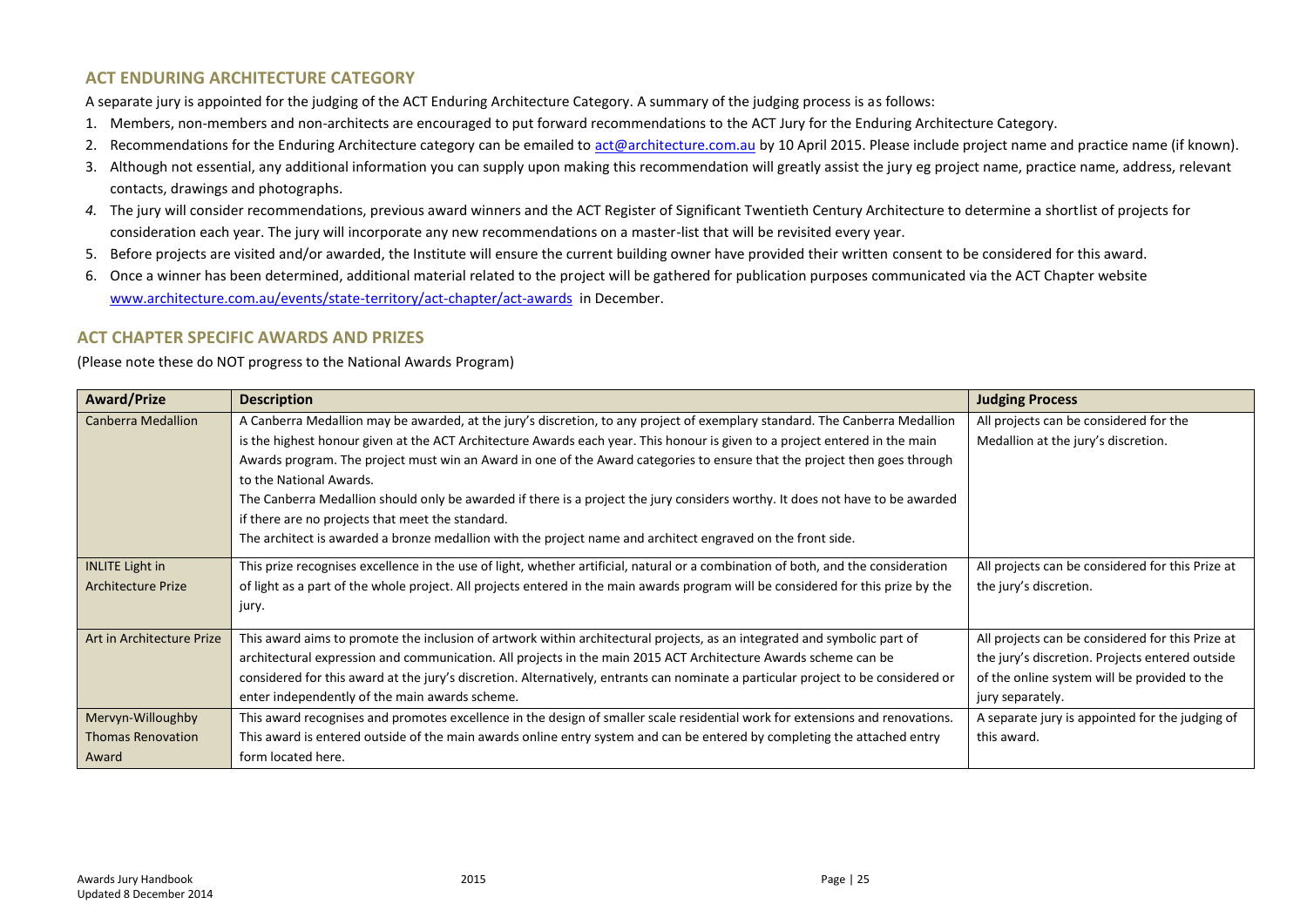## ACT ENDURING ARCHITECTURE CATEGORY

A separate jury is appointed for the judging of the ACT Enduring Architecture Category. A summary of the judging process is as follows:

1. Members, non-members and non-architects are encouraged to put forward recommendations to the ACT Jury for the Enduring Architecture Category.
2. Recommendations for the Enduring Architecture category can be emailed to act@architecture.com.au by 10 April 2015. Please include project name and practice name (if known).
3. Although not essential, any additional information you can supply upon making this recommendation will greatly assist the jury eg project name, practice name, address, relevant contacts, drawings and photographs.
4. The jury will consider recommendations, previous award winners and the ACT Register of Significant Twentieth Century Architecture to determine a shortlist of projects for consideration each year. The jury will incorporate any new recommendations on a master-list that will be revisited every year.
5. Before projects are visited and/or awarded, the Institute will ensure the current building owner have provided their written consent to be considered for this award.
6. Once a winner has been determined, additional material related to the project will be gathered for publication purposes communicated via the ACT Chapter website www.architecture.com.au/events/state-territory/act-chapter/act-awards in December.

## ACT CHAPTER SPECIFIC AWARDS AND PRIZES

(Please note these do NOT progress to the National Awards Program)

| Award/Prize | Description | Judging Process |
|---|---|---|
| Canberra Medallion | A Canberra Medallion may be awarded, at the jury's discretion, to any project of exemplary standard. The Canberra Medallion is the highest honour given at the ACT Architecture Awards each year. This honour is given to a project entered in the main Awards program. The project must win an Award in one of the Award categories to ensure that the project then goes through to the National Awards.<br>The Canberra Medallion should only be awarded if there is a project the jury considers worthy. It does not have to be awarded if there are no projects that meet the standard.<br>The architect is awarded a bronze medallion with the project name and architect engraved on the front side. | All projects can be considered for the Medallion at the jury's discretion. |
| INLITE Light in Architecture Prize | This prize recognises excellence in the use of light, whether artificial, natural or a combination of both, and the consideration of light as a part of the whole project. All projects entered in the main awards program will be considered for this prize by the jury. | All projects can be considered for this Prize at the jury's discretion. |
| Art in Architecture Prize | This award aims to promote the inclusion of artwork within architectural projects, as an integrated and symbolic part of architectural expression and communication. All projects in the main 2015 ACT Architecture Awards scheme can be considered for this award at the jury's discretion. Alternatively, entrants can nominate a particular project to be considered or enter independently of the main awards scheme. | All projects can be considered for this Prize at the jury's discretion. Projects entered outside of the online system will be provided to the jury separately. |
| Mervyn-Willoughby Thomas Renovation Award | This award recognises and promotes excellence in the design of smaller scale residential work for extensions and renovations. This award is entered outside of the main awards online entry system and can be entered by completing the attached entry form located here. | A separate jury is appointed for the judging of this award. |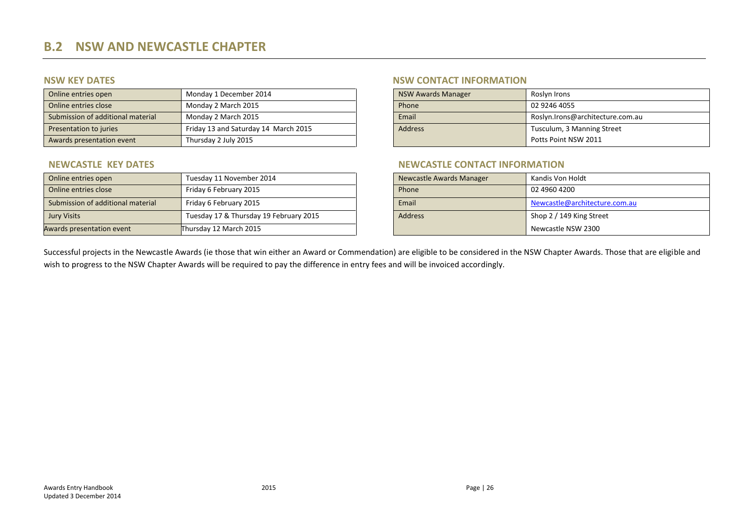# B.2 NSW AND NEWCASTLE CHAPTER

## NSW KEY DATES

| | |
|---|---|
| Online entries open | Monday 1 December 2014 |
| Online entries close | Monday 2 March 2015 |
| Submission of additional material | Monday 2 March 2015 |
| Presentation to juries | Friday 13 and Saturday 14 March 2015 |
| Awards presentation event | Thursday 2 July 2015 |

## NSW CONTACT INFORMATION

| | |
|---|---|
| NSW Awards Manager | Roslyn Irons |
| Phone | 02 9246 4055 |
| Email | Roslyn.Irons@architecture.com.au |
| Address | Tusculum, 3 Manning Street<br>Potts Point NSW 2011 |

## NEWCASTLE KEY DATES

| | |
|---|---|
| Online entries open | Tuesday 11 November 2014 |
| Online entries close | Friday 6 February 2015 |
| Submission of additional material | Friday 6 February 2015 |
| Jury Visits | Tuesday 17 & Thursday 19 February 2015 |
| Awards presentation event | Thursday 12 March 2015 |

## NEWCASTLE CONTACT INFORMATION

| | |
|---|---|
| Newcastle Awards Manager | Kandis Von Holdt |
| Phone | 02 4960 4200 |
| Email | Newcastle@architecture.com.au |
| Address | Shop 2 / 149 King Street<br>Newcastle NSW 2300 |

Successful projects in the Newcastle Awards (ie those that win either an Award or Commendation) are eligible to be considered in the NSW Chapter Awards. Those that are eligible and wish to progress to the NSW Chapter Awards will be required to pay the difference in entry fees and will be invoiced accordingly.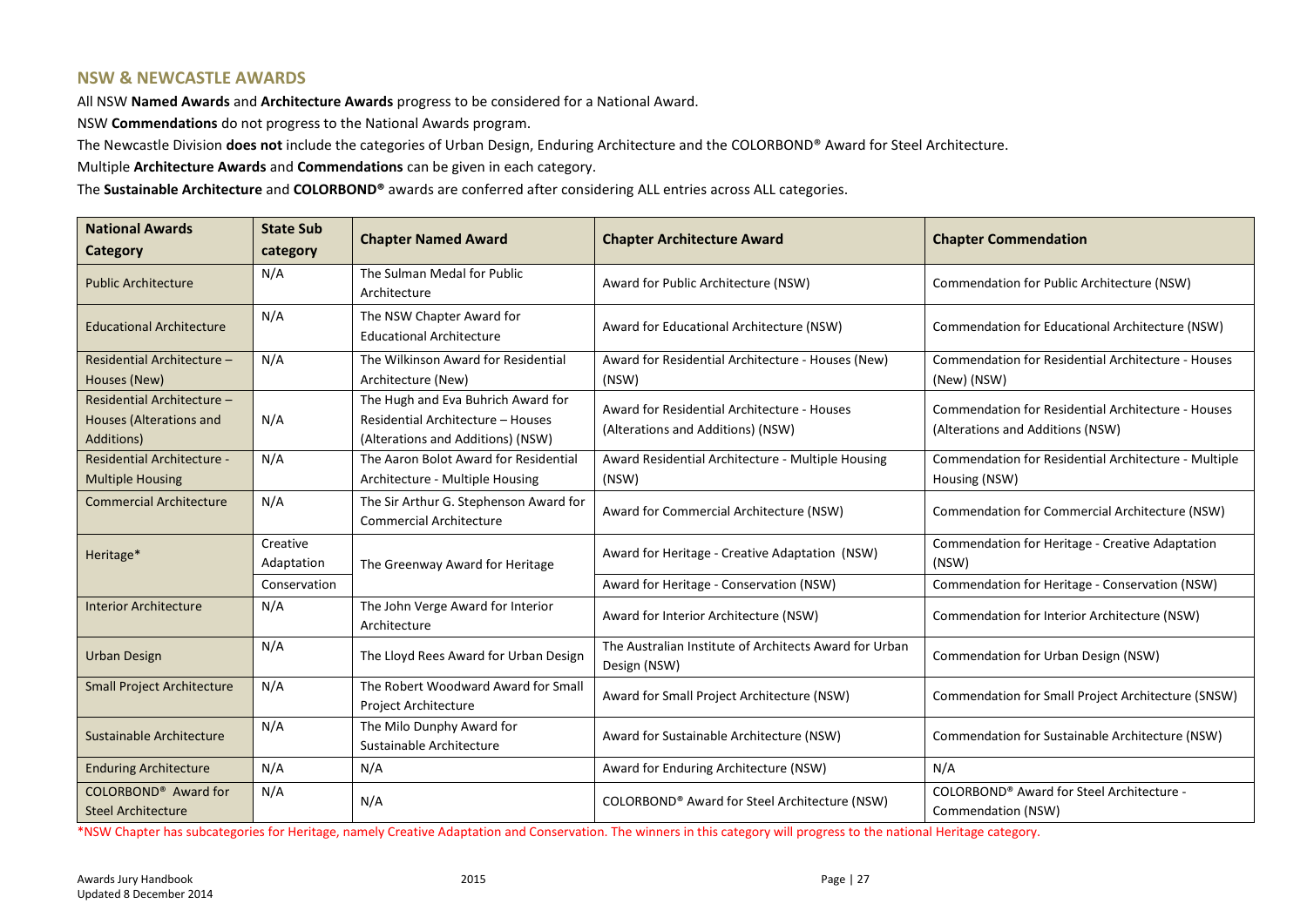## NSW & NEWCASTLE AWARDS

All NSW **Named Awards** and **Architecture Awards** progress to be considered for a National Award.

NSW **Commendations** do not progress to the National Awards program.

The Newcastle Division **does not** include the categories of Urban Design, Enduring Architecture and the COLORBOND® Award for Steel Architecture.

Multiple **Architecture Awards** and **Commendations** can be given in each category.

The **Sustainable Architecture** and **COLORBOND®** awards are conferred after considering ALL entries across ALL categories.

| National Awards Category | State Sub category | Chapter Named Award | Chapter Architecture Award | Chapter Commendation |
|---|---|---|---|---|
| Public Architecture | N/A | The Sulman Medal for Public Architecture | Award for Public Architecture (NSW) | Commendation for Public Architecture (NSW) |
| Educational Architecture | N/A | The NSW Chapter Award for Educational Architecture | Award for Educational Architecture (NSW) | Commendation for Educational Architecture (NSW) |
| Residential Architecture – Houses (New) | N/A | The Wilkinson Award for Residential Architecture (New) | Award for Residential Architecture - Houses (New) (NSW) | Commendation for Residential Architecture - Houses (New) (NSW) |
| Residential Architecture – Houses (Alterations and Additions) | N/A | The Hugh and Eva Buhrich Award for Residential Architecture – Houses (Alterations and Additions) (NSW) | Award for Residential Architecture - Houses (Alterations and Additions) (NSW) | Commendation for Residential Architecture - Houses (Alterations and Additions (NSW) |
| Residential Architecture - Multiple Housing | N/A | The Aaron Bolot Award for Residential Architecture - Multiple Housing | Award Residential Architecture - Multiple Housing (NSW) | Commendation for Residential Architecture - Multiple Housing (NSW) |
| Commercial Architecture | N/A | The Sir Arthur G. Stephenson Award for Commercial Architecture | Award for Commercial Architecture (NSW) | Commendation for Commercial Architecture (NSW) |
| Heritage* | Creative Adaptation | The Greenway Award for Heritage | Award for Heritage - Creative Adaptation (NSW) | Commendation for Heritage - Creative Adaptation (NSW) |
| | Conservation | | Award for Heritage - Conservation (NSW) | Commendation for Heritage - Conservation (NSW) |
| Interior Architecture | N/A | The John Verge Award for Interior Architecture | Award for Interior Architecture (NSW) | Commendation for Interior Architecture (NSW) |
| Urban Design | N/A | The Lloyd Rees Award for Urban Design | The Australian Institute of Architects Award for Urban Design (NSW) | Commendation for Urban Design (NSW) |
| Small Project Architecture | N/A | The Robert Woodward Award for Small Project Architecture | Award for Small Project Architecture (NSW) | Commendation for Small Project Architecture (SNSW) |
| Sustainable Architecture | N/A | The Milo Dunphy Award for Sustainable Architecture | Award for Sustainable Architecture (NSW) | Commendation for Sustainable Architecture (NSW) |
| Enduring Architecture | N/A | N/A | Award for Enduring Architecture (NSW) | N/A |
| COLORBOND® Award for Steel Architecture | N/A | N/A | COLORBOND® Award for Steel Architecture (NSW) | COLORBOND® Award for Steel Architecture - Commendation (NSW) |

*NSW Chapter has subcategories for Heritage, namely Creative Adaptation and Conservation. The winners in this category will progress to the national Heritage category.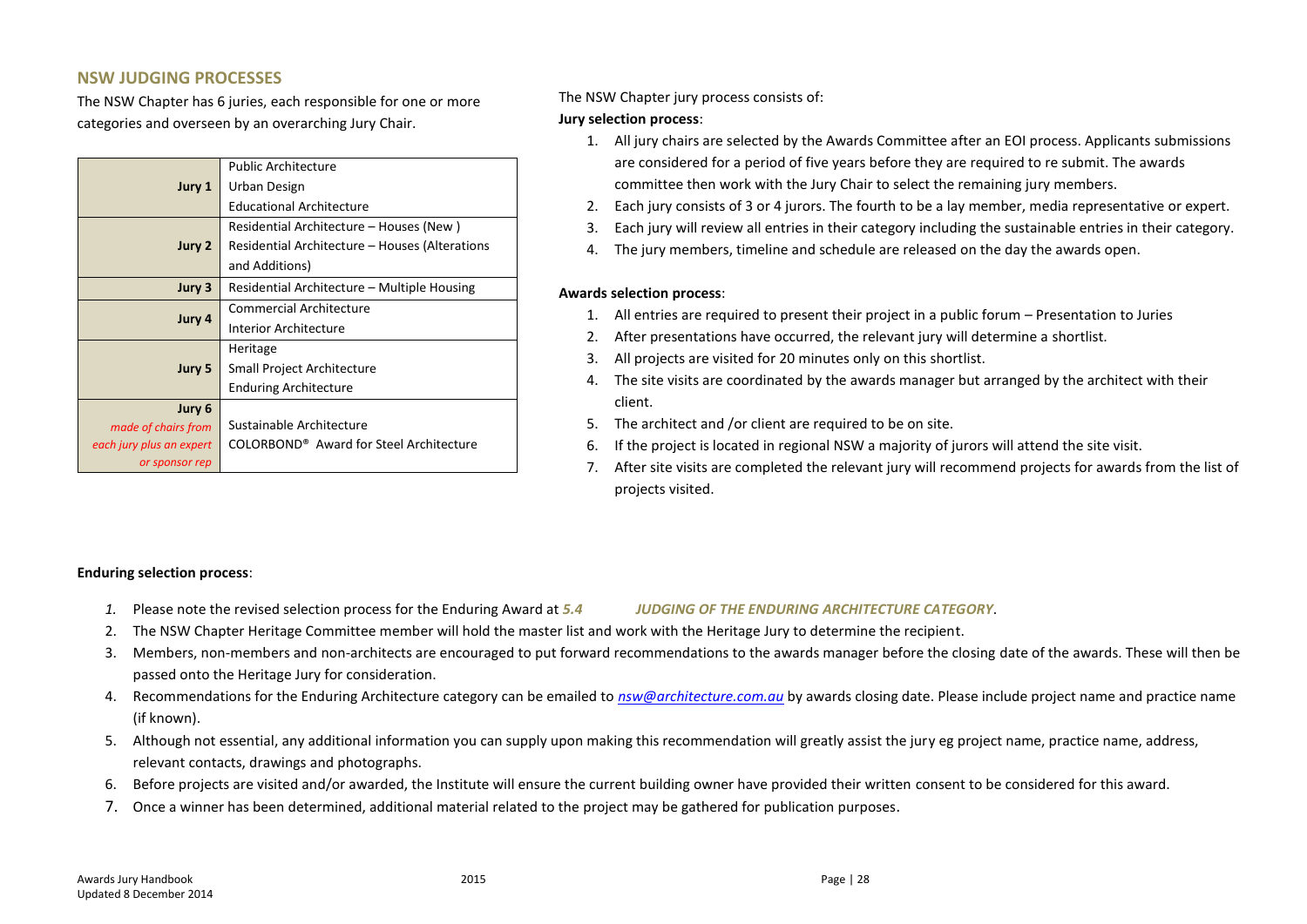## NSW JUDGING PROCESSES

The NSW Chapter has 6 juries, each responsible for one or more categories and overseen by an overarching Jury Chair.

| | |
|---|---|
| **Jury 1** | Public Architecture<br>Urban Design<br>Educational Architecture |
| **Jury 2** | Residential Architecture – Houses (New )<br>Residential Architecture – Houses (Alterations and Additions) |
| **Jury 3** | Residential Architecture – Multiple Housing |
| **Jury 4** | Commercial Architecture<br>Interior Architecture |
| **Jury 5** | Heritage<br>Small Project Architecture<br>Enduring Architecture |
| **Jury 6**<br>*made of chairs from each jury plus an expert or sponsor rep* | Sustainable Architecture<br>COLORBOND® Award for Steel Architecture |

The NSW Chapter jury process consists of:

**Jury selection process**:

1. All jury chairs are selected by the Awards Committee after an EOI process. Applicants submissions are considered for a period of five years before they are required to re submit. The awards committee then work with the Jury Chair to select the remaining jury members.
2. Each jury consists of 3 or 4 jurors. The fourth to be a lay member, media representative or expert.
3. Each jury will review all entries in their category including the sustainable entries in their category.
4. The jury members, timeline and schedule are released on the day the awards open.

**Awards selection process**:

1. All entries are required to present their project in a public forum – Presentation to Juries
2. After presentations have occurred, the relevant jury will determine a shortlist.
3. All projects are visited for 20 minutes only on this shortlist.
4. The site visits are coordinated by the awards manager but arranged by the architect with their client.
5. The architect and /or client are required to be on site.
6. If the project is located in regional NSW a majority of jurors will attend the site visit.
7. After site visits are completed the relevant jury will recommend projects for awards from the list of projects visited.

**Enduring selection process**:

1. Please note the revised selection process for the Enduring Award at ***5.4 JUDGING OF THE ENDURING ARCHITECTURE CATEGORY***.
2. The NSW Chapter Heritage Committee member will hold the master list and work with the Heritage Jury to determine the recipient.
3. Members, non-members and non-architects are encouraged to put forward recommendations to the awards manager before the closing date of the awards. These will then be passed onto the Heritage Jury for consideration.
4. Recommendations for the Enduring Architecture category can be emailed to *nsw@architecture.com.au* by awards closing date. Please include project name and practice name (if known).
5. Although not essential, any additional information you can supply upon making this recommendation will greatly assist the jury eg project name, practice name, address, relevant contacts, drawings and photographs.
6. Before projects are visited and/or awarded, the Institute will ensure the current building owner have provided their written consent to be considered for this award.
7. Once a winner has been determined, additional material related to the project may be gathered for publication purposes.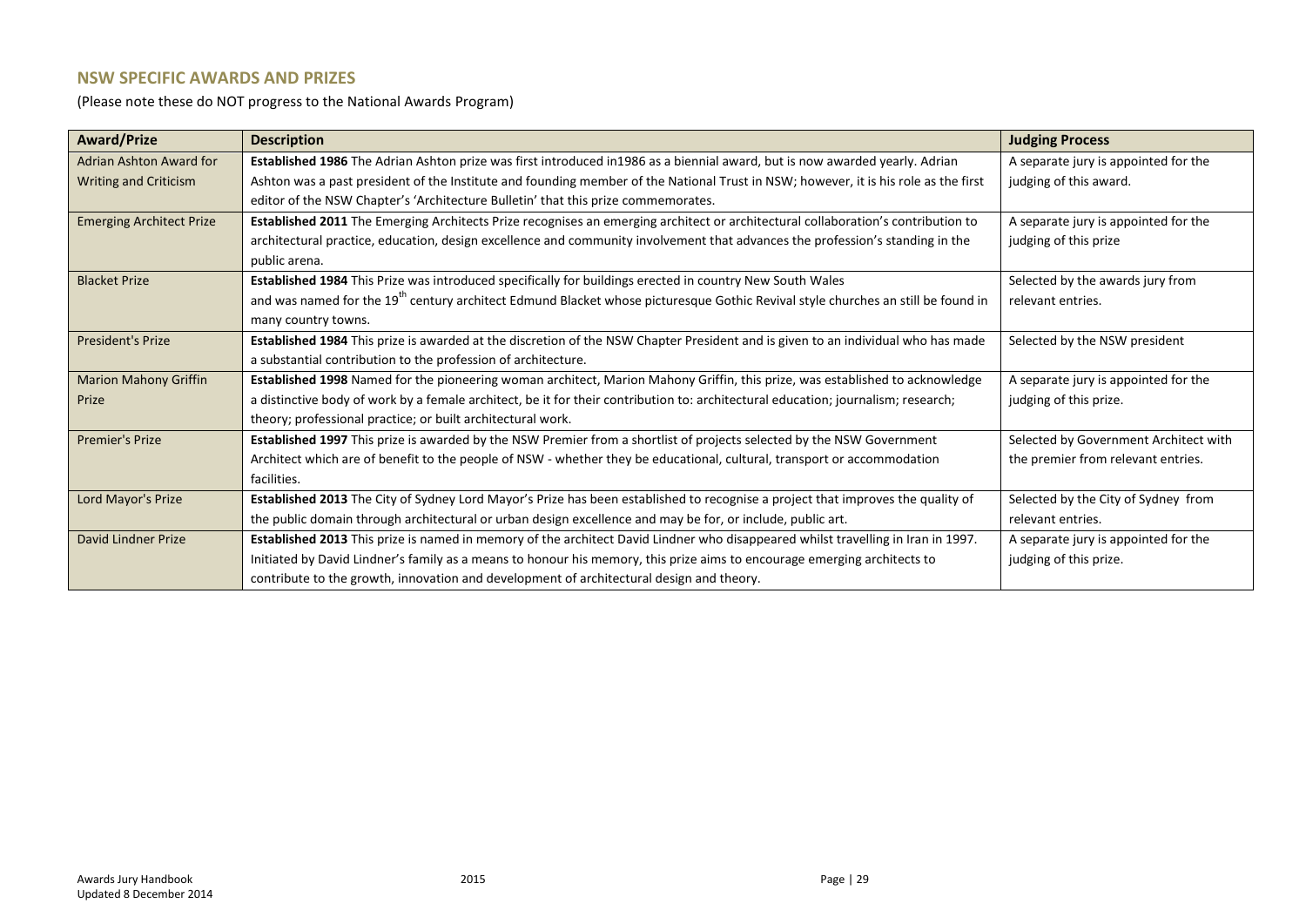## NSW SPECIFIC AWARDS AND PRIZES

(Please note these do NOT progress to the National Awards Program)

| Award/Prize | Description | Judging Process |
|---|---|---|
| Adrian Ashton Award for Writing and Criticism | **Established 1986** The Adrian Ashton prize was first introduced in1986 as a biennial award, but is now awarded yearly. Adrian Ashton was a past president of the Institute and founding member of the National Trust in NSW; however, it is his role as the first editor of the NSW Chapter's 'Architecture Bulletin' that this prize commemorates. | A separate jury is appointed for the judging of this award. |
| Emerging Architect Prize | **Established 2011** The Emerging Architects Prize recognises an emerging architect or architectural collaboration's contribution to architectural practice, education, design excellence and community involvement that advances the profession's standing in the public arena. | A separate jury is appointed for the judging of this prize |
| Blacket Prize | **Established 1984** This Prize was introduced specifically for buildings erected in country New South Wales and was named for the 19th century architect Edmund Blacket whose picturesque Gothic Revival style churches an still be found in many country towns. | Selected by the awards jury from relevant entries. |
| President's Prize | **Established 1984** This prize is awarded at the discretion of the NSW Chapter President and is given to an individual who has made a substantial contribution to the profession of architecture. | Selected by the NSW president |
| Marion Mahony Griffin Prize | **Established 1998** Named for the pioneering woman architect, Marion Mahony Griffin, this prize, was established to acknowledge a distinctive body of work by a female architect, be it for their contribution to: architectural education; journalism; research; theory; professional practice; or built architectural work. | A separate jury is appointed for the judging of this prize. |
| Premier's Prize | **Established 1997** This prize is awarded by the NSW Premier from a shortlist of projects selected by the NSW Government Architect which are of benefit to the people of NSW - whether they be educational, cultural, transport or accommodation facilities. | Selected by Government Architect with the premier from relevant entries. |
| Lord Mayor's Prize | **Established 2013** The City of Sydney Lord Mayor's Prize has been established to recognise a project that improves the quality of the public domain through architectural or urban design excellence and may be for, or include, public art. | Selected by the City of Sydney from relevant entries. |
| David Lindner Prize | **Established 2013** This prize is named in memory of the architect David Lindner who disappeared whilst travelling in Iran in 1997. Initiated by David Lindner's family as a means to honour his memory, this prize aims to encourage emerging architects to contribute to the growth, innovation and development of architectural design and theory. | A separate jury is appointed for the judging of this prize. |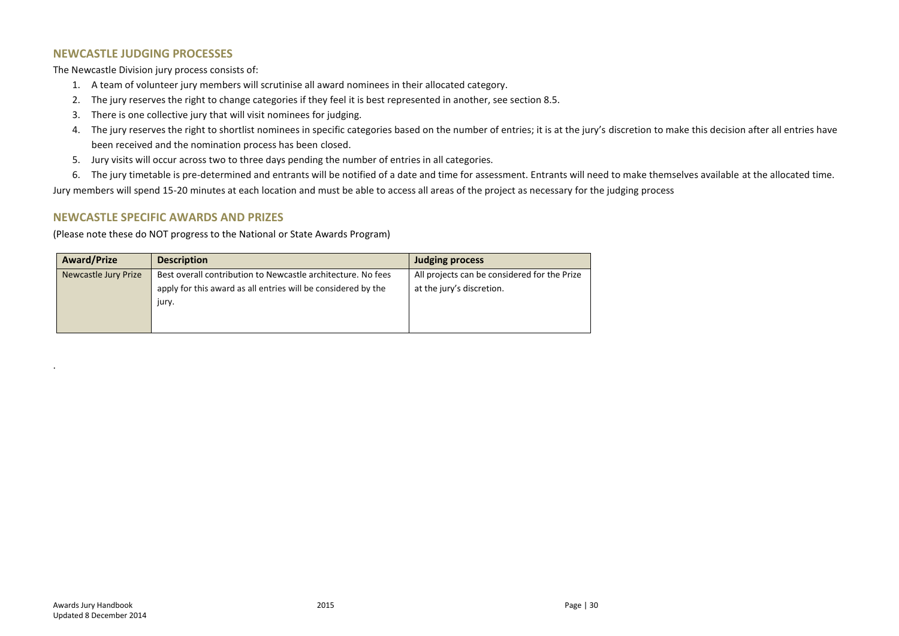## NEWCASTLE JUDGING PROCESSES

The Newcastle Division jury process consists of:

1. A team of volunteer jury members will scrutinise all award nominees in their allocated category.
2. The jury reserves the right to change categories if they feel it is best represented in another, see section 8.5.
3. There is one collective jury that will visit nominees for judging.
4. The jury reserves the right to shortlist nominees in specific categories based on the number of entries; it is at the jury's discretion to make this decision after all entries have been received and the nomination process has been closed.
5. Jury visits will occur across two to three days pending the number of entries in all categories.
6. The jury timetable is pre-determined and entrants will be notified of a date and time for assessment. Entrants will need to make themselves available at the allocated time.

Jury members will spend 15-20 minutes at each location and must be able to access all areas of the project as necessary for the judging process

## NEWCASTLE SPECIFIC AWARDS AND PRIZES

(Please note these do NOT progress to the National or State Awards Program)

| Award/Prize | Description | Judging process |
| --- | --- | --- |
| Newcastle Jury Prize | Best overall contribution to Newcastle architecture. No fees apply for this award as all entries will be considered by the jury. | All projects can be considered for the Prize at the jury's discretion. |

.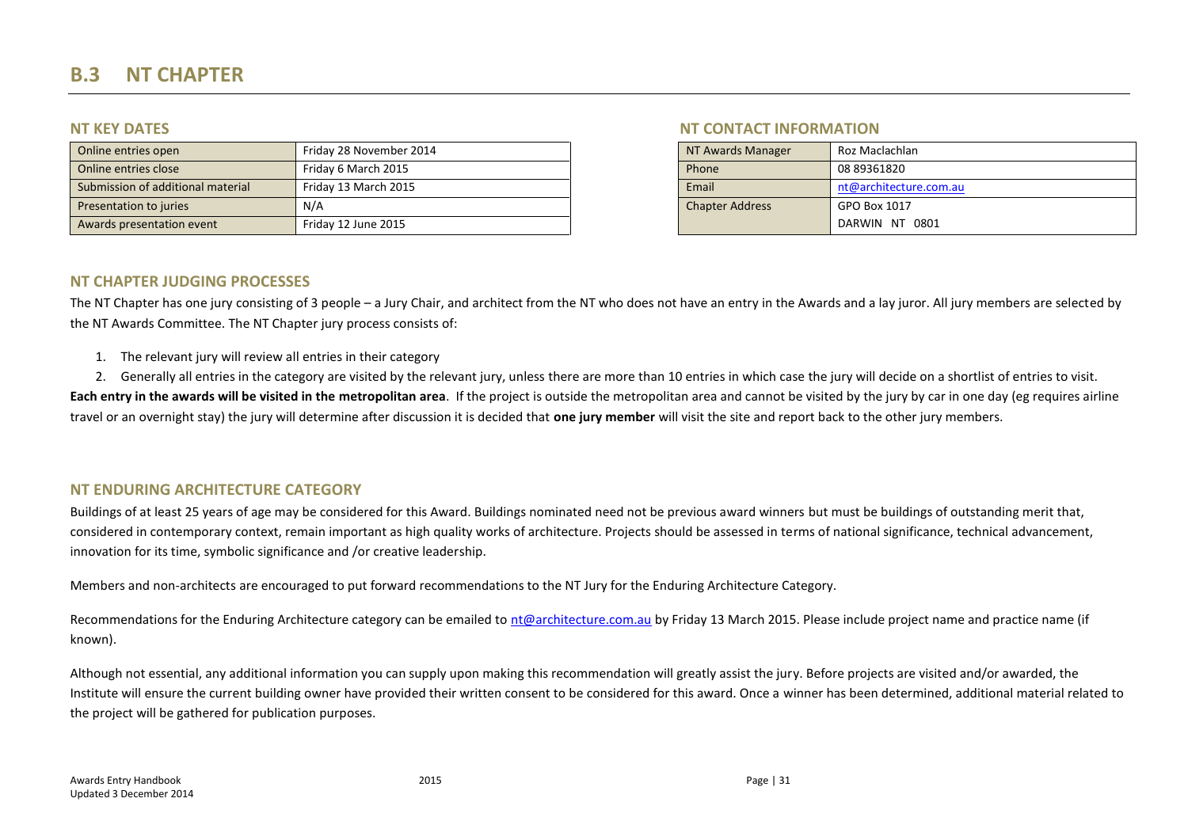# B.3 NT CHAPTER

## NT KEY DATES

| | |
|---|---|
| Online entries open | Friday 28 November 2014 |
| Online entries close | Friday 6 March 2015 |
| Submission of additional material | Friday 13 March 2015 |
| Presentation to juries | N/A |
| Awards presentation event | Friday 12 June 2015 |

## NT CONTACT INFORMATION

| | |
|---|---|
| NT Awards Manager | Roz Maclachlan |
| Phone | 08 89361820 |
| Email | nt@architecture.com.au |
| Chapter Address | GPO Box 1017<br>DARWIN NT 0801 |

## NT CHAPTER JUDGING PROCESSES

The NT Chapter has one jury consisting of 3 people – a Jury Chair, and architect from the NT who does not have an entry in the Awards and a lay juror. All jury members are selected by the NT Awards Committee. The NT Chapter jury process consists of:

1. The relevant jury will review all entries in their category
2. Generally all entries in the category are visited by the relevant jury, unless there are more than 10 entries in which case the jury will decide on a shortlist of entries to visit.

**Each entry in the awards will be visited in the metropolitan area**. If the project is outside the metropolitan area and cannot be visited by the jury by car in one day (eg requires airline travel or an overnight stay) the jury will determine after discussion it is decided that **one jury member** will visit the site and report back to the other jury members.

## NT ENDURING ARCHITECTURE CATEGORY

Buildings of at least 25 years of age may be considered for this Award. Buildings nominated need not be previous award winners but must be buildings of outstanding merit that, considered in contemporary context, remain important as high quality works of architecture. Projects should be assessed in terms of national significance, technical advancement, innovation for its time, symbolic significance and /or creative leadership.

Members and non-architects are encouraged to put forward recommendations to the NT Jury for the Enduring Architecture Category.

Recommendations for the Enduring Architecture category can be emailed to nt@architecture.com.au by Friday 13 March 2015. Please include project name and practice name (if known).

Although not essential, any additional information you can supply upon making this recommendation will greatly assist the jury. Before projects are visited and/or awarded, the Institute will ensure the current building owner have provided their written consent to be considered for this award. Once a winner has been determined, additional material related to the project will be gathered for publication purposes.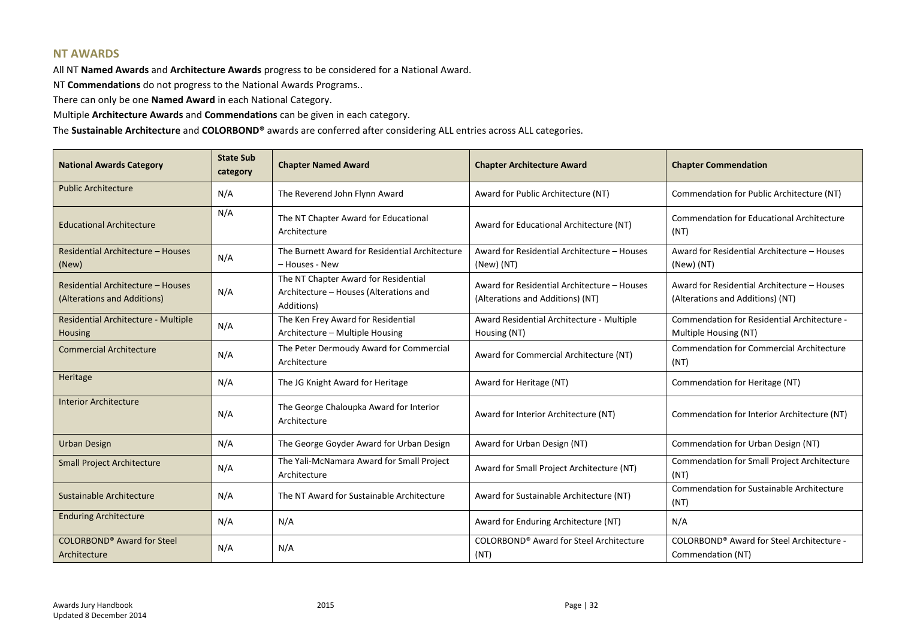## NT AWARDS

All NT **Named Awards** and **Architecture Awards** progress to be considered for a National Award.

NT **Commendations** do not progress to the National Awards Programs..

There can only be one **Named Award** in each National Category.

Multiple **Architecture Awards** and **Commendations** can be given in each category.

The **Sustainable Architecture** and **COLORBOND®** awards are conferred after considering ALL entries across ALL categories.

| National Awards Category | State Sub category | Chapter Named Award | Chapter Architecture Award | Chapter Commendation |
|---|---|---|---|---|
| Public Architecture | N/A | The Reverend John Flynn Award | Award for Public Architecture (NT) | Commendation for Public Architecture (NT) |
| Educational Architecture | N/A | The NT Chapter Award for Educational Architecture | Award for Educational Architecture (NT) | Commendation for Educational Architecture (NT) |
| Residential Architecture – Houses (New) | N/A | The Burnett Award for Residential Architecture – Houses - New | Award for Residential Architecture – Houses (New) (NT) | Award for Residential Architecture – Houses (New) (NT) |
| Residential Architecture – Houses (Alterations and Additions) | N/A | The NT Chapter Award for Residential Architecture – Houses (Alterations and Additions) | Award for Residential Architecture – Houses (Alterations and Additions) (NT) | Award for Residential Architecture – Houses (Alterations and Additions) (NT) |
| Residential Architecture - Multiple Housing | N/A | The Ken Frey Award for Residential Architecture – Multiple Housing | Award Residential Architecture - Multiple Housing (NT) | Commendation for Residential Architecture - Multiple Housing (NT) |
| Commercial Architecture | N/A | The Peter Dermoudy Award for Commercial Architecture | Award for Commercial Architecture (NT) | Commendation for Commercial Architecture (NT) |
| Heritage | N/A | The JG Knight Award for Heritage | Award for Heritage (NT) | Commendation for Heritage (NT) |
| Interior Architecture | N/A | The George Chaloupka Award for Interior Architecture | Award for Interior Architecture (NT) | Commendation for Interior Architecture (NT) |
| Urban Design | N/A | The George Goyder Award for Urban Design | Award for Urban Design (NT) | Commendation for Urban Design (NT) |
| Small Project Architecture | N/A | The Yali-McNamara Award for Small Project Architecture | Award for Small Project Architecture (NT) | Commendation for Small Project Architecture (NT) |
| Sustainable Architecture | N/A | The NT Award for Sustainable Architecture | Award for Sustainable Architecture (NT) | Commendation for Sustainable Architecture (NT) |
| Enduring Architecture | N/A | N/A | Award for Enduring Architecture (NT) | N/A |
| COLORBOND® Award for Steel Architecture | N/A | N/A | COLORBOND® Award for Steel Architecture (NT) | COLORBOND® Award for Steel Architecture - Commendation (NT) |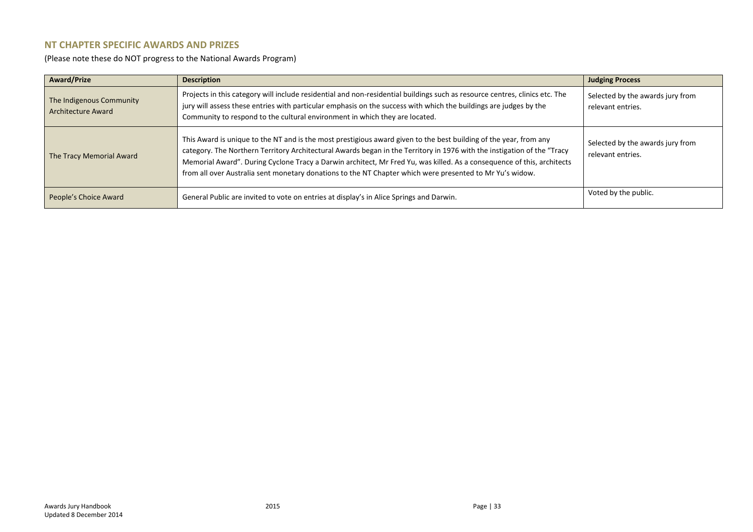## NT CHAPTER SPECIFIC AWARDS AND PRIZES

(Please note these do NOT progress to the National Awards Program)

| Award/Prize | Description | Judging Process |
| --- | --- | --- |
| The Indigenous Community Architecture Award | Projects in this category will include residential and non-residential buildings such as resource centres, clinics etc. The jury will assess these entries with particular emphasis on the success with which the buildings are judges by the Community to respond to the cultural environment in which they are located. | Selected by the awards jury from relevant entries. |
| The Tracy Memorial Award | This Award is unique to the NT and is the most prestigious award given to the best building of the year, from any category. The Northern Territory Architectural Awards began in the Territory in 1976 with the instigation of the "Tracy Memorial Award". During Cyclone Tracy a Darwin architect, Mr Fred Yu, was killed. As a consequence of this, architects from all over Australia sent monetary donations to the NT Chapter which were presented to Mr Yu's widow. | Selected by the awards jury from relevant entries. |
| People's Choice Award | General Public are invited to vote on entries at display's in Alice Springs and Darwin. | Voted by the public. |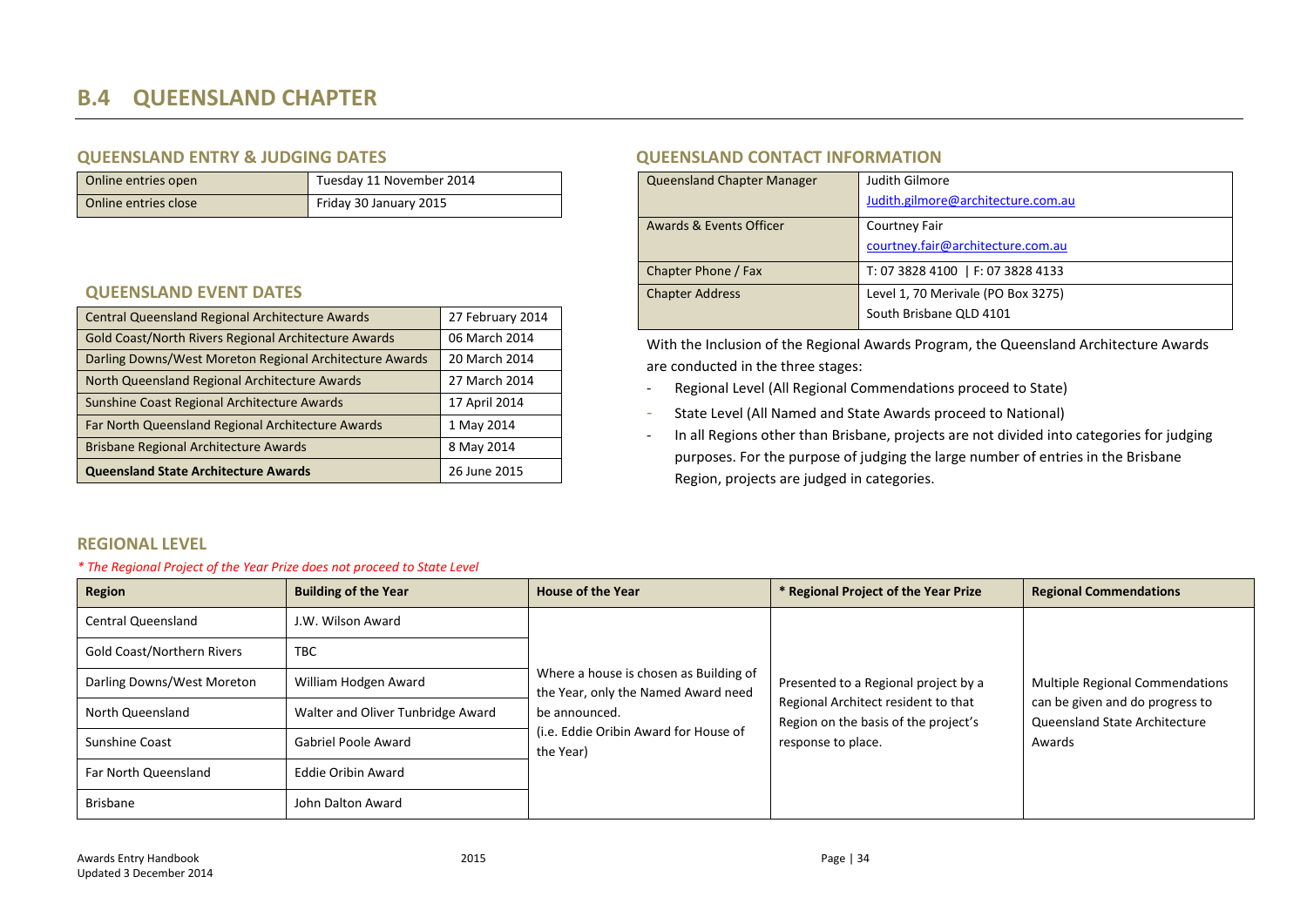# B.4 QUEENSLAND CHAPTER

## QUEENSLAND ENTRY & JUDGING DATES

| | |
|---|---|
| Online entries open | Tuesday 11 November 2014 |
| Online entries close | Friday 30 January 2015 |

## QUEENSLAND EVENT DATES

| | |
|---|---|
| Central Queensland Regional Architecture Awards | 27 February 2014 |
| Gold Coast/North Rivers Regional Architecture Awards | 06 March 2014 |
| Darling Downs/West Moreton Regional Architecture Awards | 20 March 2014 |
| North Queensland Regional Architecture Awards | 27 March 2014 |
| Sunshine Coast Regional Architecture Awards | 17 April 2014 |
| Far North Queensland Regional Architecture Awards | 1 May 2014 |
| Brisbane Regional Architecture Awards | 8 May 2014 |
| **Queensland State Architecture Awards** | 26 June 2015 |

## QUEENSLAND CONTACT INFORMATION

| | |
|---|---|
| Queensland Chapter Manager | Judith Gilmore<br>Judith.gilmore@architecture.com.au |
| Awards & Events Officer | Courtney Fair<br>courtney.fair@architecture.com.au |
| Chapter Phone / Fax | T: 07 3828 4100 \| F: 07 3828 4133 |
| Chapter Address | Level 1, 70 Merivale (PO Box 3275)<br>South Brisbane QLD 4101 |

With the Inclusion of the Regional Awards Program, the Queensland Architecture Awards are conducted in the three stages:

- Regional Level (All Regional Commendations proceed to State)
- State Level (All Named and State Awards proceed to National)
- In all Regions other than Brisbane, projects are not divided into categories for judging purposes. For the purpose of judging the large number of entries in the Brisbane Region, projects are judged in categories.

## REGIONAL LEVEL

*\* The Regional Project of the Year Prize does not proceed to State Level*

| Region | Building of the Year | House of the Year | * Regional Project of the Year Prize | Regional Commendations |
|---|---|---|---|---|
| Central Queensland | J.W. Wilson Award | Where a house is chosen as Building of the Year, only the Named Award need be announced. (i.e. Eddie Oribin Award for House of the Year) | Presented to a Regional project by a Regional Architect resident to that Region on the basis of the project's response to place. | Multiple Regional Commendations can be given and do progress to Queensland State Architecture Awards |
| Gold Coast/Northern Rivers | TBC | | | |
| Darling Downs/West Moreton | William Hodgen Award | | | |
| North Queensland | Walter and Oliver Tunbridge Award | | | |
| Sunshine Coast | Gabriel Poole Award | | | |
| Far North Queensland | Eddie Oribin Award | | | |
| Brisbane | John Dalton Award | | | |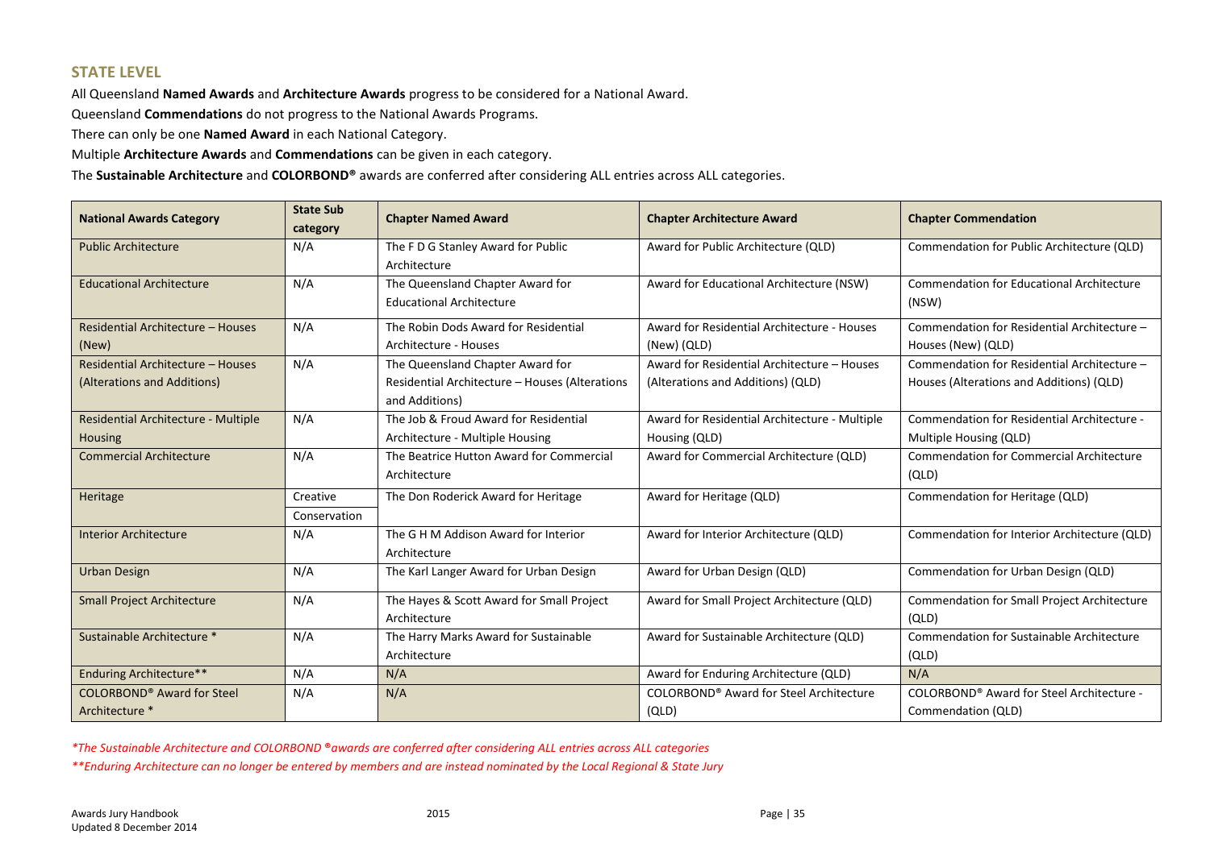## STATE LEVEL

All Queensland **Named Awards** and **Architecture Awards** progress to be considered for a National Award.

Queensland **Commendations** do not progress to the National Awards Programs.

There can only be one **Named Award** in each National Category.

Multiple **Architecture Awards** and **Commendations** can be given in each category.

The **Sustainable Architecture** and **COLORBOND®** awards are conferred after considering ALL entries across ALL categories.

| National Awards Category | State Sub category | Chapter Named Award | Chapter Architecture Award | Chapter Commendation |
|---|---|---|---|---|
| Public Architecture | N/A | The F D G Stanley Award for Public Architecture | Award for Public Architecture (QLD) | Commendation for Public Architecture (QLD) |
| Educational Architecture | N/A | The Queensland Chapter Award for Educational Architecture | Award for Educational Architecture (NSW) | Commendation for Educational Architecture (NSW) |
| Residential Architecture – Houses (New) | N/A | The Robin Dods Award for Residential Architecture - Houses | Award for Residential Architecture - Houses (New) (QLD) | Commendation for Residential Architecture – Houses (New) (QLD) |
| Residential Architecture – Houses (Alterations and Additions) | N/A | The Queensland Chapter Award for Residential Architecture – Houses (Alterations and Additions) | Award for Residential Architecture – Houses (Alterations and Additions) (QLD) | Commendation for Residential Architecture – Houses (Alterations and Additions) (QLD) |
| Residential Architecture - Multiple Housing | N/A | The Job & Froud Award for Residential Architecture - Multiple Housing | Award for Residential Architecture - Multiple Housing (QLD) | Commendation for Residential Architecture - Multiple Housing (QLD) |
| Commercial Architecture | N/A | The Beatrice Hutton Award for Commercial Architecture | Award for Commercial Architecture (QLD) | Commendation for Commercial Architecture (QLD) |
| Heritage | Creative<br>Conservation | The Don Roderick Award for Heritage | Award for Heritage (QLD) | Commendation for Heritage (QLD) |
| Interior Architecture | N/A | The G H M Addison Award for Interior Architecture | Award for Interior Architecture (QLD) | Commendation for Interior Architecture (QLD) |
| Urban Design | N/A | The Karl Langer Award for Urban Design | Award for Urban Design (QLD) | Commendation for Urban Design (QLD) |
| Small Project Architecture | N/A | The Hayes & Scott Award for Small Project Architecture | Award for Small Project Architecture (QLD) | Commendation for Small Project Architecture (QLD) |
| Sustainable Architecture * | N/A | The Harry Marks Award for Sustainable Architecture | Award for Sustainable Architecture (QLD) | Commendation for Sustainable Architecture (QLD) |
| Enduring Architecture** | N/A | N/A | Award for Enduring Architecture (QLD) | N/A |
| COLORBOND® Award for Steel Architecture * | N/A | N/A | COLORBOND® Award for Steel Architecture (QLD) | COLORBOND® Award for Steel Architecture - Commendation (QLD) |

*\*The Sustainable Architecture and COLORBOND ®awards are conferred after considering ALL entries across ALL categories*

*\*\*Enduring Architecture can no longer be entered by members and are instead nominated by the Local Regional & State Jury*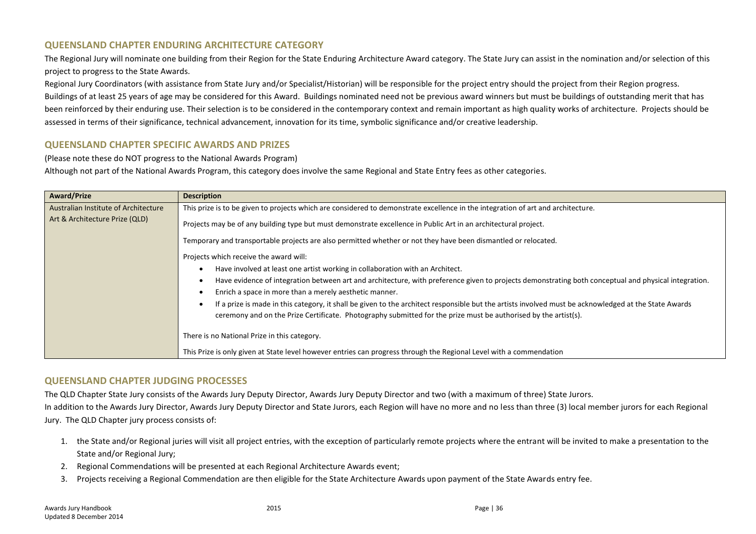## QUEENSLAND CHAPTER ENDURING ARCHITECTURE CATEGORY

The Regional Jury will nominate one building from their Region for the State Enduring Architecture Award category. The State Jury can assist in the nomination and/or selection of this project to progress to the State Awards.

Regional Jury Coordinators (with assistance from State Jury and/or Specialist/Historian) will be responsible for the project entry should the project from their Region progress.

Buildings of at least 25 years of age may be considered for this Award. Buildings nominated need not be previous award winners but must be buildings of outstanding merit that has been reinforced by their enduring use. Their selection is to be considered in the contemporary context and remain important as high quality works of architecture. Projects should be assessed in terms of their significance, technical advancement, innovation for its time, symbolic significance and/or creative leadership.

## QUEENSLAND CHAPTER SPECIFIC AWARDS AND PRIZES

(Please note these do NOT progress to the National Awards Program)

Although not part of the National Awards Program, this category does involve the same Regional and State Entry fees as other categories.

| Award/Prize | Description |
|---|---|
| Australian Institute of Architecture Art & Architecture Prize (QLD) | This prize is to be given to projects which are considered to demonstrate excellence in the integration of art and architecture.<br><br>Projects may be of any building type but must demonstrate excellence in Public Art in an architectural project.<br><br>Temporary and transportable projects are also permitted whether or not they have been dismantled or relocated.<br><br>Projects which receive the award will:<br>• Have involved at least one artist working in collaboration with an Architect.<br>• Have evidence of integration between art and architecture, with preference given to projects demonstrating both conceptual and physical integration.<br>• Enrich a space in more than a merely aesthetic manner.<br>• If a prize is made in this category, it shall be given to the architect responsible but the artists involved must be acknowledged at the State Awards ceremony and on the Prize Certificate. Photography submitted for the prize must be authorised by the artist(s).<br><br>There is no National Prize in this category.<br><br>This Prize is only given at State level however entries can progress through the Regional Level with a commendation |

## QUEENSLAND CHAPTER JUDGING PROCESSES

The QLD Chapter State Jury consists of the Awards Jury Deputy Director, Awards Jury Deputy Director and two (with a maximum of three) State Jurors.

In addition to the Awards Jury Director, Awards Jury Deputy Director and State Jurors, each Region will have no more and no less than three (3) local member jurors for each Regional Jury. The QLD Chapter jury process consists of:

1. the State and/or Regional juries will visit all project entries, with the exception of particularly remote projects where the entrant will be invited to make a presentation to the State and/or Regional Jury;
2. Regional Commendations will be presented at each Regional Architecture Awards event;
3. Projects receiving a Regional Commendation are then eligible for the State Architecture Awards upon payment of the State Awards entry fee.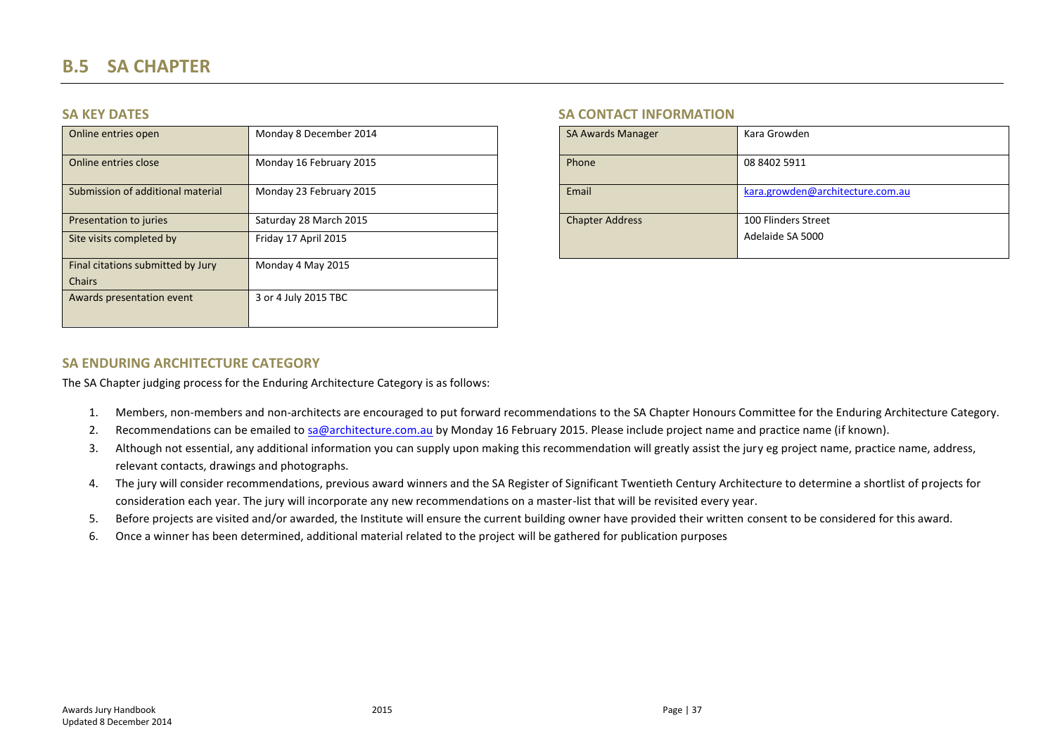# B.5 SA CHAPTER

## SA KEY DATES

| | |
|---|---|
| Online entries open | Monday 8 December 2014 |
| Online entries close | Monday 16 February 2015 |
| Submission of additional material | Monday 23 February 2015 |
| Presentation to juries | Saturday 28 March 2015 |
| Site visits completed by | Friday 17 April 2015 |
| Final citations submitted by Jury Chairs | Monday 4 May 2015 |
| Awards presentation event | 3 or 4 July 2015 TBC |

## SA CONTACT INFORMATION

| | |
|---|---|
| SA Awards Manager | Kara Growden |
| Phone | 08 8402 5911 |
| Email | kara.growden@architecture.com.au |
| Chapter Address | 100 Flinders Street<br>Adelaide SA 5000 |

## SA ENDURING ARCHITECTURE CATEGORY

The SA Chapter judging process for the Enduring Architecture Category is as follows:

1. Members, non-members and non-architects are encouraged to put forward recommendations to the SA Chapter Honours Committee for the Enduring Architecture Category.
2. Recommendations can be emailed to sa@architecture.com.au by Monday 16 February 2015. Please include project name and practice name (if known).
3. Although not essential, any additional information you can supply upon making this recommendation will greatly assist the jury eg project name, practice name, address, relevant contacts, drawings and photographs.
4. The jury will consider recommendations, previous award winners and the SA Register of Significant Twentieth Century Architecture to determine a shortlist of projects for consideration each year. The jury will incorporate any new recommendations on a master-list that will be revisited every year.
5. Before projects are visited and/or awarded, the Institute will ensure the current building owner have provided their written consent to be considered for this award.
6. Once a winner has been determined, additional material related to the project will be gathered for publication purposes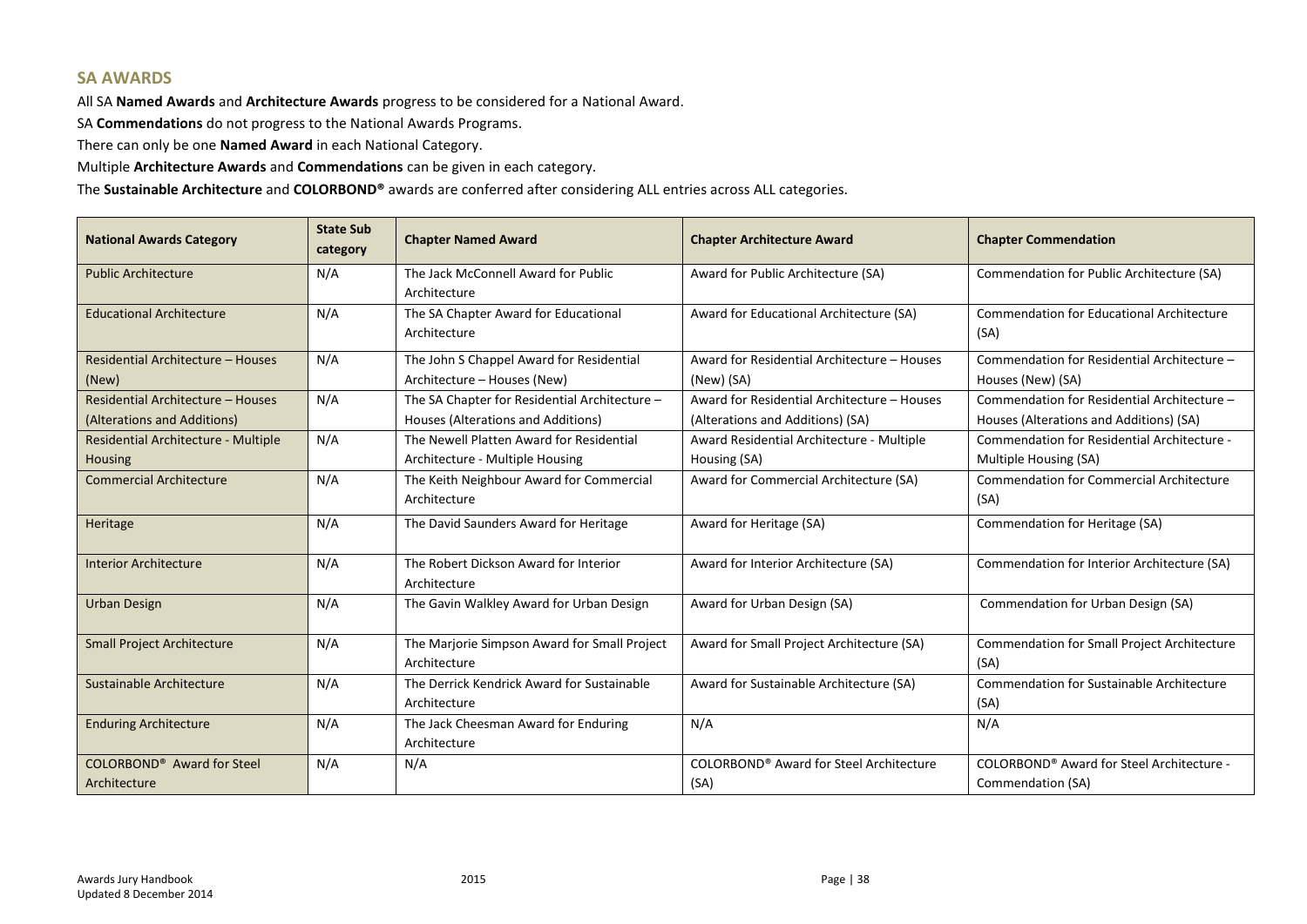## SA AWARDS

All SA **Named Awards** and **Architecture Awards** progress to be considered for a National Award.

SA **Commendations** do not progress to the National Awards Programs.

There can only be one **Named Award** in each National Category.

Multiple **Architecture Awards** and **Commendations** can be given in each category.

The **Sustainable Architecture** and **COLORBOND®** awards are conferred after considering ALL entries across ALL categories.

| National Awards Category | State Sub category | Chapter Named Award | Chapter Architecture Award | Chapter Commendation |
|---|---|---|---|---|
| Public Architecture | N/A | The Jack McConnell Award for Public Architecture | Award for Public Architecture (SA) | Commendation for Public Architecture (SA) |
| Educational Architecture | N/A | The SA Chapter Award for Educational Architecture | Award for Educational Architecture (SA) | Commendation for Educational Architecture (SA) |
| Residential Architecture – Houses (New) | N/A | The John S Chappel Award for Residential Architecture – Houses (New) | Award for Residential Architecture – Houses (New) (SA) | Commendation for Residential Architecture – Houses (New) (SA) |
| Residential Architecture – Houses (Alterations and Additions) | N/A | The SA Chapter for Residential Architecture – Houses (Alterations and Additions) | Award for Residential Architecture – Houses (Alterations and Additions) (SA) | Commendation for Residential Architecture – Houses (Alterations and Additions) (SA) |
| Residential Architecture - Multiple Housing | N/A | The Newell Platten Award for Residential Architecture - Multiple Housing | Award Residential Architecture - Multiple Housing (SA) | Commendation for Residential Architecture - Multiple Housing (SA) |
| Commercial Architecture | N/A | The Keith Neighbour Award for Commercial Architecture | Award for Commercial Architecture (SA) | Commendation for Commercial Architecture (SA) |
| Heritage | N/A | The David Saunders Award for Heritage | Award for Heritage (SA) | Commendation for Heritage (SA) |
| Interior Architecture | N/A | The Robert Dickson Award for Interior Architecture | Award for Interior Architecture (SA) | Commendation for Interior Architecture (SA) |
| Urban Design | N/A | The Gavin Walkley Award for Urban Design | Award for Urban Design (SA) | Commendation for Urban Design (SA) |
| Small Project Architecture | N/A | The Marjorie Simpson Award for Small Project Architecture | Award for Small Project Architecture (SA) | Commendation for Small Project Architecture (SA) |
| Sustainable Architecture | N/A | The Derrick Kendrick Award for Sustainable Architecture | Award for Sustainable Architecture (SA) | Commendation for Sustainable Architecture (SA) |
| Enduring Architecture | N/A | The Jack Cheesman Award for Enduring Architecture | N/A | N/A |
| COLORBOND® Award for Steel Architecture | N/A | N/A | COLORBOND® Award for Steel Architecture (SA) | COLORBOND® Award for Steel Architecture - Commendation (SA) |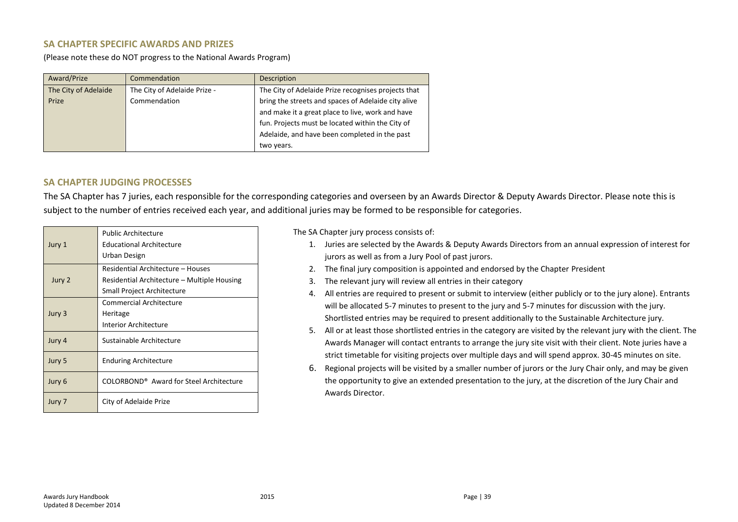## SA CHAPTER SPECIFIC AWARDS AND PRIZES

(Please note these do NOT progress to the National Awards Program)

| Award/Prize | Commendation | Description |
|---|---|---|
| The City of Adelaide Prize | The City of Adelaide Prize - Commendation | The City of Adelaide Prize recognises projects that bring the streets and spaces of Adelaide city alive and make it a great place to live, work and have fun. Projects must be located within the City of Adelaide, and have been completed in the past two years. |

## SA CHAPTER JUDGING PROCESSES

The SA Chapter has 7 juries, each responsible for the corresponding categories and overseen by an Awards Director & Deputy Awards Director. Please note this is subject to the number of entries received each year, and additional juries may be formed to be responsible for categories.

| Jury | Categories |
|---|---|
| Jury 1 | Public Architecture<br>Educational Architecture<br>Urban Design |
| Jury 2 | Residential Architecture – Houses<br>Residential Architecture – Multiple Housing<br>Small Project Architecture |
| Jury 3 | Commercial Architecture<br>Heritage<br>Interior Architecture |
| Jury 4 | Sustainable Architecture |
| Jury 5 | Enduring Architecture |
| Jury 6 | COLORBOND® Award for Steel Architecture |
| Jury 7 | City of Adelaide Prize |

The SA Chapter jury process consists of:

1. Juries are selected by the Awards & Deputy Awards Directors from an annual expression of interest for jurors as well as from a Jury Pool of past jurors.
2. The final jury composition is appointed and endorsed by the Chapter President
3. The relevant jury will review all entries in their category
4. All entries are required to present or submit to interview (either publicly or to the jury alone). Entrants will be allocated 5-7 minutes to present to the jury and 5-7 minutes for discussion with the jury. Shortlisted entries may be required to present additionally to the Sustainable Architecture jury.
5. All or at least those shortlisted entries in the category are visited by the relevant jury with the client. The Awards Manager will contact entrants to arrange the jury site visit with their client. Note juries have a strict timetable for visiting projects over multiple days and will spend approx. 30-45 minutes on site.
6. Regional projects will be visited by a smaller number of jurors or the Jury Chair only, and may be given the opportunity to give an extended presentation to the jury, at the discretion of the Jury Chair and Awards Director.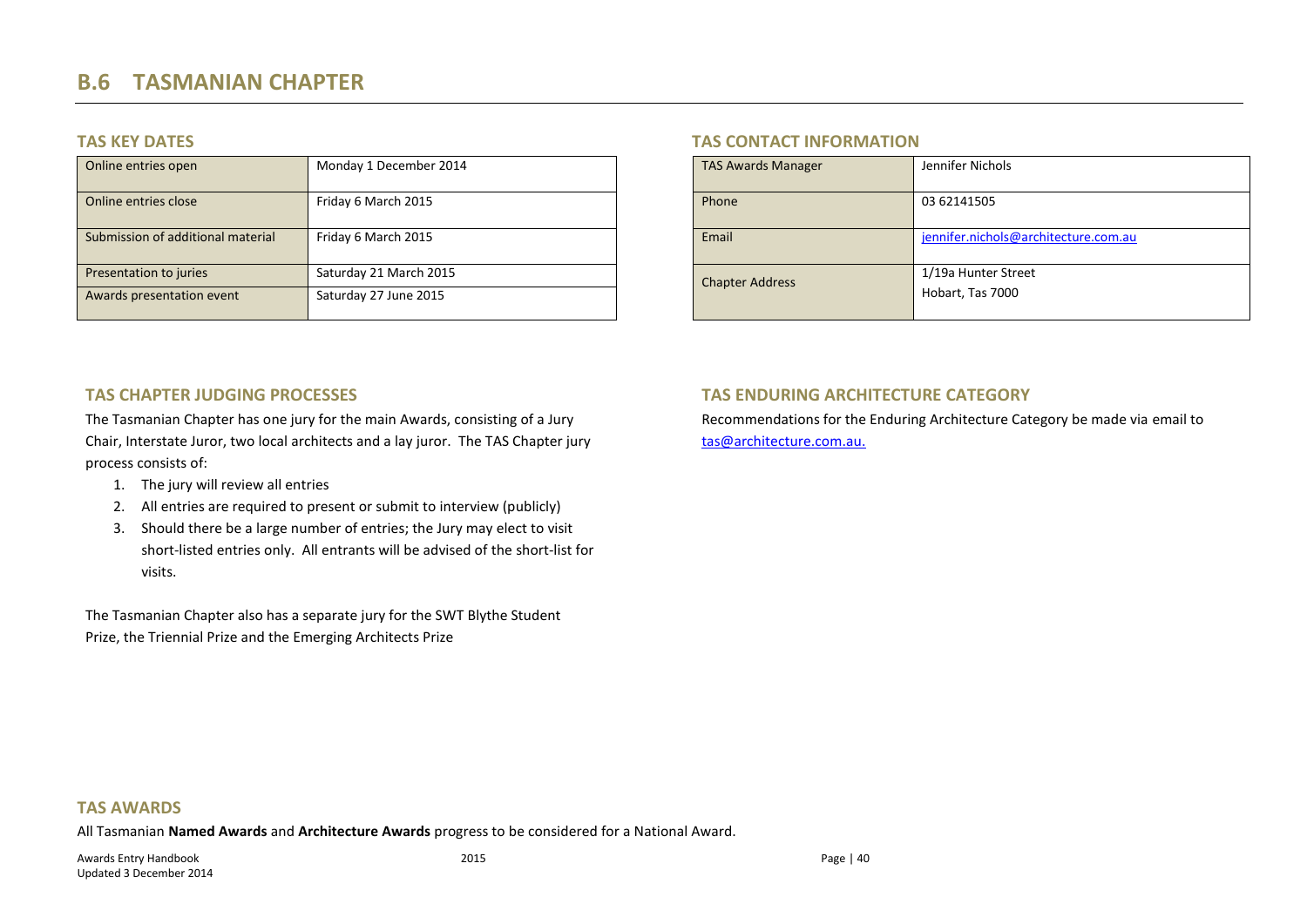# B.6 TASMANIAN CHAPTER

## TAS KEY DATES

| | |
|---|---|
| Online entries open | Monday 1 December 2014 |
| Online entries close | Friday 6 March 2015 |
| Submission of additional material | Friday 6 March 2015 |
| Presentation to juries | Saturday 21 March 2015 |
| Awards presentation event | Saturday 27 June 2015 |

## TAS CONTACT INFORMATION

| | |
|---|---|
| TAS Awards Manager | Jennifer Nichols |
| Phone | 03 62141505 |
| Email | jennifer.nichols@architecture.com.au |
| Chapter Address | 1/19a Hunter Street<br>Hobart, Tas 7000 |

## TAS CHAPTER JUDGING PROCESSES

The Tasmanian Chapter has one jury for the main Awards, consisting of a Jury Chair, Interstate Juror, two local architects and a lay juror. The TAS Chapter jury process consists of:

1. The jury will review all entries
2. All entries are required to present or submit to interview (publicly)
3. Should there be a large number of entries; the Jury may elect to visit short-listed entries only. All entrants will be advised of the short-list for visits.

The Tasmanian Chapter also has a separate jury for the SWT Blythe Student Prize, the Triennial Prize and the Emerging Architects Prize

## TAS ENDURING ARCHITECTURE CATEGORY

Recommendations for the Enduring Architecture Category be made via email to tas@architecture.com.au.

## TAS AWARDS

All Tasmanian **Named Awards** and **Architecture Awards** progress to be considered for a National Award.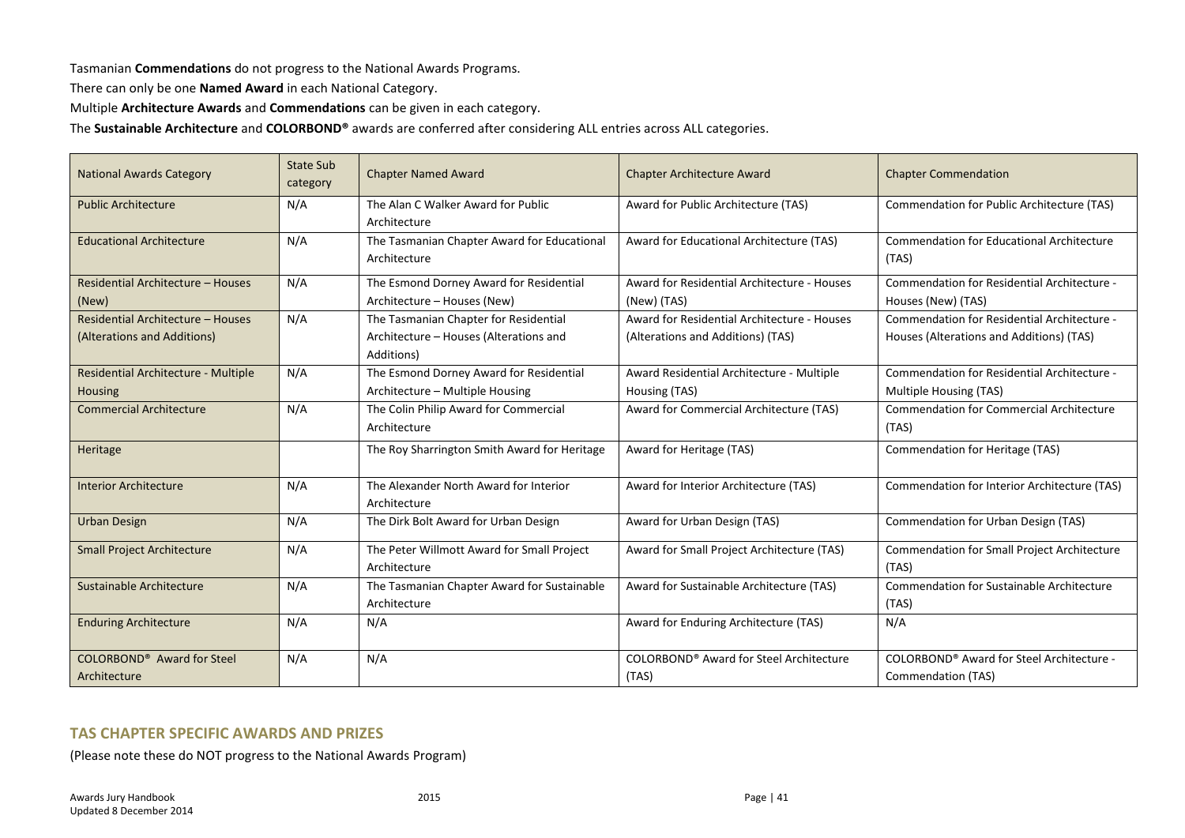Tasmanian **Commendations** do not progress to the National Awards Programs.

There can only be one **Named Award** in each National Category.

Multiple **Architecture Awards** and **Commendations** can be given in each category.

The **Sustainable Architecture** and **COLORBOND®** awards are conferred after considering ALL entries across ALL categories.

| National Awards Category | State Sub category | Chapter Named Award | Chapter Architecture Award | Chapter Commendation |
|---|---|---|---|---|
| Public Architecture | N/A | The Alan C Walker Award for Public Architecture | Award for Public Architecture (TAS) | Commendation for Public Architecture (TAS) |
| Educational Architecture | N/A | The Tasmanian Chapter Award for Educational Architecture | Award for Educational Architecture (TAS) | Commendation for Educational Architecture (TAS) |
| Residential Architecture – Houses (New) | N/A | The Esmond Dorney Award for Residential Architecture – Houses (New) | Award for Residential Architecture - Houses (New) (TAS) | Commendation for Residential Architecture - Houses (New) (TAS) |
| Residential Architecture – Houses (Alterations and Additions) | N/A | The Tasmanian Chapter for Residential Architecture – Houses (Alterations and Additions) | Award for Residential Architecture - Houses (Alterations and Additions) (TAS) | Commendation for Residential Architecture - Houses (Alterations and Additions) (TAS) |
| Residential Architecture - Multiple Housing | N/A | The Esmond Dorney Award for Residential Architecture – Multiple Housing | Award Residential Architecture - Multiple Housing (TAS) | Commendation for Residential Architecture - Multiple Housing (TAS) |
| Commercial Architecture | N/A | The Colin Philip Award for Commercial Architecture | Award for Commercial Architecture (TAS) | Commendation for Commercial Architecture (TAS) |
| Heritage | | The Roy Sharrington Smith Award for Heritage | Award for Heritage (TAS) | Commendation for Heritage (TAS) |
| Interior Architecture | N/A | The Alexander North Award for Interior Architecture | Award for Interior Architecture (TAS) | Commendation for Interior Architecture (TAS) |
| Urban Design | N/A | The Dirk Bolt Award for Urban Design | Award for Urban Design (TAS) | Commendation for Urban Design (TAS) |
| Small Project Architecture | N/A | The Peter Willmott Award for Small Project Architecture | Award for Small Project Architecture (TAS) | Commendation for Small Project Architecture (TAS) |
| Sustainable Architecture | N/A | The Tasmanian Chapter Award for Sustainable Architecture | Award for Sustainable Architecture (TAS) | Commendation for Sustainable Architecture (TAS) |
| Enduring Architecture | N/A | N/A | Award for Enduring Architecture (TAS) | N/A |
| COLORBOND® Award for Steel Architecture | N/A | N/A | COLORBOND® Award for Steel Architecture (TAS) | COLORBOND® Award for Steel Architecture - Commendation (TAS) |

## TAS CHAPTER SPECIFIC AWARDS AND PRIZES

(Please note these do NOT progress to the National Awards Program)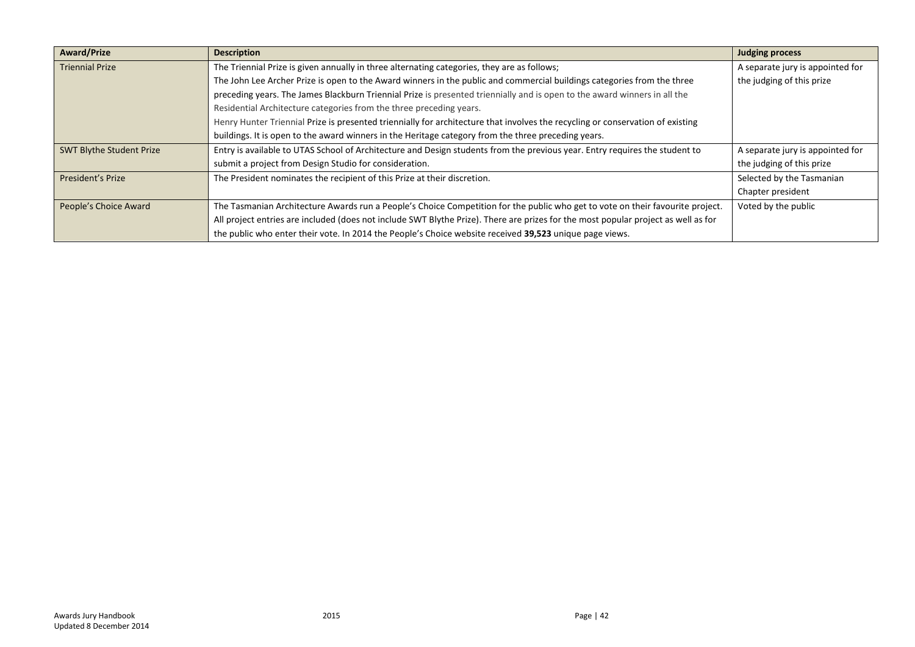| Award/Prize | Description | Judging process |
| --- | --- | --- |
| Triennial Prize | The Triennial Prize is given annually in three alternating categories, they are as follows; The John Lee Archer Prize is open to the Award winners in the public and commercial buildings categories from the three preceding years. The James Blackburn Triennial Prize is presented triennially and is open to the award winners in all the Residential Architecture categories from the three preceding years. Henry Hunter Triennial Prize is presented triennially for architecture that involves the recycling or conservation of existing buildings. It is open to the award winners in the Heritage category from the three preceding years. | A separate jury is appointed for the judging of this prize |
| SWT Blythe Student Prize | Entry is available to UTAS School of Architecture and Design students from the previous year. Entry requires the student to submit a project from Design Studio for consideration. | A separate jury is appointed for the judging of this prize |
| President's Prize | The President nominates the recipient of this Prize at their discretion. | Selected by the Tasmanian Chapter president |
| People's Choice Award | The Tasmanian Architecture Awards run a People's Choice Competition for the public who get to vote on their favourite project. All project entries are included (does not include SWT Blythe Prize). There are prizes for the most popular project as well as for the public who enter their vote. In 2014 the People's Choice website received **39,523** unique page views. | Voted by the public |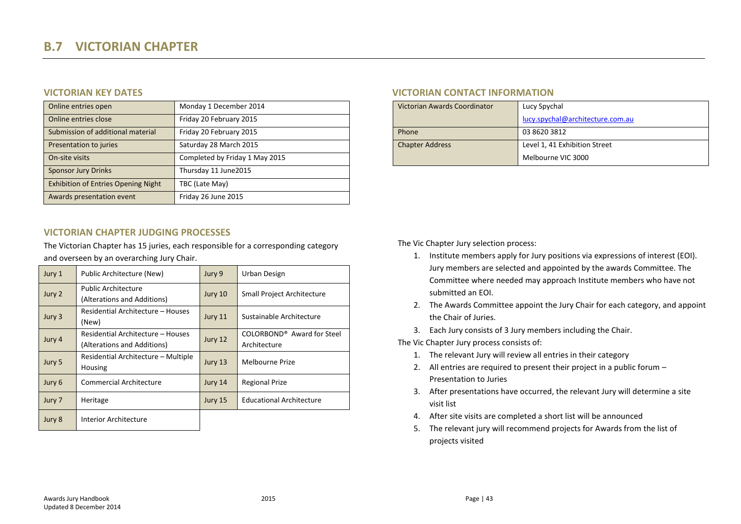# B.7 VICTORIAN CHAPTER

## VICTORIAN KEY DATES

| | |
|---|---|
| Online entries open | Monday 1 December 2014 |
| Online entries close | Friday 20 February 2015 |
| Submission of additional material | Friday 20 February 2015 |
| Presentation to juries | Saturday 28 March 2015 |
| On-site visits | Completed by Friday 1 May 2015 |
| Sponsor Jury Drinks | Thursday 11 June2015 |
| Exhibition of Entries Opening Night | TBC (Late May) |
| Awards presentation event | Friday 26 June 2015 |

## VICTORIAN CONTACT INFORMATION

| | |
|---|---|
| Victorian Awards Coordinator | Lucy Spychal<br>lucy.spychal@architecture.com.au |
| Phone | 03 8620 3812 |
| Chapter Address | Level 1, 41 Exhibition Street<br>Melbourne VIC 3000 |

## VICTORIAN CHAPTER JUDGING PROCESSES

The Victorian Chapter has 15 juries, each responsible for a corresponding category and overseen by an overarching Jury Chair.

| | | | |
|---|---|---|---|
| Jury 1 | Public Architecture (New) | Jury 9 | Urban Design |
| Jury 2 | Public Architecture (Alterations and Additions) | Jury 10 | Small Project Architecture |
| Jury 3 | Residential Architecture – Houses (New) | Jury 11 | Sustainable Architecture |
| Jury 4 | Residential Architecture – Houses (Alterations and Additions) | Jury 12 | COLORBOND® Award for Steel Architecture |
| Jury 5 | Residential Architecture – Multiple Housing | Jury 13 | Melbourne Prize |
| Jury 6 | Commercial Architecture | Jury 14 | Regional Prize |
| Jury 7 | Heritage | Jury 15 | Educational Architecture |
| Jury 8 | Interior Architecture | | |

The Vic Chapter Jury selection process:

1. Institute members apply for Jury positions via expressions of interest (EOI). Jury members are selected and appointed by the awards Committee. The Committee where needed may approach Institute members who have not submitted an EOI.
2. The Awards Committee appoint the Jury Chair for each category, and appoint the Chair of Juries.
3. Each Jury consists of 3 Jury members including the Chair.

The Vic Chapter Jury process consists of:

1. The relevant Jury will review all entries in their category
2. All entries are required to present their project in a public forum – Presentation to Juries
3. After presentations have occurred, the relevant Jury will determine a site visit list
4. After site visits are completed a short list will be announced
5. The relevant jury will recommend projects for Awards from the list of projects visited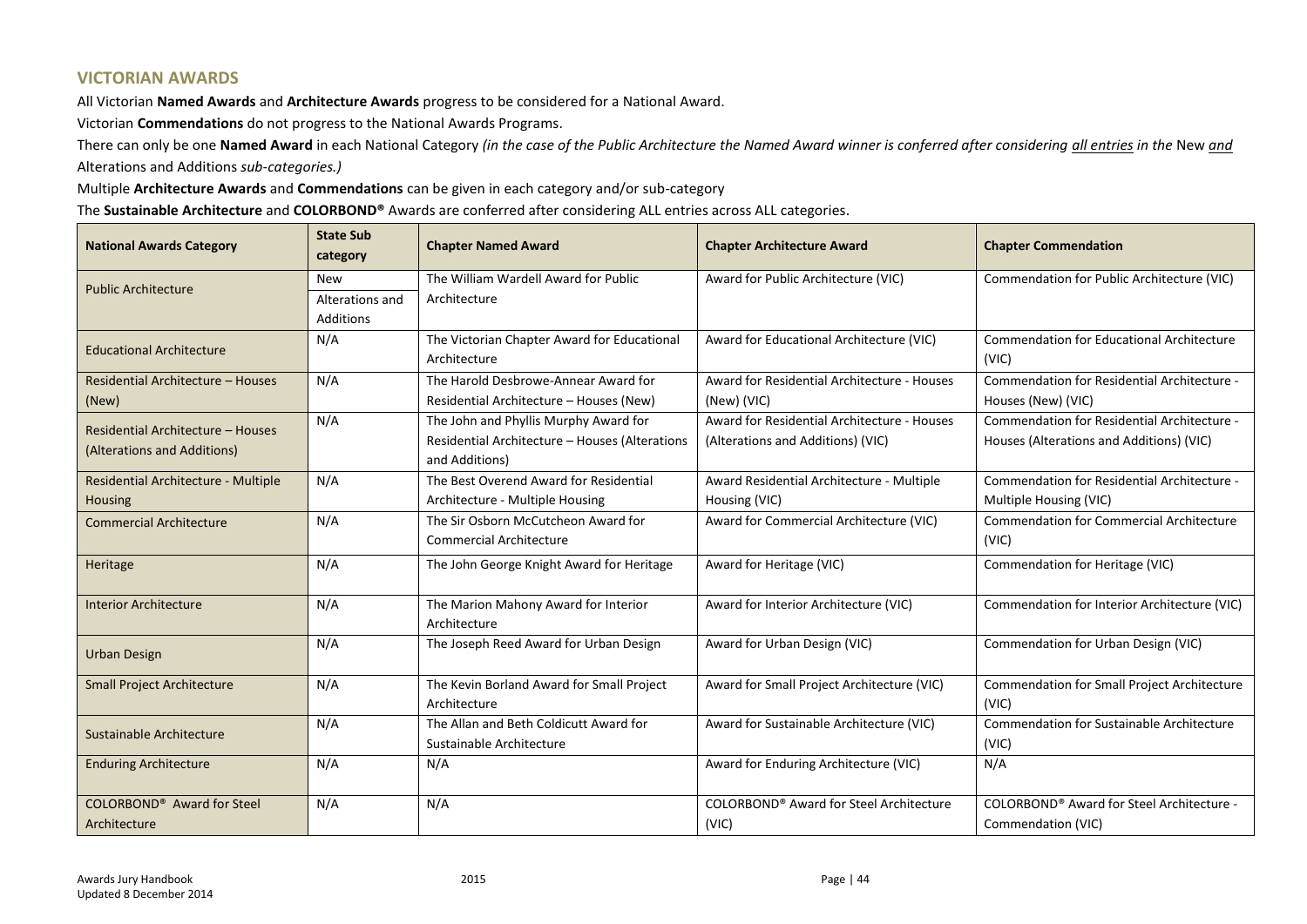## VICTORIAN AWARDS

All Victorian **Named Awards** and **Architecture Awards** progress to be considered for a National Award.

Victorian **Commendations** do not progress to the National Awards Programs.

There can only be one **Named Award** in each National Category *(in the case of the Public Architecture the Named Award winner is conferred after considering all entries in the* New *and* Alterations and Additions *sub-categories.)*

Multiple **Architecture Awards** and **Commendations** can be given in each category and/or sub-category

The **Sustainable Architecture** and **COLORBOND®** Awards are conferred after considering ALL entries across ALL categories.

| National Awards Category | State Sub category | Chapter Named Award | Chapter Architecture Award | Chapter Commendation |
|---|---|---|---|---|
| Public Architecture | New<br>Alterations and Additions | The William Wardell Award for Public Architecture | Award for Public Architecture (VIC) | Commendation for Public Architecture (VIC) |
| Educational Architecture | N/A | The Victorian Chapter Award for Educational Architecture | Award for Educational Architecture (VIC) | Commendation for Educational Architecture (VIC) |
| Residential Architecture – Houses (New) | N/A | The Harold Desbrowe-Annear Award for Residential Architecture – Houses (New) | Award for Residential Architecture - Houses (New) (VIC) | Commendation for Residential Architecture - Houses (New) (VIC) |
| Residential Architecture – Houses (Alterations and Additions) | N/A | The John and Phyllis Murphy Award for Residential Architecture – Houses (Alterations and Additions) | Award for Residential Architecture - Houses (Alterations and Additions) (VIC) | Commendation for Residential Architecture - Houses (Alterations and Additions) (VIC) |
| Residential Architecture - Multiple Housing | N/A | The Best Overend Award for Residential Architecture - Multiple Housing | Award Residential Architecture - Multiple Housing (VIC) | Commendation for Residential Architecture - Multiple Housing (VIC) |
| Commercial Architecture | N/A | The Sir Osborn McCutcheon Award for Commercial Architecture | Award for Commercial Architecture (VIC) | Commendation for Commercial Architecture (VIC) |
| Heritage | N/A | The John George Knight Award for Heritage | Award for Heritage (VIC) | Commendation for Heritage (VIC) |
| Interior Architecture | N/A | The Marion Mahony Award for Interior Architecture | Award for Interior Architecture (VIC) | Commendation for Interior Architecture (VIC) |
| Urban Design | N/A | The Joseph Reed Award for Urban Design | Award for Urban Design (VIC) | Commendation for Urban Design (VIC) |
| Small Project Architecture | N/A | The Kevin Borland Award for Small Project Architecture | Award for Small Project Architecture (VIC) | Commendation for Small Project Architecture (VIC) |
| Sustainable Architecture | N/A | The Allan and Beth Coldicutt Award for Sustainable Architecture | Award for Sustainable Architecture (VIC) | Commendation for Sustainable Architecture (VIC) |
| Enduring Architecture | N/A | N/A | Award for Enduring Architecture (VIC) | N/A |
| COLORBOND® Award for Steel Architecture | N/A | N/A | COLORBOND® Award for Steel Architecture (VIC) | COLORBOND® Award for Steel Architecture - Commendation (VIC) |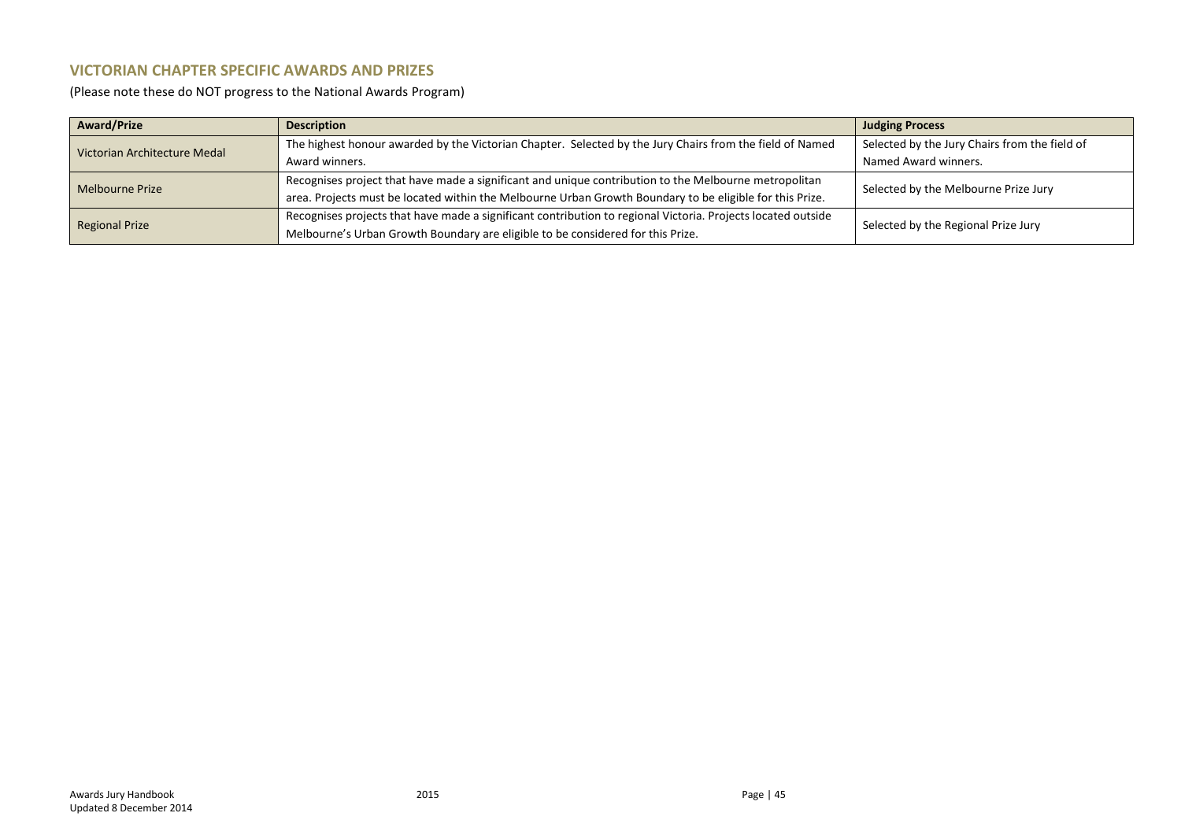## VICTORIAN CHAPTER SPECIFIC AWARDS AND PRIZES

(Please note these do NOT progress to the National Awards Program)

| Award/Prize | Description | Judging Process |
|---|---|---|
| Victorian Architecture Medal | The highest honour awarded by the Victorian Chapter. Selected by the Jury Chairs from the field of Named Award winners. | Selected by the Jury Chairs from the field of Named Award winners. |
| Melbourne Prize | Recognises project that have made a significant and unique contribution to the Melbourne metropolitan area. Projects must be located within the Melbourne Urban Growth Boundary to be eligible for this Prize. | Selected by the Melbourne Prize Jury |
| Regional Prize | Recognises projects that have made a significant contribution to regional Victoria. Projects located outside Melbourne's Urban Growth Boundary are eligible to be considered for this Prize. | Selected by the Regional Prize Jury |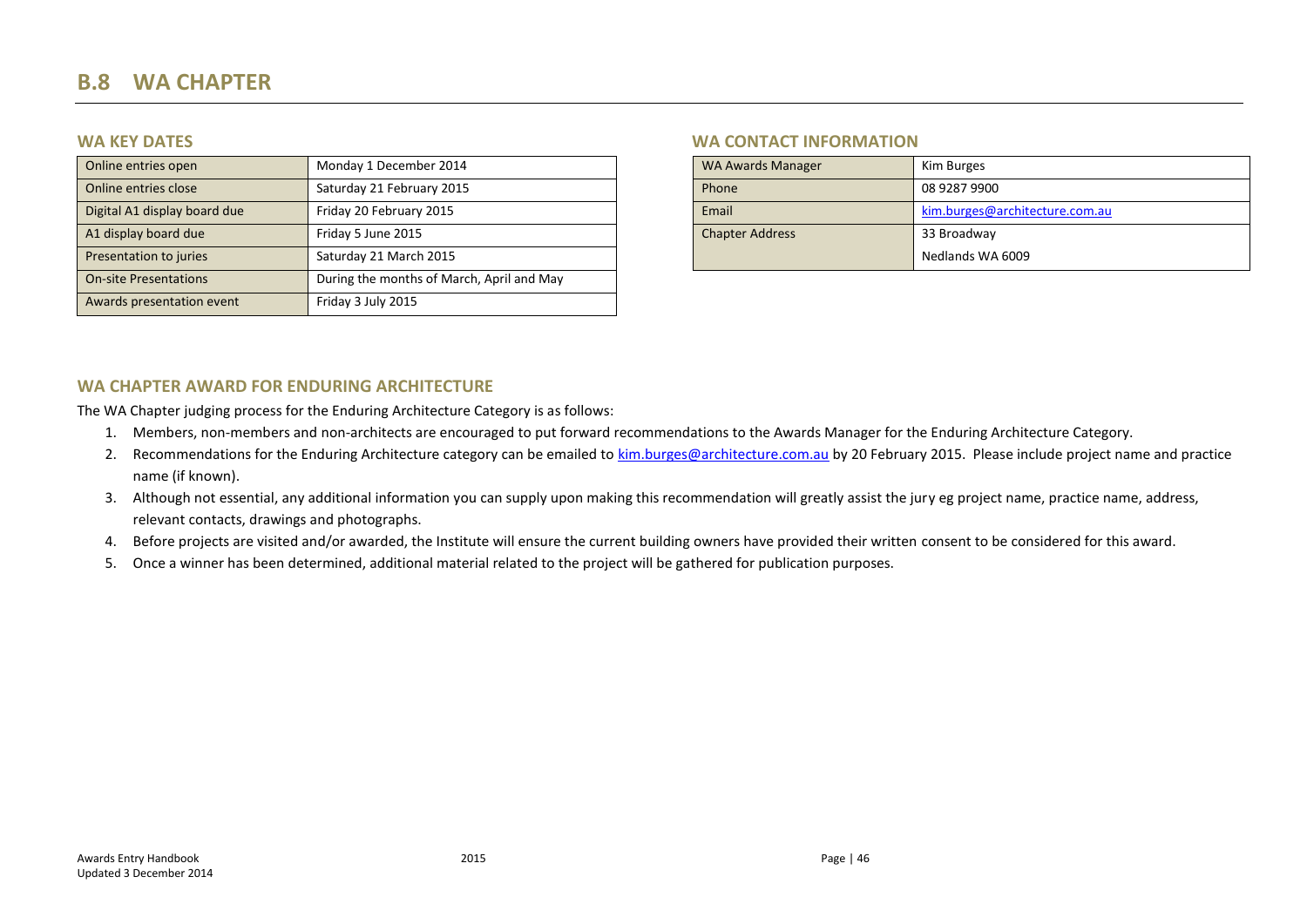# B.8 WA CHAPTER

## WA KEY DATES

| | |
|---|---|
| Online entries open | Monday 1 December 2014 |
| Online entries close | Saturday 21 February 2015 |
| Digital A1 display board due | Friday 20 February 2015 |
| A1 display board due | Friday 5 June 2015 |
| Presentation to juries | Saturday 21 March 2015 |
| On-site Presentations | During the months of March, April and May |
| Awards presentation event | Friday 3 July 2015 |

## WA CONTACT INFORMATION

| | |
|---|---|
| WA Awards Manager | Kim Burges |
| Phone | 08 9287 9900 |
| Email | kim.burges@architecture.com.au |
| Chapter Address | 33 Broadway<br>Nedlands WA 6009 |

## WA CHAPTER AWARD FOR ENDURING ARCHITECTURE

The WA Chapter judging process for the Enduring Architecture Category is as follows:

1. Members, non-members and non-architects are encouraged to put forward recommendations to the Awards Manager for the Enduring Architecture Category.
2. Recommendations for the Enduring Architecture category can be emailed to kim.burges@architecture.com.au by 20 February 2015. Please include project name and practice name (if known).
3. Although not essential, any additional information you can supply upon making this recommendation will greatly assist the jury eg project name, practice name, address, relevant contacts, drawings and photographs.
4. Before projects are visited and/or awarded, the Institute will ensure the current building owners have provided their written consent to be considered for this award.
5. Once a winner has been determined, additional material related to the project will be gathered for publication purposes.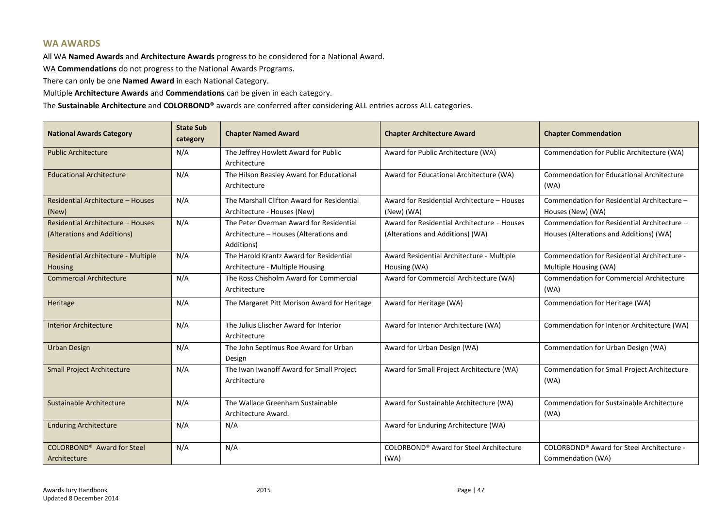## WA AWARDS

All WA **Named Awards** and **Architecture Awards** progress to be considered for a National Award.

WA **Commendations** do not progress to the National Awards Programs.

There can only be one **Named Award** in each National Category.

Multiple **Architecture Awards** and **Commendations** can be given in each category.

The **Sustainable Architecture** and **COLORBOND®** awards are conferred after considering ALL entries across ALL categories.

| National Awards Category | State Sub category | Chapter Named Award | Chapter Architecture Award | Chapter Commendation |
|---|---|---|---|---|
| Public Architecture | N/A | The Jeffrey Howlett Award for Public Architecture | Award for Public Architecture (WA) | Commendation for Public Architecture (WA) |
| Educational Architecture | N/A | The Hilson Beasley Award for Educational Architecture | Award for Educational Architecture (WA) | Commendation for Educational Architecture (WA) |
| Residential Architecture – Houses (New) | N/A | The Marshall Clifton Award for Residential Architecture - Houses (New) | Award for Residential Architecture – Houses (New) (WA) | Commendation for Residential Architecture – Houses (New) (WA) |
| Residential Architecture – Houses (Alterations and Additions) | N/A | The Peter Overman Award for Residential Architecture – Houses (Alterations and Additions) | Award for Residential Architecture – Houses (Alterations and Additions) (WA) | Commendation for Residential Architecture – Houses (Alterations and Additions) (WA) |
| Residential Architecture - Multiple Housing | N/A | The Harold Krantz Award for Residential Architecture - Multiple Housing | Award Residential Architecture - Multiple Housing (WA) | Commendation for Residential Architecture - Multiple Housing (WA) |
| Commercial Architecture | N/A | The Ross Chisholm Award for Commercial Architecture | Award for Commercial Architecture (WA) | Commendation for Commercial Architecture (WA) |
| Heritage | N/A | The Margaret Pitt Morison Award for Heritage | Award for Heritage (WA) | Commendation for Heritage (WA) |
| Interior Architecture | N/A | The Julius Elischer Award for Interior Architecture | Award for Interior Architecture (WA) | Commendation for Interior Architecture (WA) |
| Urban Design | N/A | The John Septimus Roe Award for Urban Design | Award for Urban Design (WA) | Commendation for Urban Design (WA) |
| Small Project Architecture | N/A | The Iwan Iwanoff Award for Small Project Architecture | Award for Small Project Architecture (WA) | Commendation for Small Project Architecture (WA) |
| Sustainable Architecture | N/A | The Wallace Greenham Sustainable Architecture Award. | Award for Sustainable Architecture (WA) | Commendation for Sustainable Architecture (WA) |
| Enduring Architecture | N/A | N/A | Award for Enduring Architecture (WA) | |
| COLORBOND® Award for Steel Architecture | N/A | N/A | COLORBOND® Award for Steel Architecture (WA) | COLORBOND® Award for Steel Architecture - Commendation (WA) |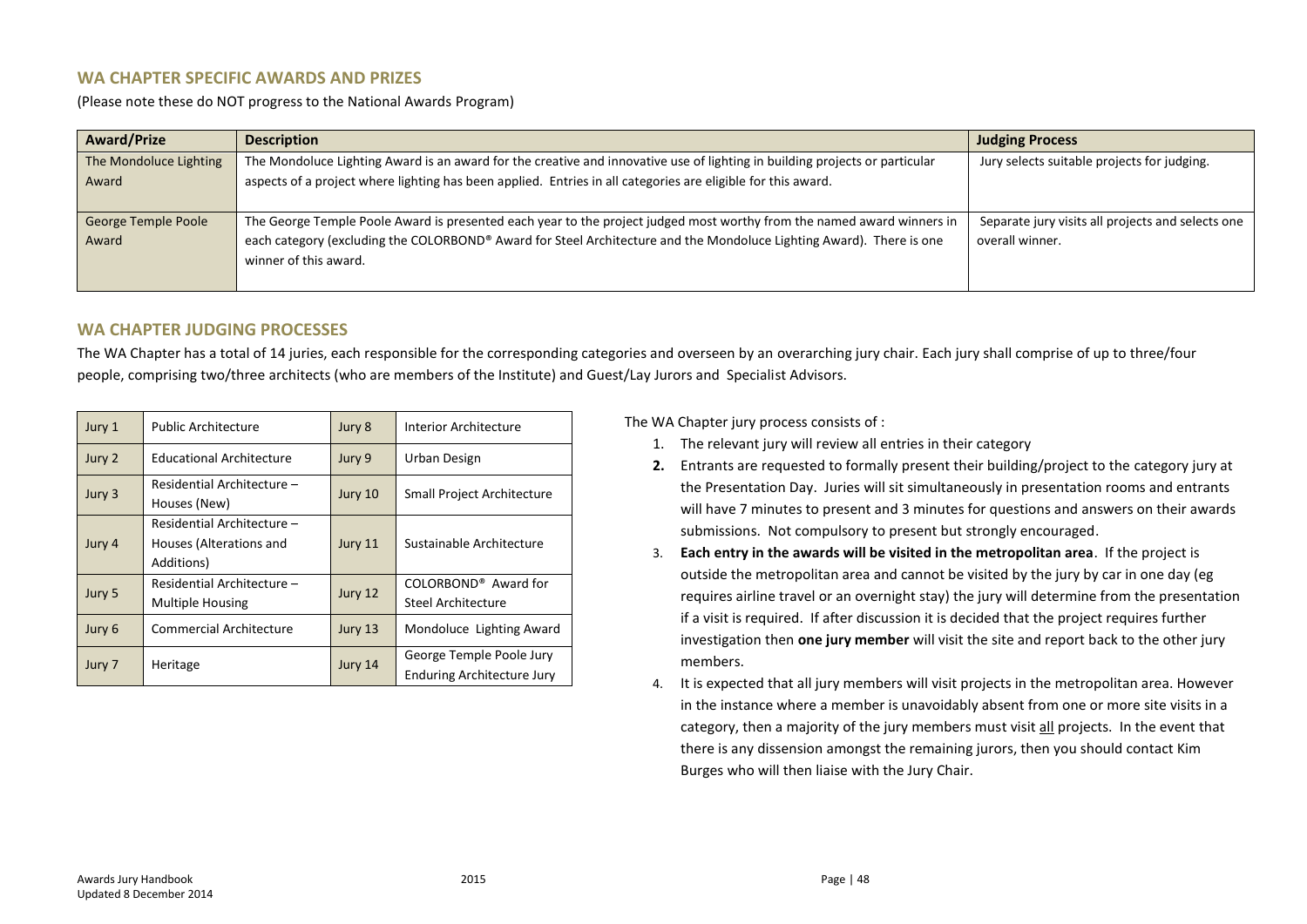## WA CHAPTER SPECIFIC AWARDS AND PRIZES

(Please note these do NOT progress to the National Awards Program)

| Award/Prize | Description | Judging Process |
|---|---|---|
| The Mondoluce Lighting Award | The Mondoluce Lighting Award is an award for the creative and innovative use of lighting in building projects or particular aspects of a project where lighting has been applied. Entries in all categories are eligible for this award. | Jury selects suitable projects for judging. |
| George Temple Poole Award | The George Temple Poole Award is presented each year to the project judged most worthy from the named award winners in each category (excluding the COLORBOND® Award for Steel Architecture and the Mondoluce Lighting Award). There is one winner of this award. | Separate jury visits all projects and selects one overall winner. |

## WA CHAPTER JUDGING PROCESSES

The WA Chapter has a total of 14 juries, each responsible for the corresponding categories and overseen by an overarching jury chair. Each jury shall comprise of up to three/four people, comprising two/three architects (who are members of the Institute) and Guest/Lay Jurors and Specialist Advisors.

| | | | |
|---|---|---|---|
| Jury 1 | Public Architecture | Jury 8 | Interior Architecture |
| Jury 2 | Educational Architecture | Jury 9 | Urban Design |
| Jury 3 | Residential Architecture – Houses (New) | Jury 10 | Small Project Architecture |
| Jury 4 | Residential Architecture – Houses (Alterations and Additions) | Jury 11 | Sustainable Architecture |
| Jury 5 | Residential Architecture – Multiple Housing | Jury 12 | COLORBOND® Award for Steel Architecture |
| Jury 6 | Commercial Architecture | Jury 13 | Mondoluce Lighting Award |
| Jury 7 | Heritage | Jury 14 | George Temple Poole Jury Enduring Architecture Jury |

The WA Chapter jury process consists of :

1. The relevant jury will review all entries in their category
2. Entrants are requested to formally present their building/project to the category jury at the Presentation Day. Juries will sit simultaneously in presentation rooms and entrants will have 7 minutes to present and 3 minutes for questions and answers on their awards submissions. Not compulsory to present but strongly encouraged.
3. **Each entry in the awards will be visited in the metropolitan area**. If the project is outside the metropolitan area and cannot be visited by the jury by car in one day (eg requires airline travel or an overnight stay) the jury will determine from the presentation if a visit is required. If after discussion it is decided that the project requires further investigation then **one jury member** will visit the site and report back to the other jury members.
4. It is expected that all jury members will visit projects in the metropolitan area. However in the instance where a member is unavoidably absent from one or more site visits in a category, then a majority of the jury members must visit all projects. In the event that there is any dissension amongst the remaining jurors, then you should contact Kim Burges who will then liaise with the Jury Chair.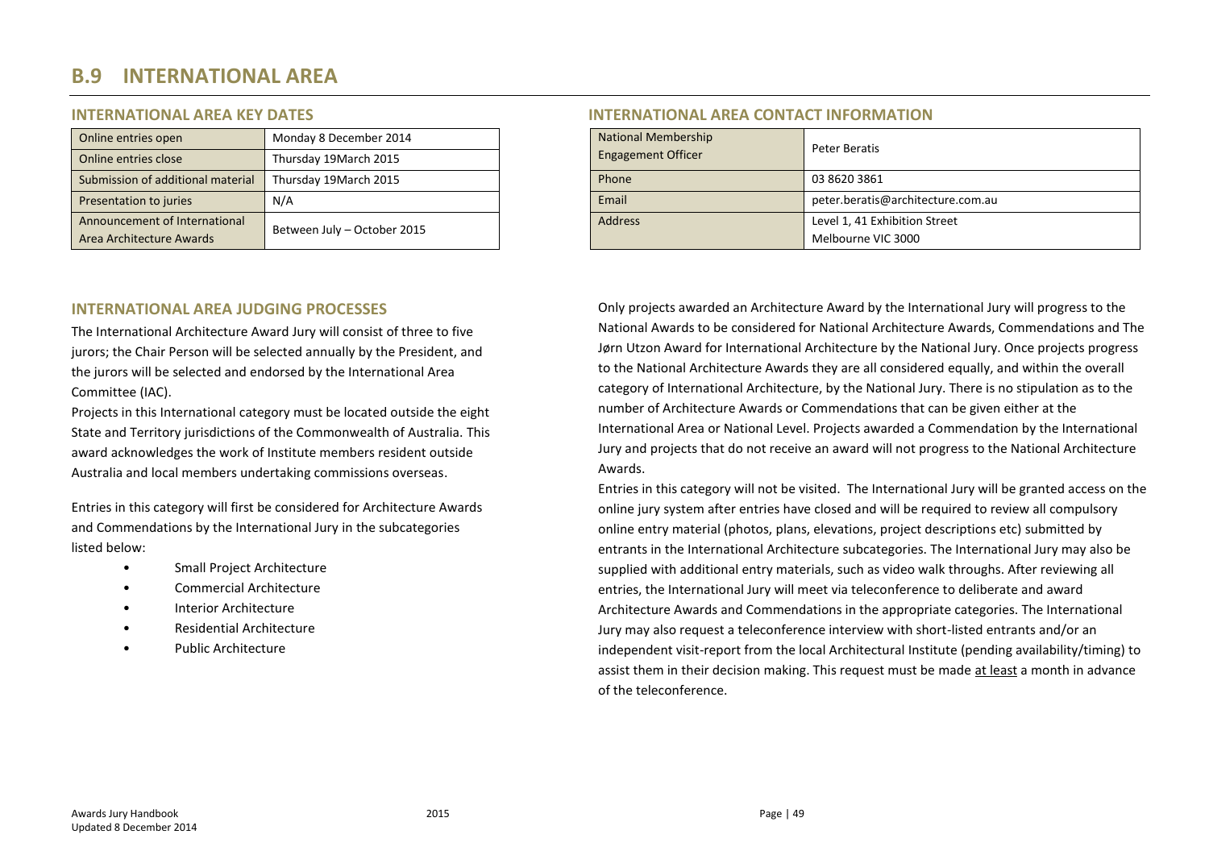# B.9 INTERNATIONAL AREA

## INTERNATIONAL AREA KEY DATES

| Online entries open | Monday 8 December 2014 |
|---|---|
| Online entries close | Thursday 19March 2015 |
| Submission of additional material | Thursday 19March 2015 |
| Presentation to juries | N/A |
| Announcement of International Area Architecture Awards | Between July – October 2015 |

## INTERNATIONAL AREA CONTACT INFORMATION

| National Membership Engagement Officer | Peter Beratis |
|---|---|
| Phone | 03 8620 3861 |
| Email | peter.beratis@architecture.com.au |
| Address | Level 1, 41 Exhibition Street<br>Melbourne VIC 3000 |

## INTERNATIONAL AREA JUDGING PROCESSES

The International Architecture Award Jury will consist of three to five jurors; the Chair Person will be selected annually by the President, and the jurors will be selected and endorsed by the International Area Committee (IAC).

Projects in this International category must be located outside the eight State and Territory jurisdictions of the Commonwealth of Australia. This award acknowledges the work of Institute members resident outside Australia and local members undertaking commissions overseas.

Entries in this category will first be considered for Architecture Awards and Commendations by the International Jury in the subcategories listed below:

- Small Project Architecture
- Commercial Architecture
- Interior Architecture
- Residential Architecture
- Public Architecture

Only projects awarded an Architecture Award by the International Jury will progress to the National Awards to be considered for National Architecture Awards, Commendations and The Jørn Utzon Award for International Architecture by the National Jury. Once projects progress to the National Architecture Awards they are all considered equally, and within the overall category of International Architecture, by the National Jury. There is no stipulation as to the number of Architecture Awards or Commendations that can be given either at the International Area or National Level. Projects awarded a Commendation by the International Jury and projects that do not receive an award will not progress to the National Architecture Awards.

Entries in this category will not be visited. The International Jury will be granted access on the online jury system after entries have closed and will be required to review all compulsory online entry material (photos, plans, elevations, project descriptions etc) submitted by entrants in the International Architecture subcategories. The International Jury may also be supplied with additional entry materials, such as video walk throughs. After reviewing all entries, the International Jury will meet via teleconference to deliberate and award Architecture Awards and Commendations in the appropriate categories. The International Jury may also request a teleconference interview with short-listed entrants and/or an independent visit-report from the local Architectural Institute (pending availability/timing) to assist them in their decision making. This request must be made at least a month in advance of the teleconference.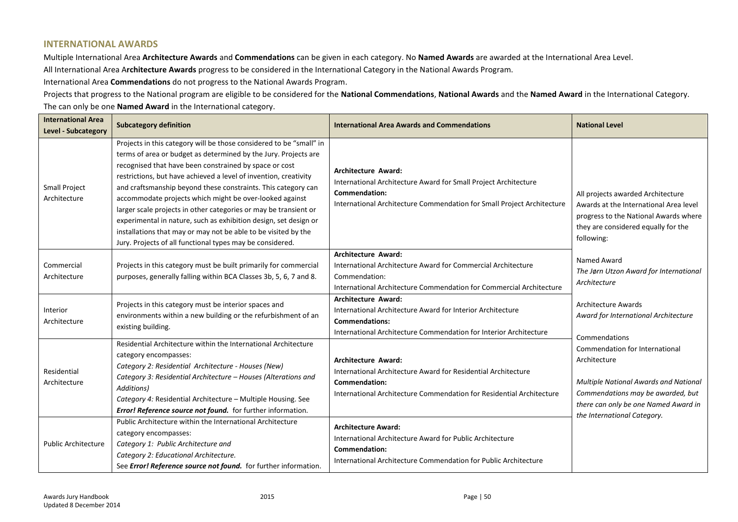## INTERNATIONAL AWARDS

Multiple International Area **Architecture Awards** and **Commendations** can be given in each category. No **Named Awards** are awarded at the International Area Level.

All International Area A**rchitecture Awards** progress to be considered in the International Category in the National Awards Program.

International Area **Commendations** do not progress to the National Awards Program.

Projects that progress to the National program are eligible to be considered for the **National Commendations**, **National Awards** and the **Named Award** in the International Category.

The can only be one **Named Award** in the International category.

| International Area Level - Subcategory | Subcategory definition | International Area Awards and Commendations | National Level |
|---|---|---|---|
| Small Project Architecture | Projects in this category will be those considered to be "small" in terms of area or budget as determined by the Jury. Projects are recognised that have been constrained by space or cost restrictions, but have achieved a level of invention, creativity and craftsmanship beyond these constraints. This category can accommodate projects which might be over-looked against larger scale projects in other categories or may be transient or experimental in nature, such as exhibition design, set design or installations that may or may not be able to be visited by the Jury. Projects of all functional types may be considered. | **Architecture Award:**<br>International Architecture Award for Small Project Architecture<br>**Commendation:**<br>International Architecture Commendation for Small Project Architecture | All projects awarded Architecture Awards at the International Area level progress to the National Awards where they are considered equally for the following:<br><br>Named Award<br>*The Jørn Utzon Award for International Architecture*<br><br>Architecture Awards<br>*Award for International Architecture*<br><br>Commendations<br>Commendation for International Architecture<br><br>*Multiple National Awards and National Commendations may be awarded, but there can only be one Named Award in the International Category.* |
| Commercial Architecture | Projects in this category must be built primarily for commercial purposes, generally falling within BCA Classes 3b, 5, 6, 7 and 8. | **Architecture Award:**<br>International Architecture Award for Commercial Architecture<br>Commendation:<br>International Architecture Commendation for Commercial Architecture | |
| Interior Architecture | Projects in this category must be interior spaces and environments within a new building or the refurbishment of an existing building. | **Architecture Award:**<br>International Architecture Award for Interior Architecture<br>**Commendations:**<br>International Architecture Commendation for Interior Architecture | |
| Residential Architecture | Residential Architecture within the International Architecture category encompasses:<br>*Category 2: Residential Architecture - Houses (New)*<br>*Category 3: Residential Architecture – Houses (Alterations and Additions)*<br>*Category 4:* Residential Architecture – Multiple Housing. See ***Error! Reference source not found.*** for further information. | **Architecture Award:**<br>International Architecture Award for Residential Architecture<br>**Commendation:**<br>International Architecture Commendation for Residential Architecture | |
| Public Architecture | Public Architecture within the International Architecture category encompasses:<br>*Category 1: Public Architecture and*<br>*Category 2: Educational Architecture.*<br>See ***Error! Reference source not found.*** for further information. | **Architecture Award:**<br>International Architecture Award for Public Architecture<br>**Commendation:**<br>International Architecture Commendation for Public Architecture | |